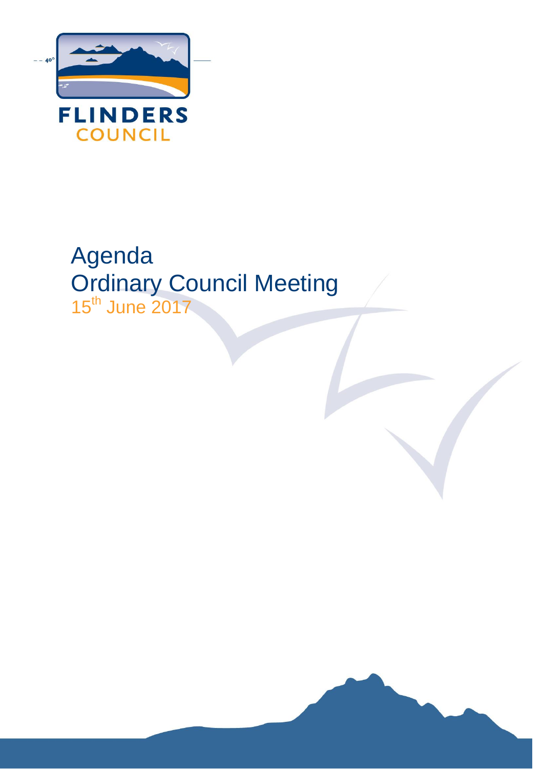FLINDERS
COUNCIL

# Agenda
# Ordinary Council Meeting
15th June 2017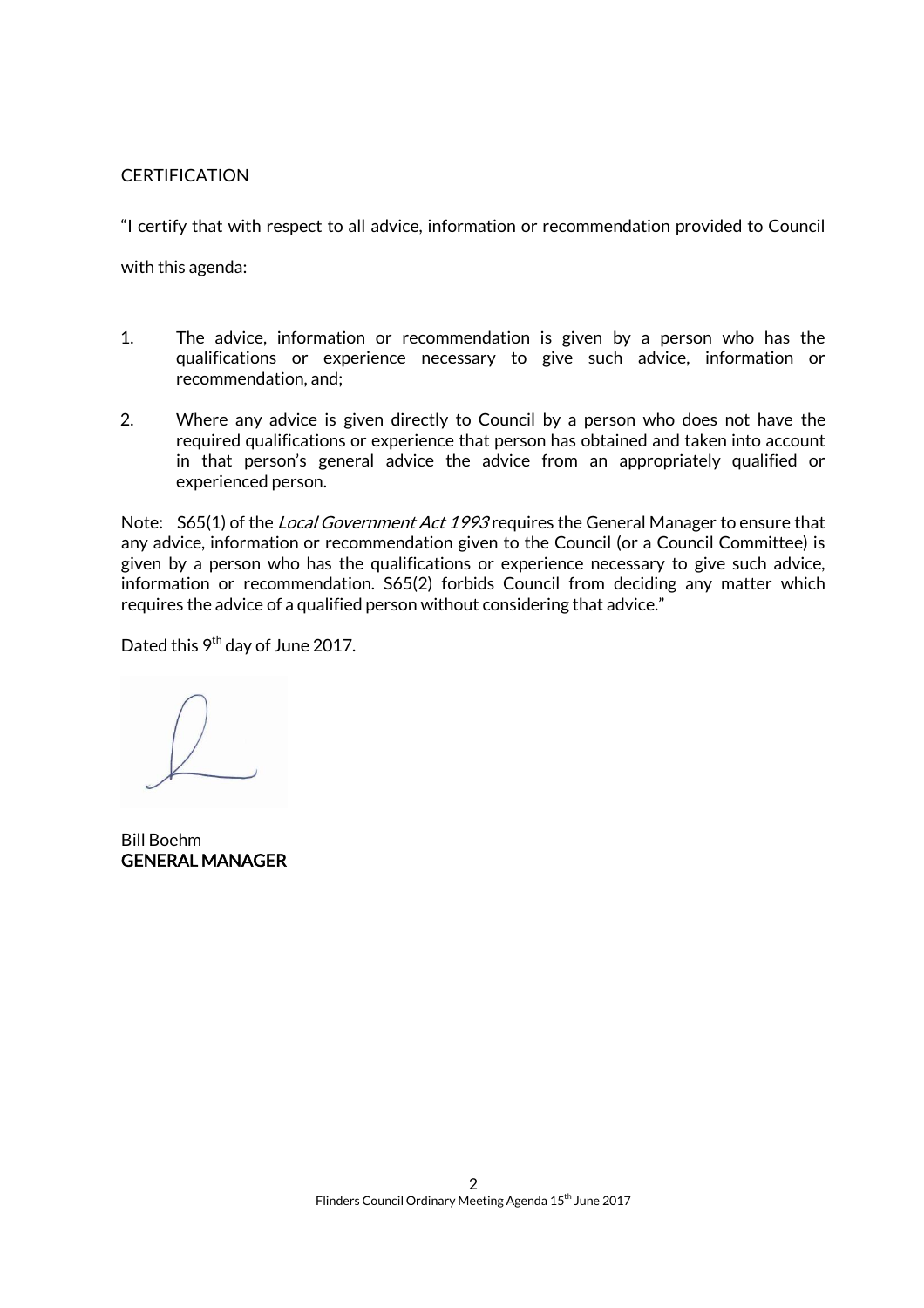CERTIFICATION

"I certify that with respect to all advice, information or recommendation provided to Council with this agenda:

1. The advice, information or recommendation is given by a person who has the qualifications or experience necessary to give such advice, information or recommendation, and;

2. Where any advice is given directly to Council by a person who does not have the required qualifications or experience that person has obtained and taken into account in that person's general advice the advice from an appropriately qualified or experienced person.

Note: S65(1) of the *Local Government Act 1993* requires the General Manager to ensure that any advice, information or recommendation given to the Council (or a Council Committee) is given by a person who has the qualifications or experience necessary to give such advice, information or recommendation. S65(2) forbids Council from deciding any matter which requires the advice of a qualified person without considering that advice."

Dated this 9th day of June 2017.

Bill Boehm
**GENERAL MANAGER**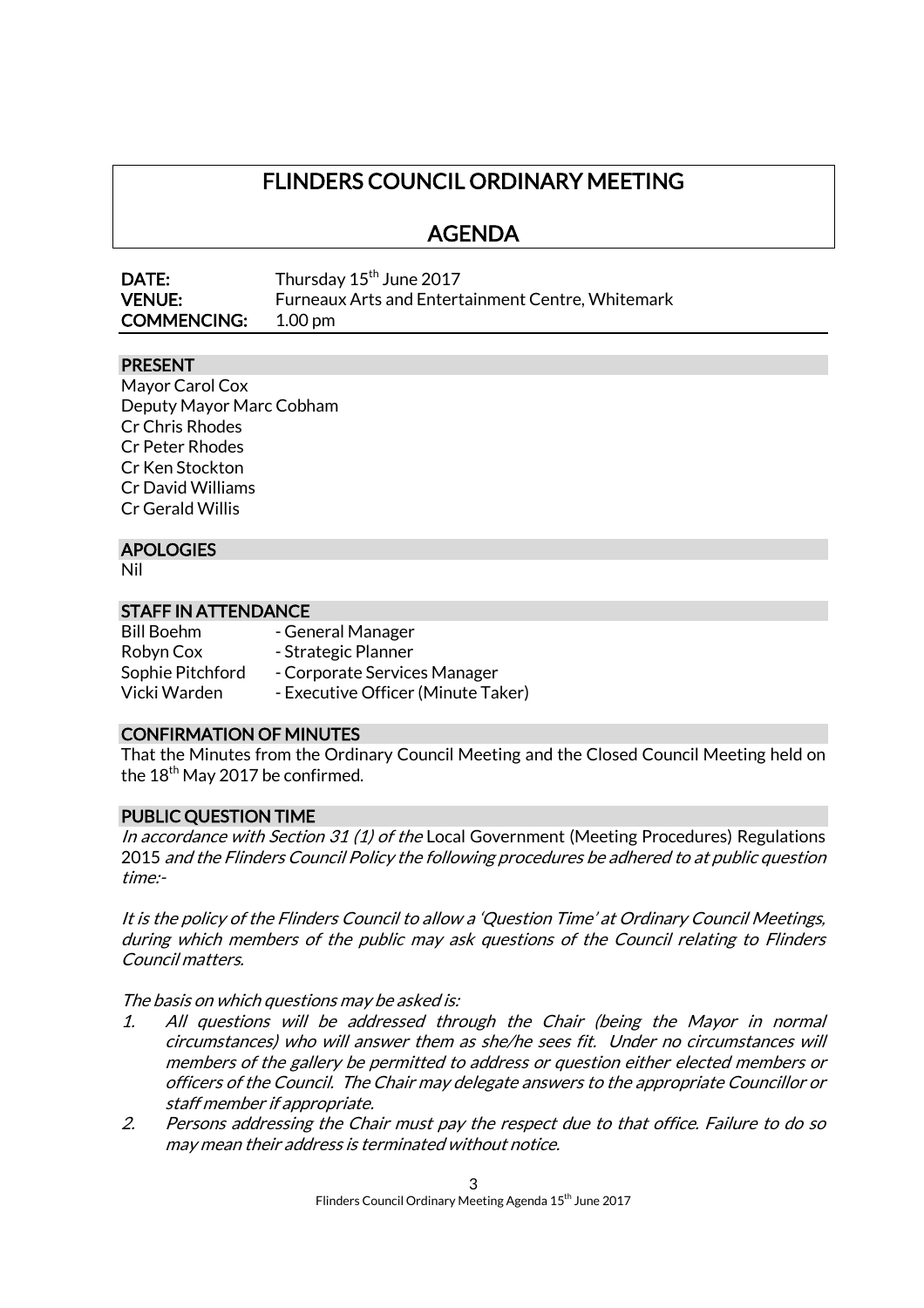# FLINDERS COUNCIL ORDINARY MEETING

## AGENDA

**DATE:** Thursday 15th June 2017
**VENUE:** Furneaux Arts and Entertainment Centre, Whitemark
**COMMENCING:** 1.00 pm

### PRESENT

Mayor Carol Cox
Deputy Mayor Marc Cobham
Cr Chris Rhodes
Cr Peter Rhodes
Cr Ken Stockton
Cr David Williams
Cr Gerald Willis

### APOLOGIES

Nil

### STAFF IN ATTENDANCE

| | |
|---|---|
| Bill Boehm | - General Manager |
| Robyn Cox | - Strategic Planner |
| Sophie Pitchford | - Corporate Services Manager |
| Vicki Warden | - Executive Officer (Minute Taker) |

### CONFIRMATION OF MINUTES

That the Minutes from the Ordinary Council Meeting and the Closed Council Meeting held on the 18th May 2017 be confirmed.

### PUBLIC QUESTION TIME

*In accordance with Section 31 (1) of the* Local Government (Meeting Procedures) Regulations 2015 *and the Flinders Council Policy the following procedures be adhered to at public question time:-*

*It is the policy of the Flinders Council to allow a 'Question Time' at Ordinary Council Meetings, during which members of the public may ask questions of the Council relating to Flinders Council matters.*

*The basis on which questions may be asked is:*

1. *All questions will be addressed through the Chair (being the Mayor in normal circumstances) who will answer them as she/he sees fit. Under no circumstances will members of the gallery be permitted to address or question either elected members or officers of the Council. The Chair may delegate answers to the appropriate Councillor or staff member if appropriate.*
2. *Persons addressing the Chair must pay the respect due to that office. Failure to do so may mean their address is terminated without notice.*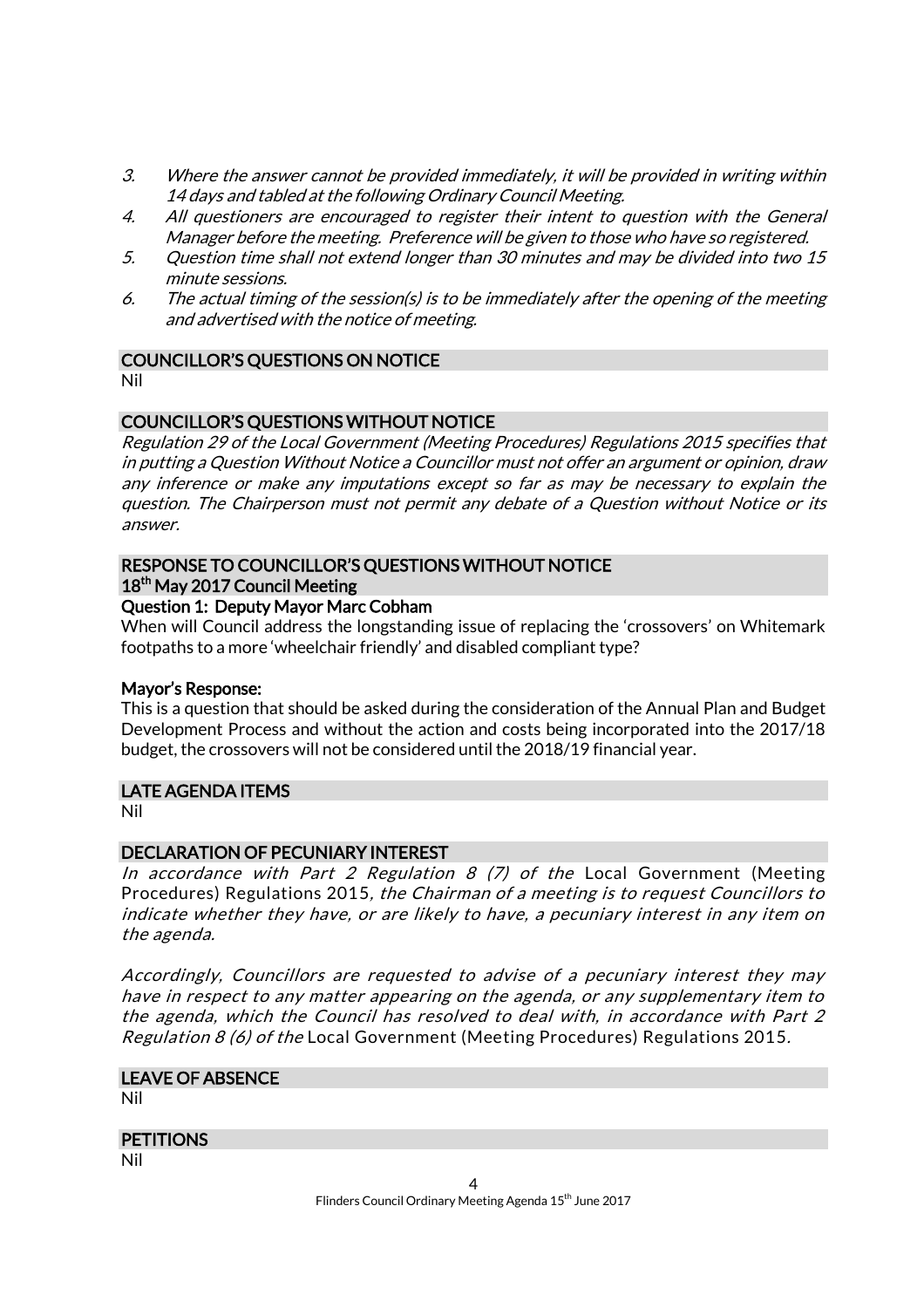3. *Where the answer cannot be provided immediately, it will be provided in writing within 14 days and tabled at the following Ordinary Council Meeting.*
4. *All questioners are encouraged to register their intent to question with the General Manager before the meeting. Preference will be given to those who have so registered.*
5. *Question time shall not extend longer than 30 minutes and may be divided into two 15 minute sessions.*
6. *The actual timing of the session(s) is to be immediately after the opening of the meeting and advertised with the notice of meeting.*

## COUNCILLOR'S QUESTIONS ON NOTICE

Nil

## COUNCILLOR'S QUESTIONS WITHOUT NOTICE

*Regulation 29 of the Local Government (Meeting Procedures) Regulations 2015 specifies that in putting a Question Without Notice a Councillor must not offer an argument or opinion, draw any inference or make any imputations except so far as may be necessary to explain the question. The Chairperson must not permit any debate of a Question without Notice or its answer.*

## RESPONSE TO COUNCILLOR'S QUESTIONS WITHOUT NOTICE
## 18th May 2017 Council Meeting

**Question 1: Deputy Mayor Marc Cobham**

When will Council address the longstanding issue of replacing the 'crossovers' on Whitemark footpaths to a more 'wheelchair friendly' and disabled compliant type?

**Mayor's Response:**

This is a question that should be asked during the consideration of the Annual Plan and Budget Development Process and without the action and costs being incorporated into the 2017/18 budget, the crossovers will not be considered until the 2018/19 financial year.

## LATE AGENDA ITEMS

Nil

## DECLARATION OF PECUNIARY INTEREST

*In accordance with Part 2 Regulation 8 (7) of the* Local Government (Meeting Procedures) Regulations 2015*, the Chairman of a meeting is to request Councillors to indicate whether they have, or are likely to have, a pecuniary interest in any item on the agenda.*

*Accordingly, Councillors are requested to advise of a pecuniary interest they may have in respect to any matter appearing on the agenda, or any supplementary item to the agenda, which the Council has resolved to deal with, in accordance with Part 2 Regulation 8 (6) of the* Local Government (Meeting Procedures) Regulations 2015*.*

## LEAVE OF ABSENCE

Nil

## PETITIONS

Nil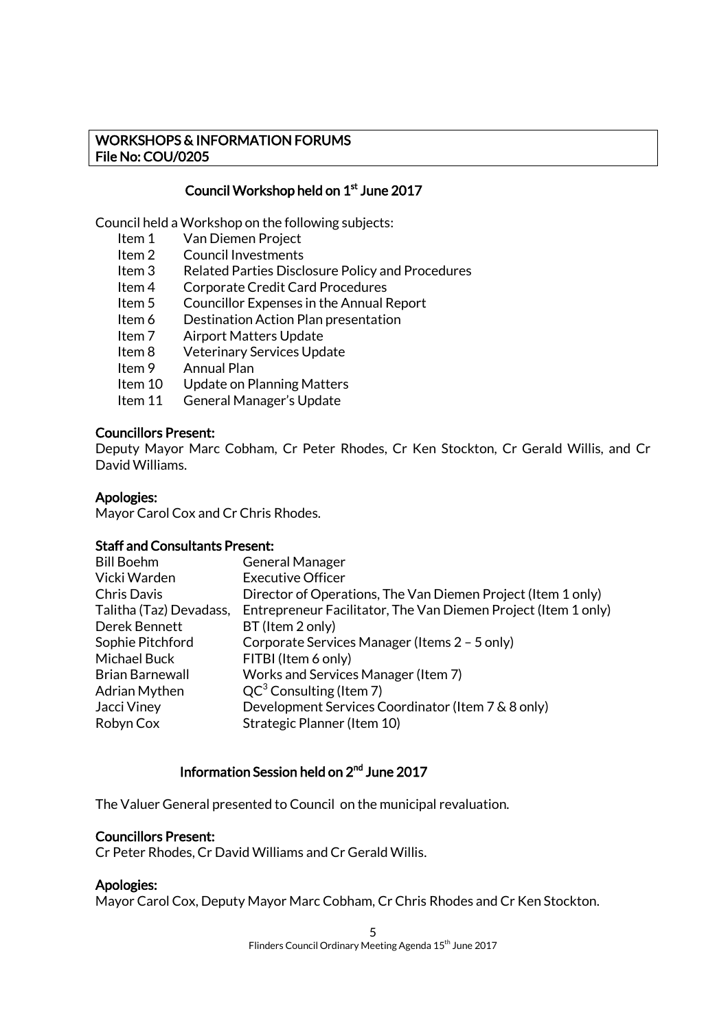**WORKSHOPS & INFORMATION FORUMS**
**File No: COU/0205**

## Council Workshop held on 1st June 2017

Council held a Workshop on the following subjects:

- Item 1 Van Diemen Project
- Item 2 Council Investments
- Item 3 Related Parties Disclosure Policy and Procedures
- Item 4 Corporate Credit Card Procedures
- Item 5 Councillor Expenses in the Annual Report
- Item 6 Destination Action Plan presentation
- Item 7 Airport Matters Update
- Item 8 Veterinary Services Update
- Item 9 Annual Plan
- Item 10 Update on Planning Matters
- Item 11 General Manager's Update

**Councillors Present:**
Deputy Mayor Marc Cobham, Cr Peter Rhodes, Cr Ken Stockton, Cr Gerald Willis, and Cr David Williams.

**Apologies:**
Mayor Carol Cox and Cr Chris Rhodes.

**Staff and Consultants Present:**

| | |
|---|---|
| Bill Boehm | General Manager |
| Vicki Warden | Executive Officer |
| Chris Davis | Director of Operations, The Van Diemen Project (Item 1 only) |
| Talitha (Taz) Devadass, | Entrepreneur Facilitator, The Van Diemen Project (Item 1 only) |
| Derek Bennett | BT (Item 2 only) |
| Sophie Pitchford | Corporate Services Manager (Items 2 – 5 only) |
| Michael Buck | FITBI (Item 6 only) |
| Brian Barnewall | Works and Services Manager (Item 7) |
| Adrian Mythen | $QC^3$ Consulting (Item 7) |
| Jacci Viney | Development Services Coordinator (Item 7 & 8 only) |
| Robyn Cox | Strategic Planner (Item 10) |

## Information Session held on 2nd June 2017

The Valuer General presented to Council on the municipal revaluation.

**Councillors Present:**
Cr Peter Rhodes, Cr David Williams and Cr Gerald Willis.

**Apologies:**
Mayor Carol Cox, Deputy Mayor Marc Cobham, Cr Chris Rhodes and Cr Ken Stockton.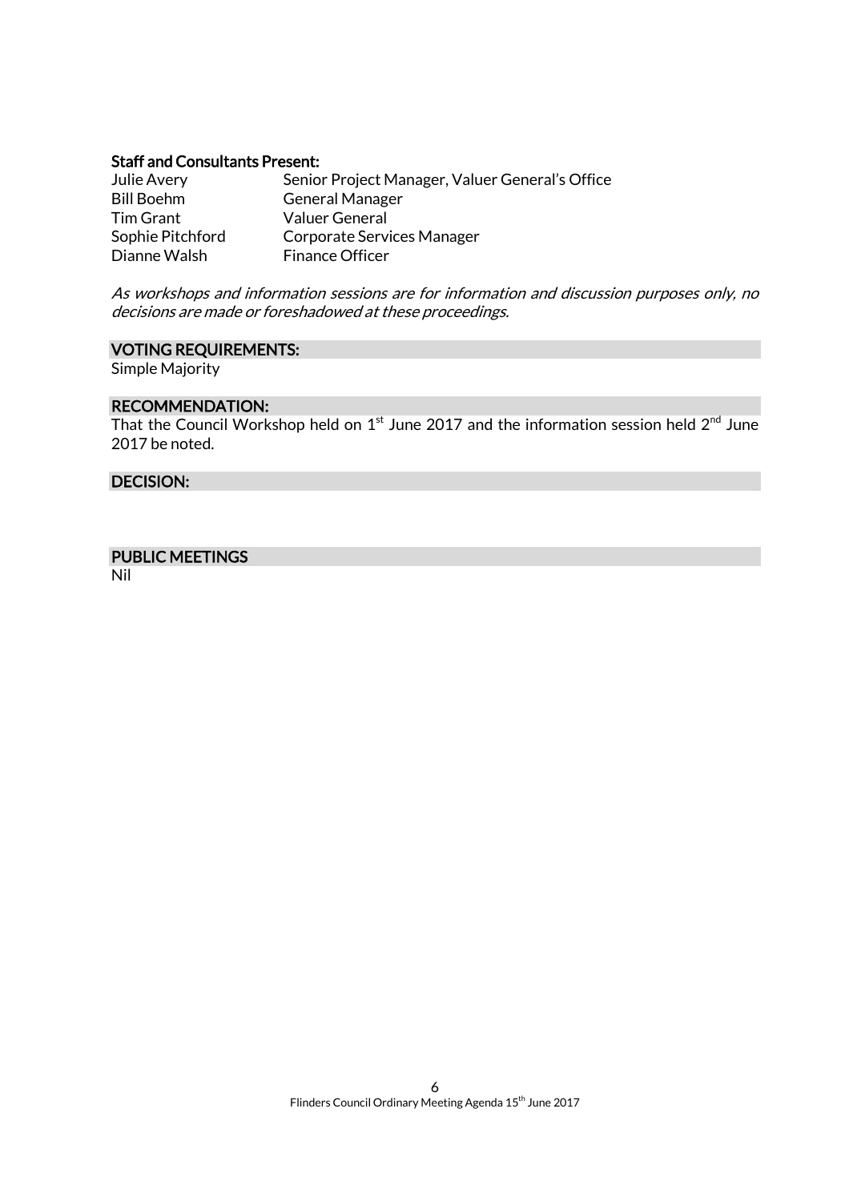**Staff and Consultants Present:**

| | |
|---|---|
| Julie Avery | Senior Project Manager, Valuer General's Office |
| Bill Boehm | General Manager |
| Tim Grant | Valuer General |
| Sophie Pitchford | Corporate Services Manager |
| Dianne Walsh | Finance Officer |

*As workshops and information sessions are for information and discussion purposes only, no decisions are made or foreshadowed at these proceedings.*

**VOTING REQUIREMENTS:**

Simple Majority

**RECOMMENDATION:**

That the Council Workshop held on 1st June 2017 and the information session held 2nd June 2017 be noted.

**DECISION:**

**PUBLIC MEETINGS**

Nil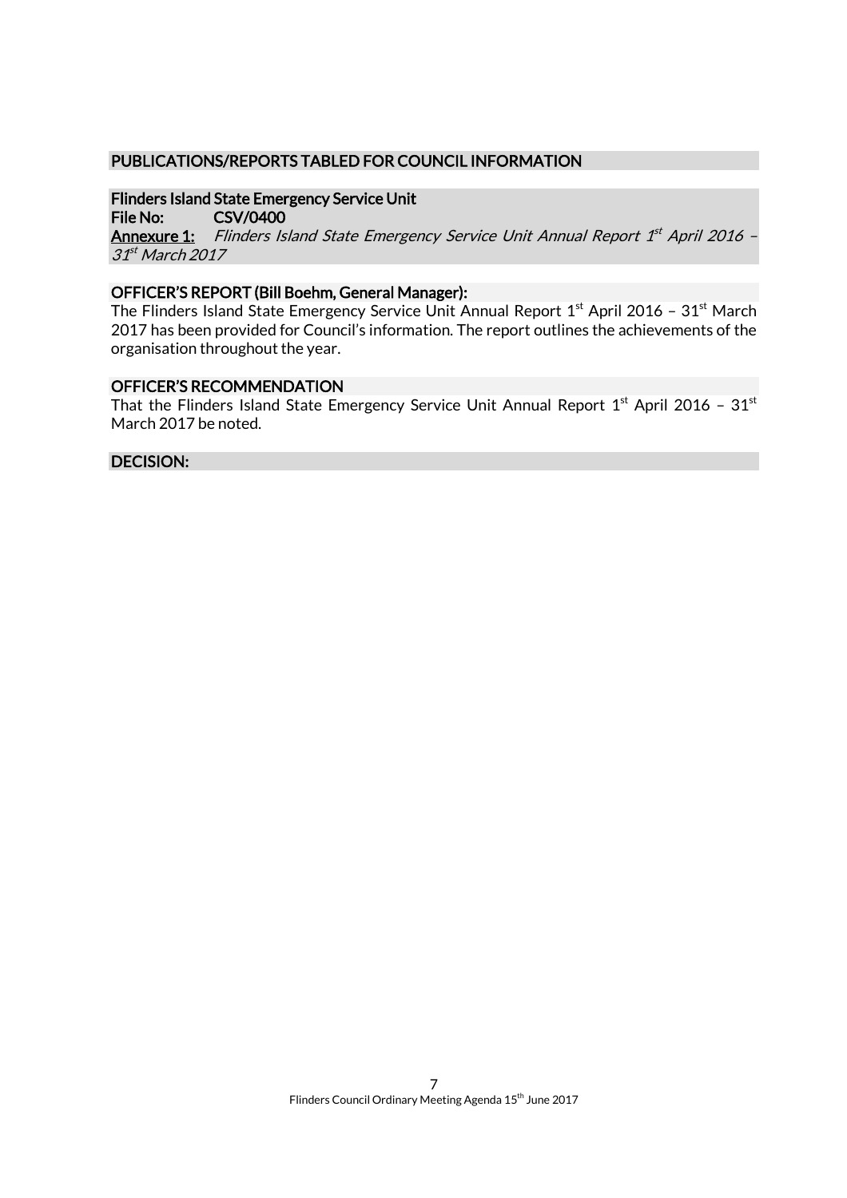## PUBLICATIONS/REPORTS TABLED FOR COUNCIL INFORMATION

### Flinders Island State Emergency Service Unit

**File No:** CSV/0400

**Annexure 1:** *Flinders Island State Emergency Service Unit Annual Report 1st April 2016 – 31st March 2017*

### OFFICER'S REPORT (Bill Boehm, General Manager):

The Flinders Island State Emergency Service Unit Annual Report 1st April 2016 – 31st March 2017 has been provided for Council's information. The report outlines the achievements of the organisation throughout the year.

### OFFICER'S RECOMMENDATION

That the Flinders Island State Emergency Service Unit Annual Report 1st April 2016 – 31st March 2017 be noted.

### DECISION: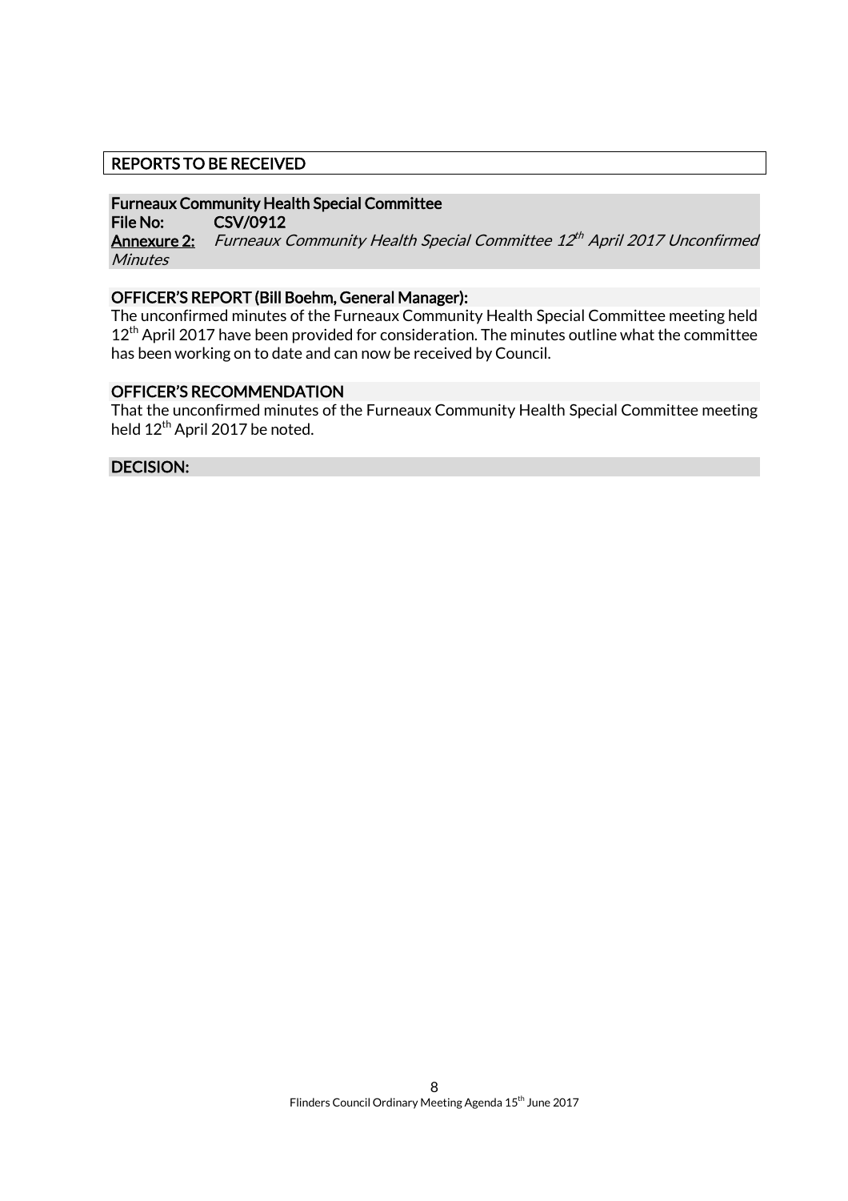## REPORTS TO BE RECEIVED

**Furneaux Community Health Special Committee**
**File No:** CSV/0912
**Annexure 2:** *Furneaux Community Health Special Committee 12th April 2017 Unconfirmed Minutes*

**OFFICER'S REPORT (Bill Boehm, General Manager):**

The unconfirmed minutes of the Furneaux Community Health Special Committee meeting held 12th April 2017 have been provided for consideration. The minutes outline what the committee has been working on to date and can now be received by Council.

**OFFICER'S RECOMMENDATION**

That the unconfirmed minutes of the Furneaux Community Health Special Committee meeting held 12th April 2017 be noted.

**DECISION:**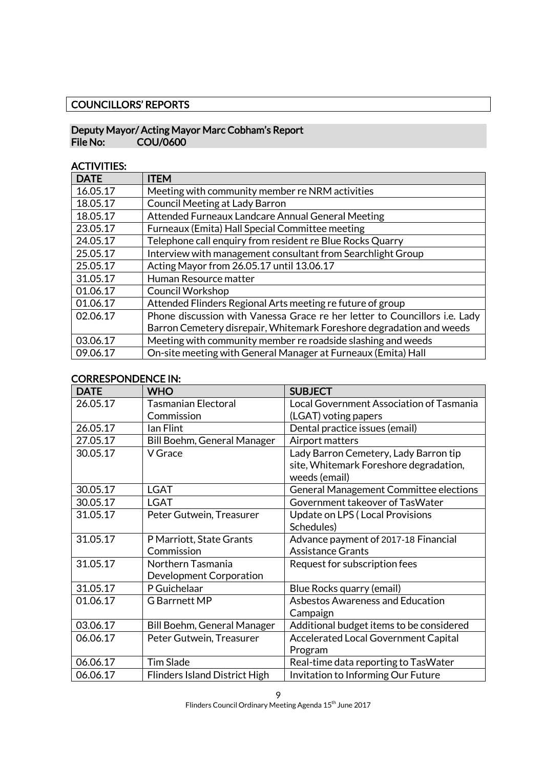## COUNCILLORS' REPORTS

### Deputy Mayor/ Acting Mayor Marc Cobham's Report
**File No: COU/0600**

**ACTIVITIES:**

| DATE | ITEM |
|---|---|
| 16.05.17 | Meeting with community member re NRM activities |
| 18.05.17 | Council Meeting at Lady Barron |
| 18.05.17 | Attended Furneaux Landcare Annual General Meeting |
| 23.05.17 | Furneaux (Emita) Hall Special Committee meeting |
| 24.05.17 | Telephone call enquiry from resident re Blue Rocks Quarry |
| 25.05.17 | Interview with management consultant from Searchlight Group |
| 25.05.17 | Acting Mayor from 26.05.17 until 13.06.17 |
| 31.05.17 | Human Resource matter |
| 01.06.17 | Council Workshop |
| 01.06.17 | Attended Flinders Regional Arts meeting re future of group |
| 02.06.17 | Phone discussion with Vanessa Grace re her letter to Councillors i.e. Lady Barron Cemetery disrepair, Whitemark Foreshore degradation and weeds |
| 03.06.17 | Meeting with community member re roadside slashing and weeds |
| 09.06.17 | On-site meeting with General Manager at Furneaux (Emita) Hall |

**CORRESPONDENCE IN:**

| DATE | WHO | SUBJECT |
|---|---|---|
| 26.05.17 | Tasmanian Electoral Commission | Local Government Association of Tasmania (LGAT) voting papers |
| 26.05.17 | Ian Flint | Dental practice issues (email) |
| 27.05.17 | Bill Boehm, General Manager | Airport matters |
| 30.05.17 | V Grace | Lady Barron Cemetery, Lady Barron tip site, Whitemark Foreshore degradation, weeds (email) |
| 30.05.17 | LGAT | General Management Committee elections |
| 30.05.17 | LGAT | Government takeover of TasWater |
| 31.05.17 | Peter Gutwein, Treasurer | Update on LPS ( Local Provisions Schedules) |
| 31.05.17 | P Marriott, State Grants Commission | Advance payment of 2017-18 Financial Assistance Grants |
| 31.05.17 | Northern Tasmania Development Corporation | Request for subscription fees |
| 31.05.17 | P Guichelaar | Blue Rocks quarry (email) |
| 01.06.17 | G Barrnett MP | Asbestos Awareness and Education Campaign |
| 03.06.17 | Bill Boehm, General Manager | Additional budget items to be considered |
| 06.06.17 | Peter Gutwein, Treasurer | Accelerated Local Government Capital Program |
| 06.06.17 | Tim Slade | Real-time data reporting to TasWater |
| 06.06.17 | Flinders Island District High | Invitation to Informing Our Future |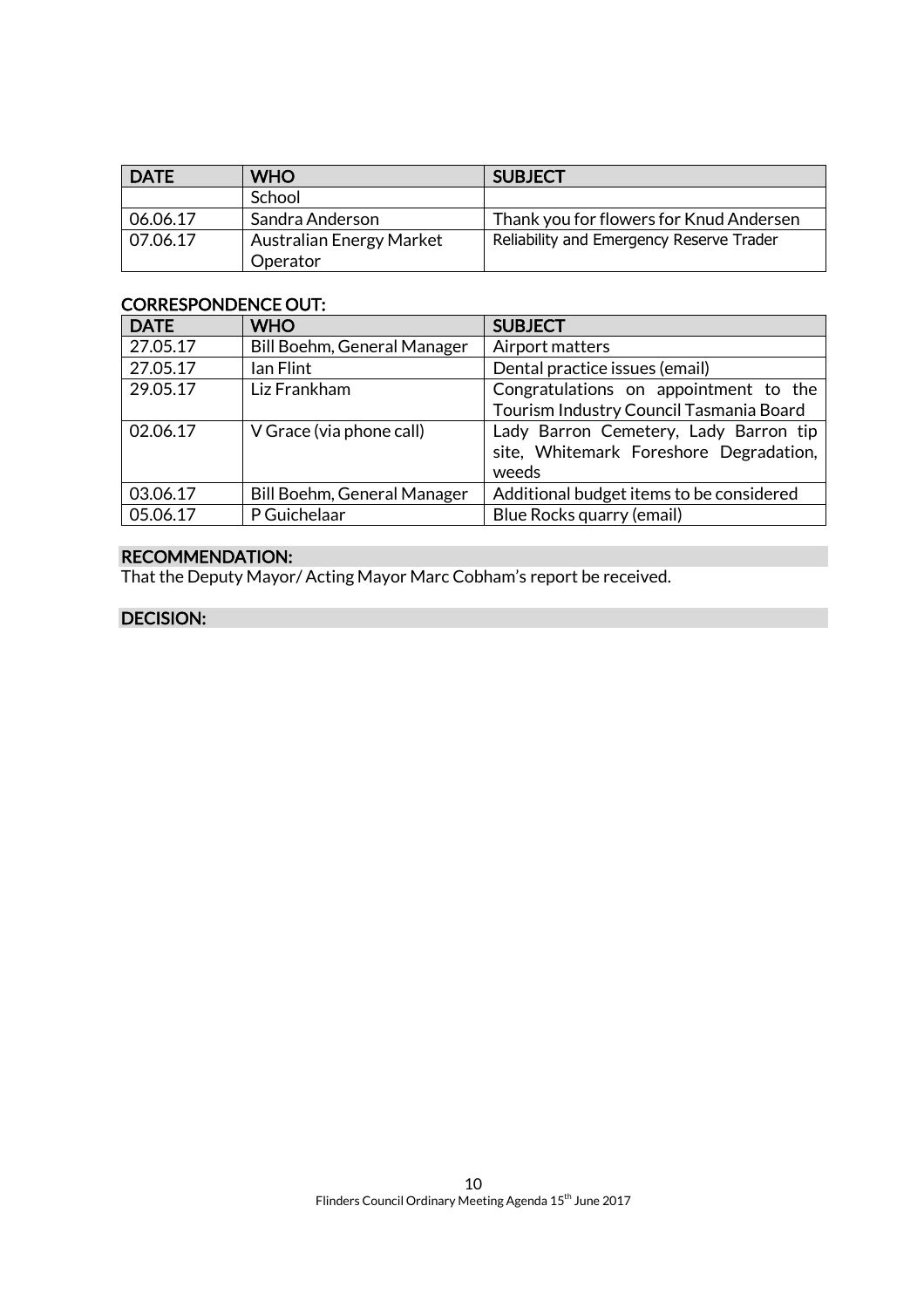| DATE | WHO | SUBJECT |
|---|---|---|
| | School | |
| 06.06.17 | Sandra Anderson | Thank you for flowers for Knud Andersen |
| 07.06.17 | Australian Energy Market Operator | Reliability and Emergency Reserve Trader |

### CORRESPONDENCE OUT:

| DATE | WHO | SUBJECT |
|---|---|---|
| 27.05.17 | Bill Boehm, General Manager | Airport matters |
| 27.05.17 | Ian Flint | Dental practice issues (email) |
| 29.05.17 | Liz Frankham | Congratulations on appointment to the Tourism Industry Council Tasmania Board |
| 02.06.17 | V Grace (via phone call) | Lady Barron Cemetery, Lady Barron tip site, Whitemark Foreshore Degradation, weeds |
| 03.06.17 | Bill Boehm, General Manager | Additional budget items to be considered |
| 05.06.17 | P Guichelaar | Blue Rocks quarry (email) |

### RECOMMENDATION:

That the Deputy Mayor/ Acting Mayor Marc Cobham's report be received.

### DECISION: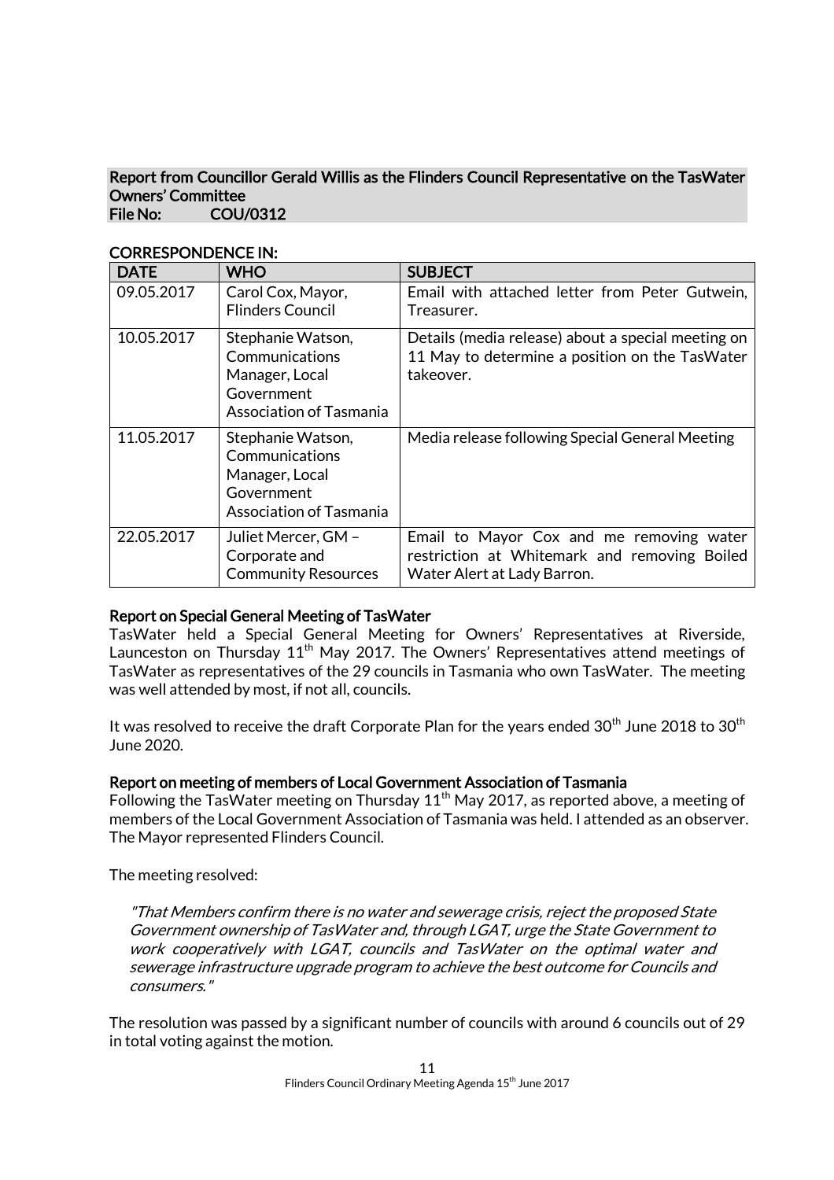## Report from Councillor Gerald Willis as the Flinders Council Representative on the TasWater Owners' Committee

**File No:** COU/0312

### CORRESPONDENCE IN:

| DATE | WHO | SUBJECT |
|---|---|---|
| 09.05.2017 | Carol Cox, Mayor, Flinders Council | Email with attached letter from Peter Gutwein, Treasurer. |
| 10.05.2017 | Stephanie Watson, Communications Manager, Local Government Association of Tasmania | Details (media release) about a special meeting on 11 May to determine a position on the TasWater takeover. |
| 11.05.2017 | Stephanie Watson, Communications Manager, Local Government Association of Tasmania | Media release following Special General Meeting |
| 22.05.2017 | Juliet Mercer, GM – Corporate and Community Resources | Email to Mayor Cox and me removing water restriction at Whitemark and removing Boiled Water Alert at Lady Barron. |

### Report on Special General Meeting of TasWater

TasWater held a Special General Meeting for Owners' Representatives at Riverside, Launceston on Thursday 11th May 2017. The Owners' Representatives attend meetings of TasWater as representatives of the 29 councils in Tasmania who own TasWater. The meeting was well attended by most, if not all, councils.

It was resolved to receive the draft Corporate Plan for the years ended 30th June 2018 to 30th June 2020.

### Report on meeting of members of Local Government Association of Tasmania

Following the TasWater meeting on Thursday 11th May 2017, as reported above, a meeting of members of the Local Government Association of Tasmania was held. I attended as an observer. The Mayor represented Flinders Council.

The meeting resolved:

> *"That Members confirm there is no water and sewerage crisis, reject the proposed State Government ownership of TasWater and, through LGAT, urge the State Government to work cooperatively with LGAT, councils and TasWater on the optimal water and sewerage infrastructure upgrade program to achieve the best outcome for Councils and consumers."*

The resolution was passed by a significant number of councils with around 6 councils out of 29 in total voting against the motion.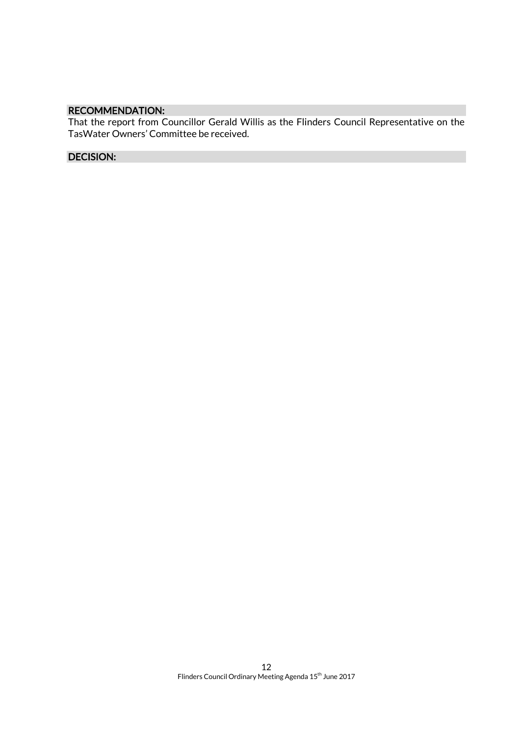**RECOMMENDATION:**

That the report from Councillor Gerald Willis as the Flinders Council Representative on the TasWater Owners' Committee be received.

**DECISION:**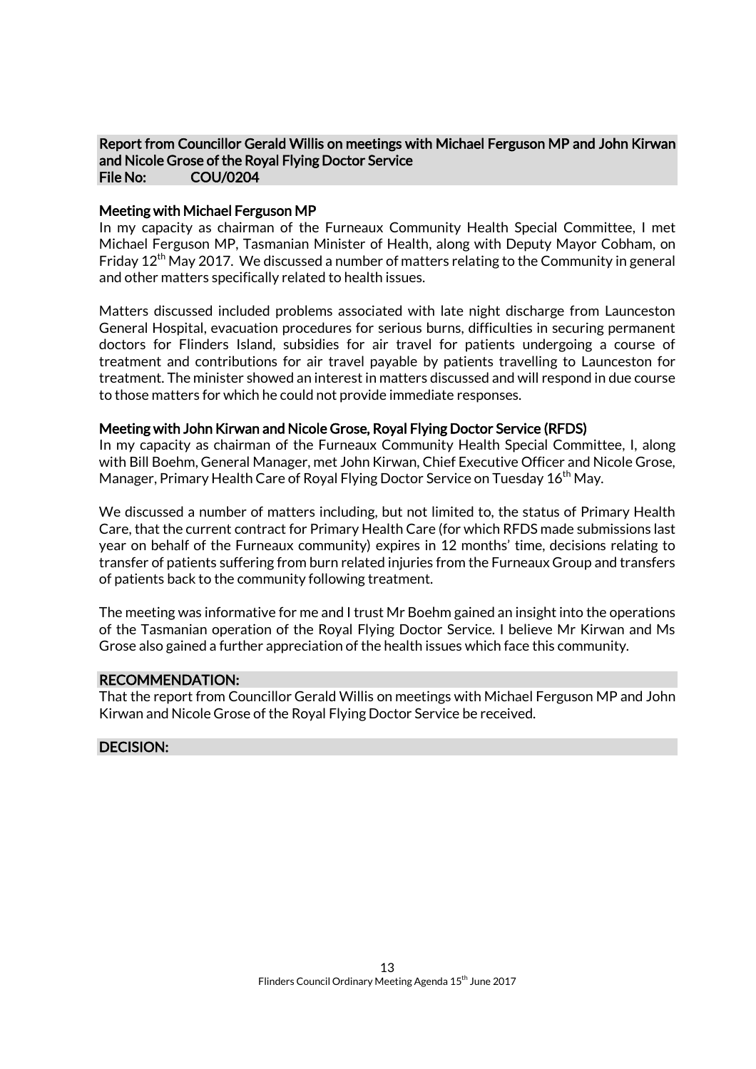## Report from Councillor Gerald Willis on meetings with Michael Ferguson MP and John Kirwan and Nicole Grose of the Royal Flying Doctor Service

**File No: COU/0204**

### Meeting with Michael Ferguson MP

In my capacity as chairman of the Furneaux Community Health Special Committee, I met Michael Ferguson MP, Tasmanian Minister of Health, along with Deputy Mayor Cobham, on Friday 12th May 2017. We discussed a number of matters relating to the Community in general and other matters specifically related to health issues.

Matters discussed included problems associated with late night discharge from Launceston General Hospital, evacuation procedures for serious burns, difficulties in securing permanent doctors for Flinders Island, subsidies for air travel for patients undergoing a course of treatment and contributions for air travel payable by patients travelling to Launceston for treatment. The minister showed an interest in matters discussed and will respond in due course to those matters for which he could not provide immediate responses.

### Meeting with John Kirwan and Nicole Grose, Royal Flying Doctor Service (RFDS)

In my capacity as chairman of the Furneaux Community Health Special Committee, I, along with Bill Boehm, General Manager, met John Kirwan, Chief Executive Officer and Nicole Grose, Manager, Primary Health Care of Royal Flying Doctor Service on Tuesday 16th May.

We discussed a number of matters including, but not limited to, the status of Primary Health Care, that the current contract for Primary Health Care (for which RFDS made submissions last year on behalf of the Furneaux community) expires in 12 months' time, decisions relating to transfer of patients suffering from burn related injuries from the Furneaux Group and transfers of patients back to the community following treatment.

The meeting was informative for me and I trust Mr Boehm gained an insight into the operations of the Tasmanian operation of the Royal Flying Doctor Service. I believe Mr Kirwan and Ms Grose also gained a further appreciation of the health issues which face this community.

### RECOMMENDATION:

That the report from Councillor Gerald Willis on meetings with Michael Ferguson MP and John Kirwan and Nicole Grose of the Royal Flying Doctor Service be received.

### DECISION: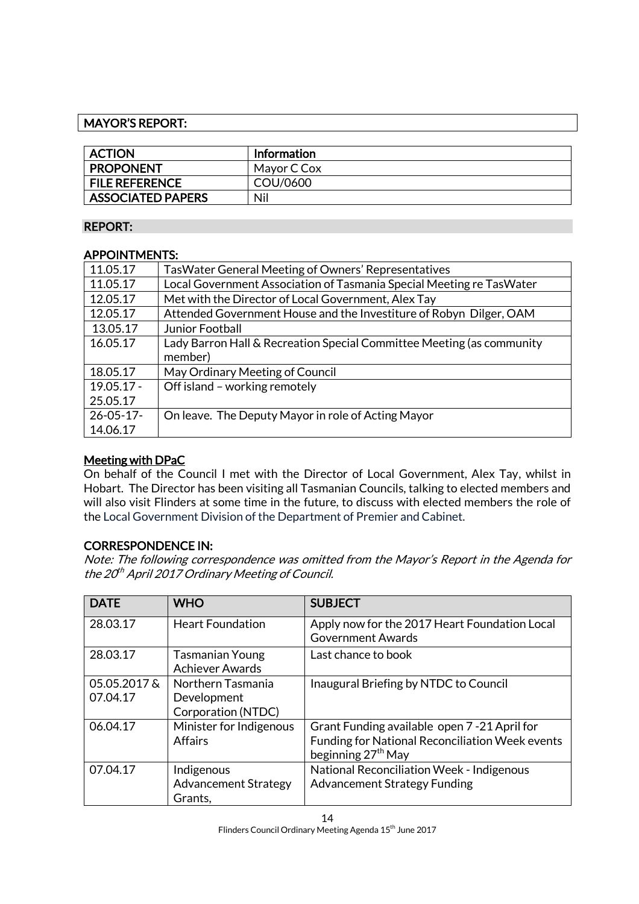## MAYOR'S REPORT:

| **ACTION** | **Information** |
|---|---|
| **PROPONENT** | Mayor C Cox |
| **FILE REFERENCE** | COU/0600 |
| **ASSOCIATED PAPERS** | Nil |

### REPORT:

### APPOINTMENTS:

| | |
|---|---|
| 11.05.17 | TasWater General Meeting of Owners' Representatives |
| 11.05.17 | Local Government Association of Tasmania Special Meeting re TasWater |
| 12.05.17 | Met with the Director of Local Government, Alex Tay |
| 12.05.17 | Attended Government House and the Investiture of Robyn Dilger, OAM |
| 13.05.17 | Junior Football |
| 16.05.17 | Lady Barron Hall & Recreation Special Committee Meeting (as community member) |
| 18.05.17 | May Ordinary Meeting of Council |
| 19.05.17 - 25.05.17 | Off island – working remotely |
| 26-05-17- 14.06.17 | On leave. The Deputy Mayor in role of Acting Mayor |

**Meeting with DPaC**

On behalf of the Council I met with the Director of Local Government, Alex Tay, whilst in Hobart. The Director has been visiting all Tasmanian Councils, talking to elected members and will also visit Flinders at some time in the future, to discuss with elected members the role of the Local Government Division of the Department of Premier and Cabinet.

### CORRESPONDENCE IN:

*Note: The following correspondence was omitted from the Mayor's Report in the Agenda for the 20th April 2017 Ordinary Meeting of Council.*

| DATE | WHO | SUBJECT |
|---|---|---|
| 28.03.17 | Heart Foundation | Apply now for the 2017 Heart Foundation Local Government Awards |
| 28.03.17 | Tasmanian Young Achiever Awards | Last chance to book |
| 05.05.2017 & 07.04.17 | Northern Tasmania Development Corporation (NTDC) | Inaugural Briefing by NTDC to Council |
| 06.04.17 | Minister for Indigenous Affairs | Grant Funding available open 7 -21 April for Funding for National Reconciliation Week events beginning 27th May |
| 07.04.17 | Indigenous Advancement Strategy Grants, | National Reconciliation Week - Indigenous Advancement Strategy Funding |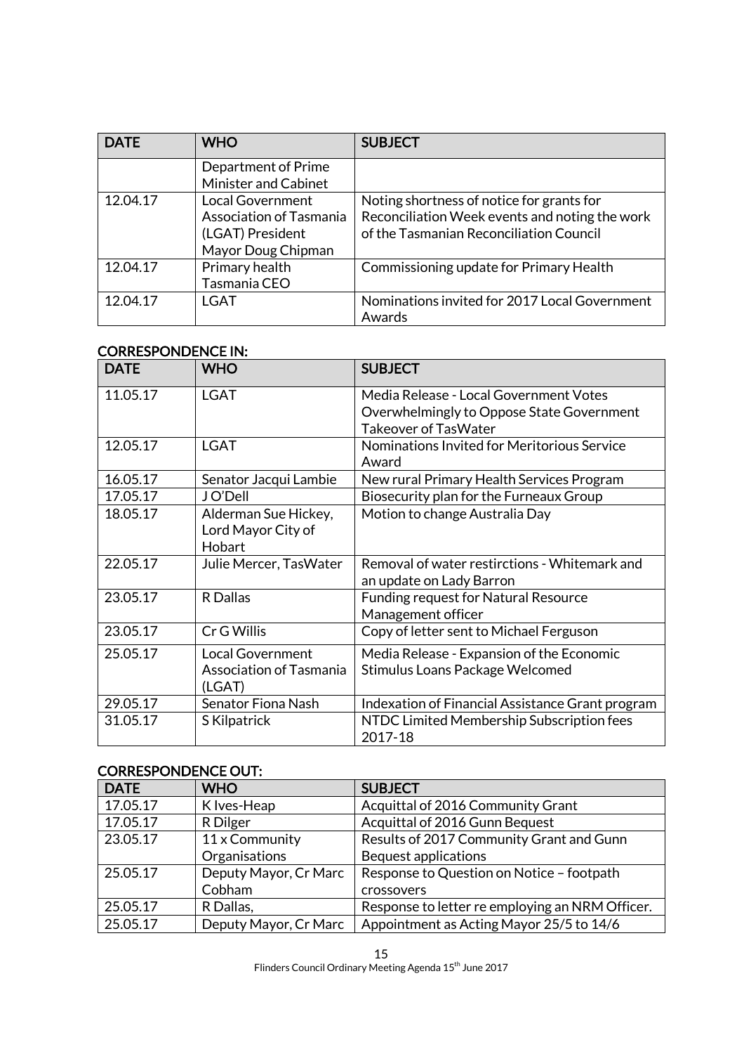| DATE | WHO | SUBJECT |
|---|---|---|
| | Department of Prime Minister and Cabinet | |
| 12.04.17 | Local Government Association of Tasmania (LGAT) President Mayor Doug Chipman | Noting shortness of notice for grants for Reconciliation Week events and noting the work of the Tasmanian Reconciliation Council |
| 12.04.17 | Primary health Tasmania CEO | Commissioning update for Primary Health |
| 12.04.17 | LGAT | Nominations invited for 2017 Local Government Awards |

## CORRESPONDENCE IN:

| DATE | WHO | SUBJECT |
|---|---|---|
| 11.05.17 | LGAT | Media Release - Local Government Votes Overwhelmingly to Oppose State Government Takeover of TasWater |
| 12.05.17 | LGAT | Nominations Invited for Meritorious Service Award |
| 16.05.17 | Senator Jacqui Lambie | New rural Primary Health Services Program |
| 17.05.17 | J O'Dell | Biosecurity plan for the Furneaux Group |
| 18.05.17 | Alderman Sue Hickey, Lord Mayor City of Hobart | Motion to change Australia Day |
| 22.05.17 | Julie Mercer, TasWater | Removal of water restirctions - Whitemark and an update on Lady Barron |
| 23.05.17 | R Dallas | Funding request for Natural Resource Management officer |
| 23.05.17 | Cr G Willis | Copy of letter sent to Michael Ferguson |
| 25.05.17 | Local Government Association of Tasmania (LGAT) | Media Release - Expansion of the Economic Stimulus Loans Package Welcomed |
| 29.05.17 | Senator Fiona Nash | Indexation of Financial Assistance Grant program |
| 31.05.17 | S Kilpatrick | NTDC Limited Membership Subscription fees 2017-18 |

## CORRESPONDENCE OUT:

| DATE | WHO | SUBJECT |
|---|---|---|
| 17.05.17 | K Ives-Heap | Acquittal of 2016 Community Grant |
| 17.05.17 | R Dilger | Acquittal of 2016 Gunn Bequest |
| 23.05.17 | 11 x Community Organisations | Results of 2017 Community Grant and Gunn Bequest applications |
| 25.05.17 | Deputy Mayor, Cr Marc Cobham | Response to Question on Notice – footpath crossovers |
| 25.05.17 | R Dallas, | Response to letter re employing an NRM Officer. |
| 25.05.17 | Deputy Mayor, Cr Marc | Appointment as Acting Mayor 25/5 to 14/6 |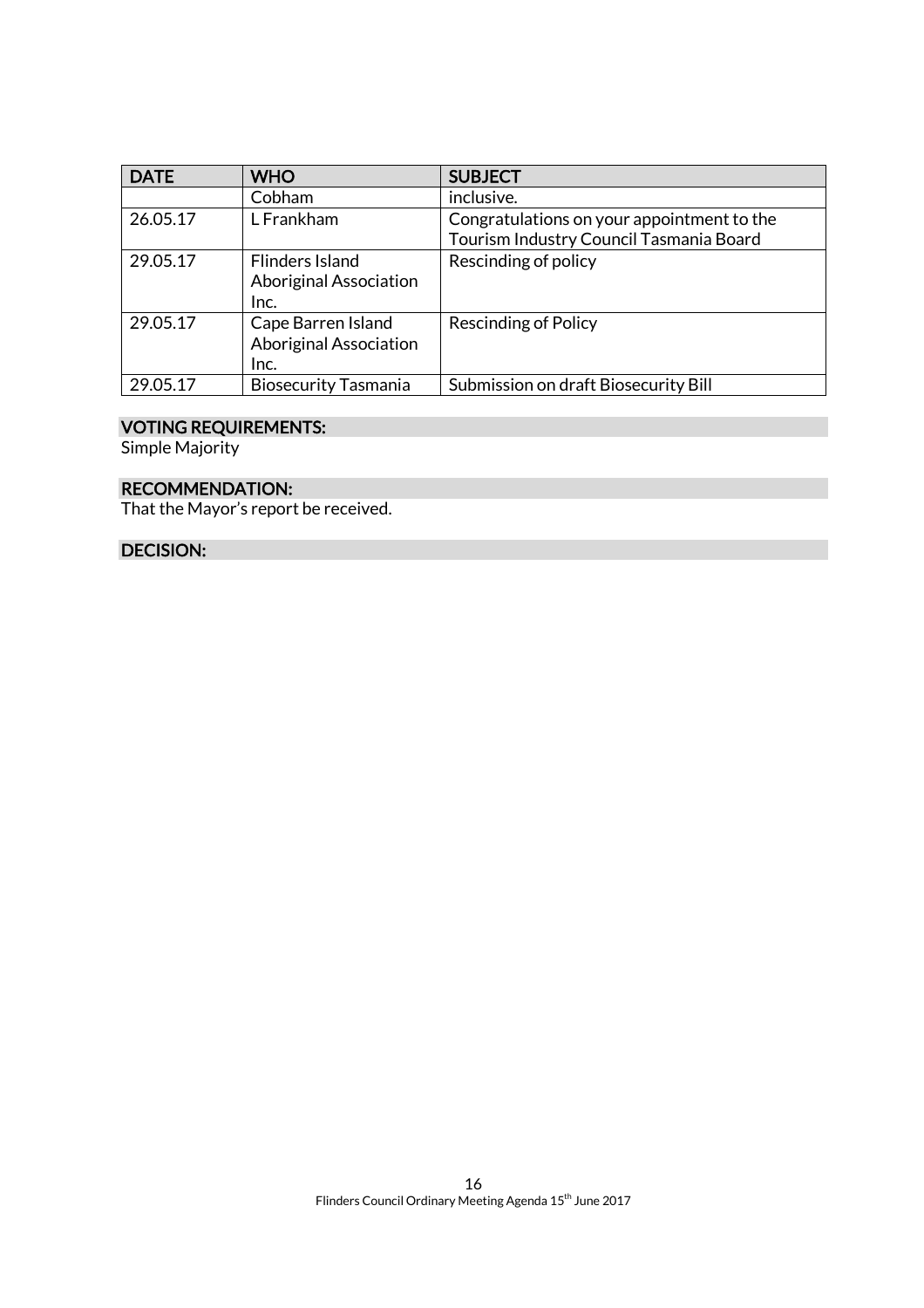| DATE | WHO | SUBJECT |
|---|---|---|
| | Cobham | inclusive. |
| 26.05.17 | L Frankham | Congratulations on your appointment to the Tourism Industry Council Tasmania Board |
| 29.05.17 | Flinders Island Aboriginal Association Inc. | Rescinding of policy |
| 29.05.17 | Cape Barren Island Aboriginal Association Inc. | Rescinding of Policy |
| 29.05.17 | Biosecurity Tasmania | Submission on draft Biosecurity Bill |

## VOTING REQUIREMENTS:

Simple Majority

## RECOMMENDATION:

That the Mayor's report be received.

## DECISION: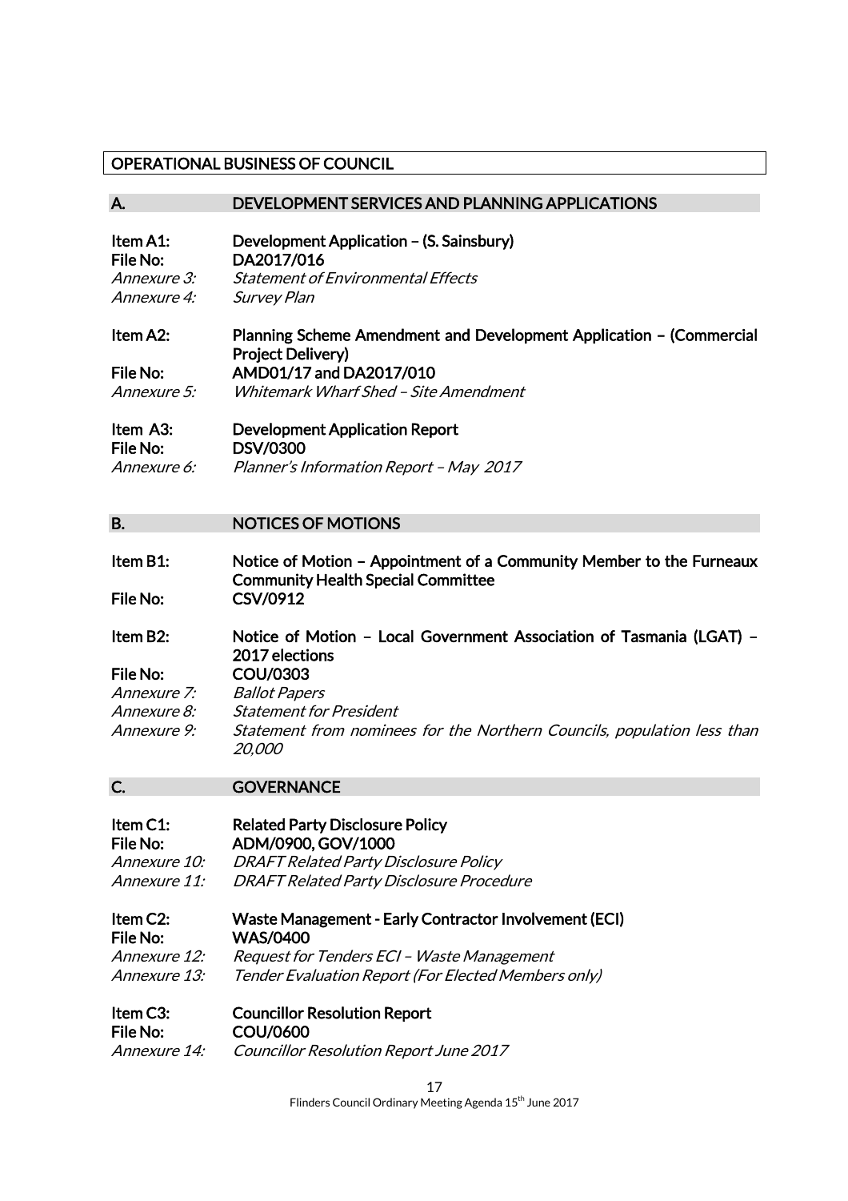## OPERATIONAL BUSINESS OF COUNCIL

### A. DEVELOPMENT SERVICES AND PLANNING APPLICATIONS

**Item A1:** **Development Application – (S. Sainsbury)**
**File No:** **DA2017/016**
*Annexure 3:* *Statement of Environmental Effects*
*Annexure 4:* *Survey Plan*

**Item A2:** **Planning Scheme Amendment and Development Application – (Commercial Project Delivery)**
**File No:** **AMD01/17 and DA2017/010**
*Annexure 5:* *Whitemark Wharf Shed – Site Amendment*

**Item A3:** **Development Application Report**
**File No:** **DSV/0300**
*Annexure 6:* *Planner's Information Report – May 2017*

### B. NOTICES OF MOTIONS

**Item B1:** **Notice of Motion – Appointment of a Community Member to the Furneaux Community Health Special Committee**
**File No:** **CSV/0912**

**Item B2:** **Notice of Motion – Local Government Association of Tasmania (LGAT) – 2017 elections**
**File No:** **COU/0303**
*Annexure 7:* *Ballot Papers*
*Annexure 8:* *Statement for President*
*Annexure 9:* *Statement from nominees for the Northern Councils, population less than 20,000*

### C. GOVERNANCE

**Item C1:** **Related Party Disclosure Policy**
**File No:** **ADM/0900, GOV/1000**
*Annexure 10:* *DRAFT Related Party Disclosure Policy*
*Annexure 11:* *DRAFT Related Party Disclosure Procedure*

**Item C2:** **Waste Management - Early Contractor Involvement (ECI)**
**File No:** **WAS/0400**
*Annexure 12:* *Request for Tenders ECI – Waste Management*
*Annexure 13:* *Tender Evaluation Report (For Elected Members only)*

**Item C3:** **Councillor Resolution Report**
**File No:** **COU/0600**
*Annexure 14:* *Councillor Resolution Report June 2017*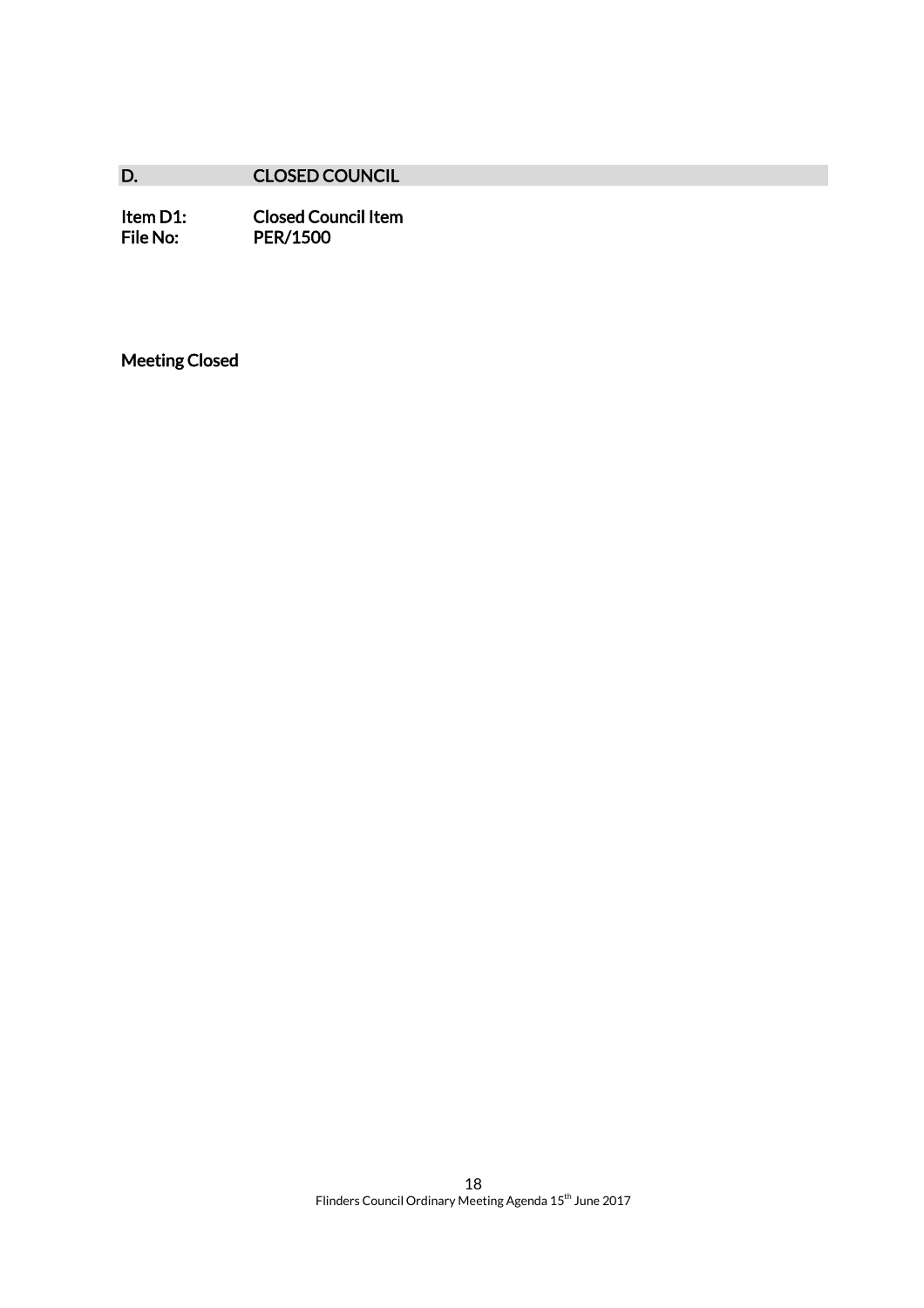## D. CLOSED COUNCIL

**Item D1:** **Closed Council Item**
**File No:** **PER/1500**

**Meeting Closed**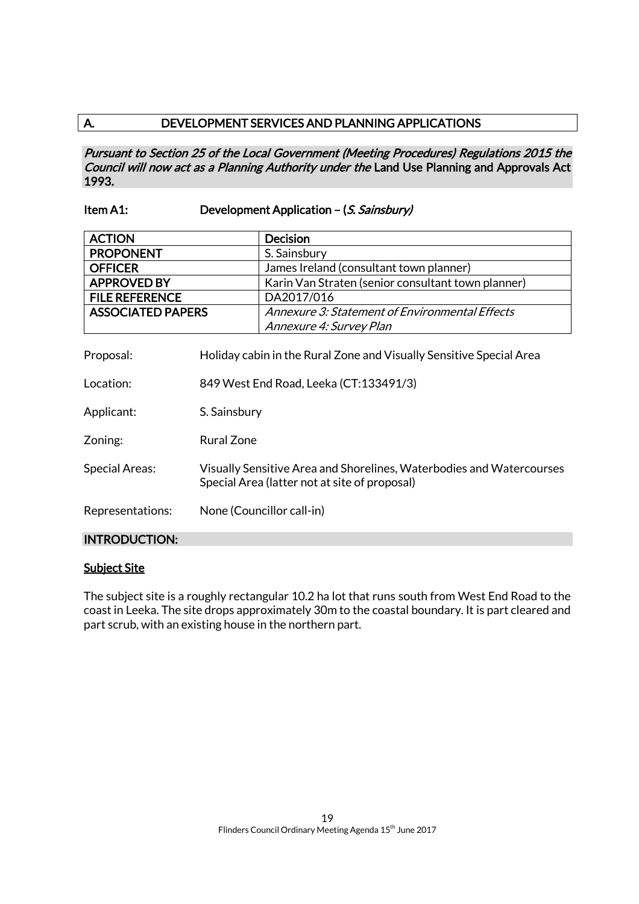## A. DEVELOPMENT SERVICES AND PLANNING APPLICATIONS

***Pursuant to Section 25 of the Local Government (Meeting Procedures) Regulations 2015 the Council will now act as a Planning Authority under the*** **Land Use Planning and Approvals Act 1993.**

### Item A1: Development Application – (*S. Sainsbury)*

| **ACTION** | **Decision** |
|---|---|
| **PROPONENT** | S. Sainsbury |
| **OFFICER** | James Ireland (consultant town planner) |
| **APPROVED BY** | Karin Van Straten (senior consultant town planner) |
| **FILE REFERENCE** | DA2017/016 |
| **ASSOCIATED PAPERS** | *Annexure 3: Statement of Environmental Effects*<br>*Annexure 4: Survey Plan* |

Proposal: Holiday cabin in the Rural Zone and Visually Sensitive Special Area

Location: 849 West End Road, Leeka (CT:133491/3)

Applicant: S. Sainsbury

Zoning: Rural Zone

Special Areas: Visually Sensitive Area and Shorelines, Waterbodies and Watercourses Special Area (latter not at site of proposal)

Representations: None (Councillor call-in)

### INTRODUCTION:

**Subject Site**

The subject site is a roughly rectangular 10.2 ha lot that runs south from West End Road to the coast in Leeka. The site drops approximately 30m to the coastal boundary. It is part cleared and part scrub, with an existing house in the northern part.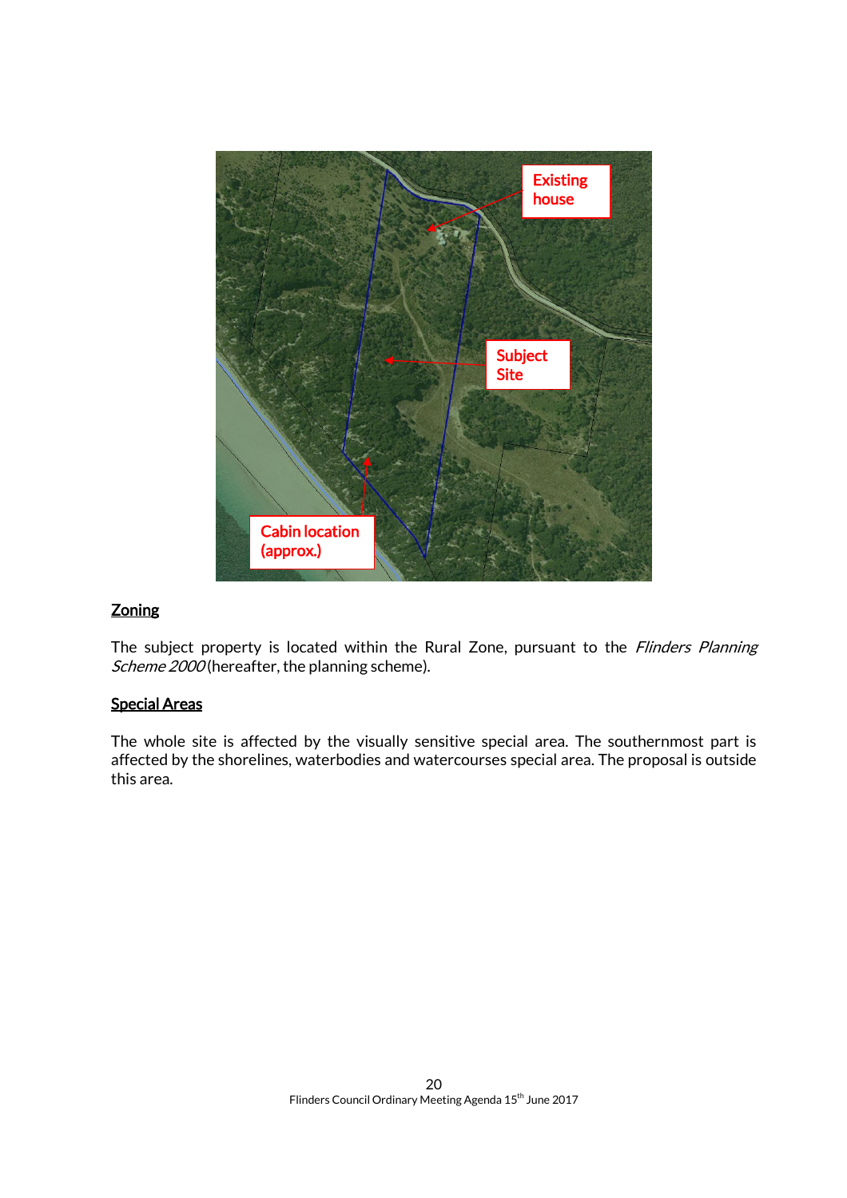## Zoning

The subject property is located within the Rural Zone, pursuant to the *Flinders Planning Scheme 2000* (hereafter, the planning scheme).

## Special Areas

The whole site is affected by the visually sensitive special area. The southernmost part is affected by the shorelines, waterbodies and watercourses special area. The proposal is outside this area.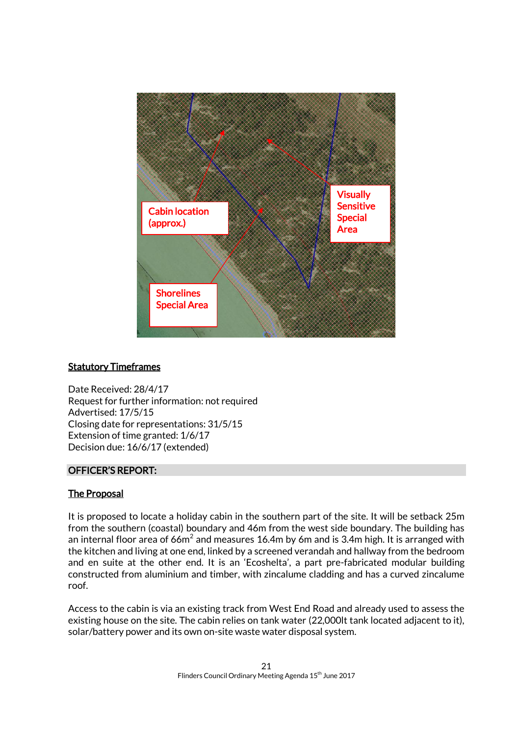Cabin location (approx.)

Visually Sensitive Special Area

Shorelines Special Area

**Statutory Timeframes**

Date Received: 28/4/17
Request for further information: not required
Advertised: 17/5/15
Closing date for representations: 31/5/15
Extension of time granted: 1/6/17
Decision due: 16/6/17 (extended)

## OFFICER'S REPORT:

**The Proposal**

It is proposed to locate a holiday cabin in the southern part of the site. It will be setback 25m from the southern (coastal) boundary and 46m from the west side boundary. The building has an internal floor area of 66m$^2$ and measures 16.4m by 6m and is 3.4m high. It is arranged with the kitchen and living at one end, linked by a screened verandah and hallway from the bedroom and en suite at the other end. It is an 'Ecoshelta', a part pre-fabricated modular building constructed from aluminium and timber, with zincalume cladding and has a curved zincalume roof.

Access to the cabin is via an existing track from West End Road and already used to assess the existing house on the site. The cabin relies on tank water (22,000lt tank located adjacent to it), solar/battery power and its own on-site waste water disposal system.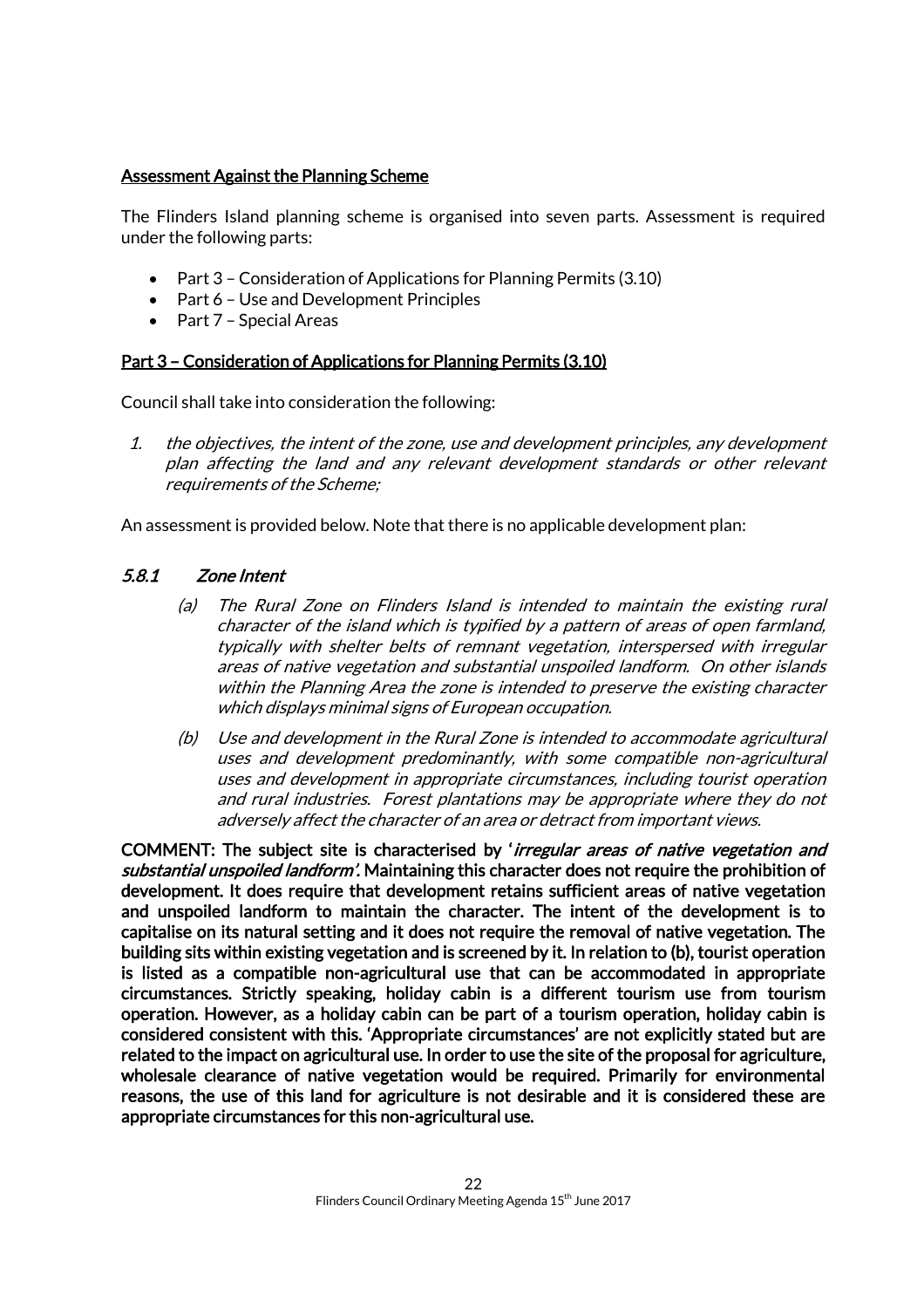<u>**Assessment Against the Planning Scheme**</u>

The Flinders Island planning scheme is organised into seven parts. Assessment is required under the following parts:

- Part 3 – Consideration of Applications for Planning Permits (3.10)
- Part 6 – Use and Development Principles
- Part 7 – Special Areas

<u>**Part 3 – Consideration of Applications for Planning Permits (3.10)**</u>

Council shall take into consideration the following:

1. *the objectives, the intent of the zone, use and development principles, any development plan affecting the land and any relevant development standards or other relevant requirements of the Scheme;*

An assessment is provided below. Note that there is no applicable development plan:

### *5.8.1 Zone Intent*

(a) *The Rural Zone on Flinders Island is intended to maintain the existing rural character of the island which is typified by a pattern of areas of open farmland, typically with shelter belts of remnant vegetation, interspersed with irregular areas of native vegetation and substantial unspoiled landform. On other islands within the Planning Area the zone is intended to preserve the existing character which displays minimal signs of European occupation.*

(b) *Use and development in the Rural Zone is intended to accommodate agricultural uses and development predominantly, with some compatible non-agricultural uses and development in appropriate circumstances, including tourist operation and rural industries. Forest plantations may be appropriate where they do not adversely affect the character of an area or detract from important views.*

**COMMENT: The subject site is characterised by '*irregular areas of native vegetation and substantial unspoiled landform'.* Maintaining this character does not require the prohibition of development. It does require that development retains sufficient areas of native vegetation and unspoiled landform to maintain the character. The intent of the development is to capitalise on its natural setting and it does not require the removal of native vegetation. The building sits within existing vegetation and is screened by it. In relation to (b), tourist operation is listed as a compatible non-agricultural use that can be accommodated in appropriate circumstances. Strictly speaking, holiday cabin is a different tourism use from tourism operation. However, as a holiday cabin can be part of a tourism operation, holiday cabin is considered consistent with this. 'Appropriate circumstances' are not explicitly stated but are related to the impact on agricultural use. In order to use the site of the proposal for agriculture, wholesale clearance of native vegetation would be required. Primarily for environmental reasons, the use of this land for agriculture is not desirable and it is considered these are appropriate circumstances for this non-agricultural use.**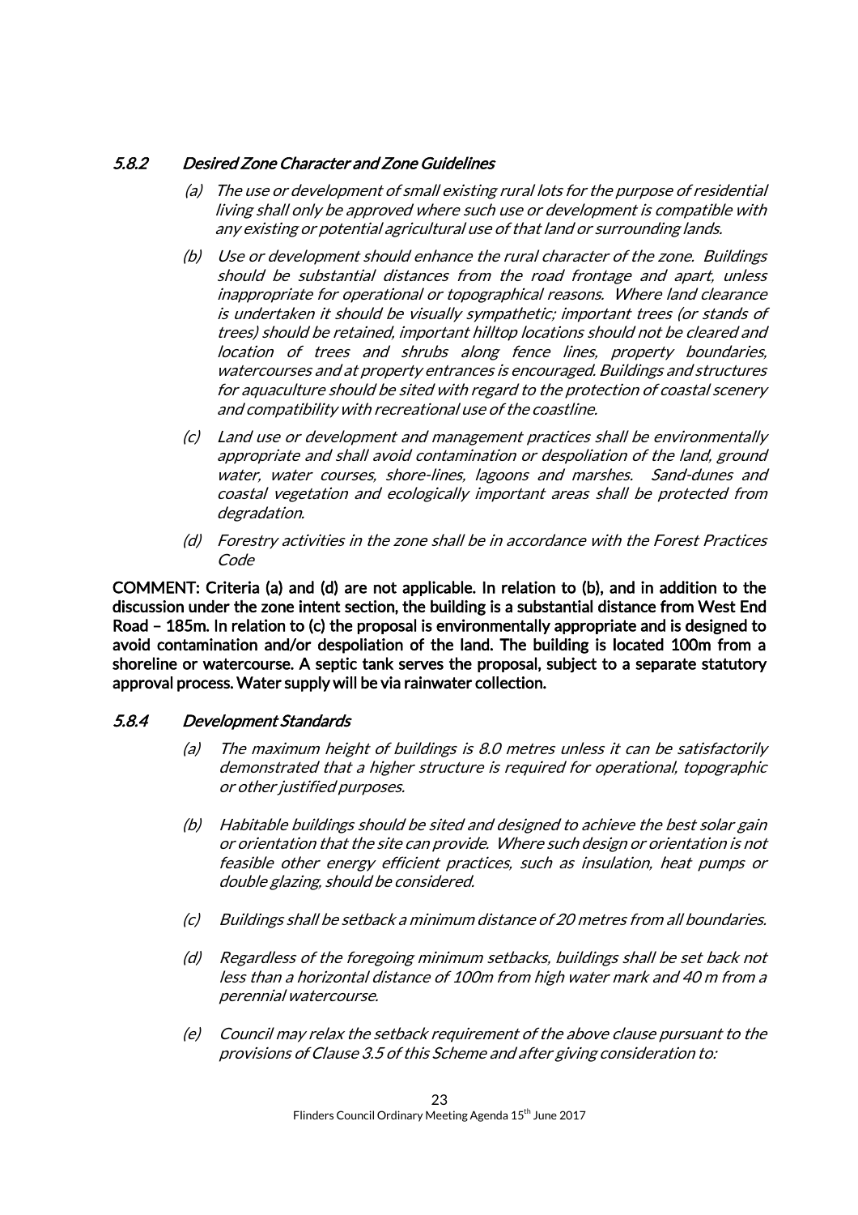### *5.8.2 Desired Zone Character and Zone Guidelines*

*(a) The use or development of small existing rural lots for the purpose of residential living shall only be approved where such use or development is compatible with any existing or potential agricultural use of that land or surrounding lands.*

*(b) Use or development should enhance the rural character of the zone. Buildings should be substantial distances from the road frontage and apart, unless inappropriate for operational or topographical reasons. Where land clearance is undertaken it should be visually sympathetic; important trees (or stands of trees) should be retained, important hilltop locations should not be cleared and location of trees and shrubs along fence lines, property boundaries, watercourses and at property entrances is encouraged. Buildings and structures for aquaculture should be sited with regard to the protection of coastal scenery and compatibility with recreational use of the coastline.*

*(c) Land use or development and management practices shall be environmentally appropriate and shall avoid contamination or despoliation of the land, ground water, water courses, shore-lines, lagoons and marshes. Sand-dunes and coastal vegetation and ecologically important areas shall be protected from degradation.*

*(d) Forestry activities in the zone shall be in accordance with the Forest Practices Code*

**COMMENT: Criteria (a) and (d) are not applicable. In relation to (b), and in addition to the discussion under the zone intent section, the building is a substantial distance from West End Road – 185m. In relation to (c) the proposal is environmentally appropriate and is designed to avoid contamination and/or despoliation of the land. The building is located 100m from a shoreline or watercourse. A septic tank serves the proposal, subject to a separate statutory approval process. Water supply will be via rainwater collection.**

### *5.8.4 Development Standards*

*(a) The maximum height of buildings is 8.0 metres unless it can be satisfactorily demonstrated that a higher structure is required for operational, topographic or other justified purposes.*

*(b) Habitable buildings should be sited and designed to achieve the best solar gain or orientation that the site can provide. Where such design or orientation is not feasible other energy efficient practices, such as insulation, heat pumps or double glazing, should be considered.*

*(c) Buildings shall be setback a minimum distance of 20 metres from all boundaries.*

*(d) Regardless of the foregoing minimum setbacks, buildings shall be set back not less than a horizontal distance of 100m from high water mark and 40 m from a perennial watercourse.*

*(e) Council may relax the setback requirement of the above clause pursuant to the provisions of Clause 3.5 of this Scheme and after giving consideration to:*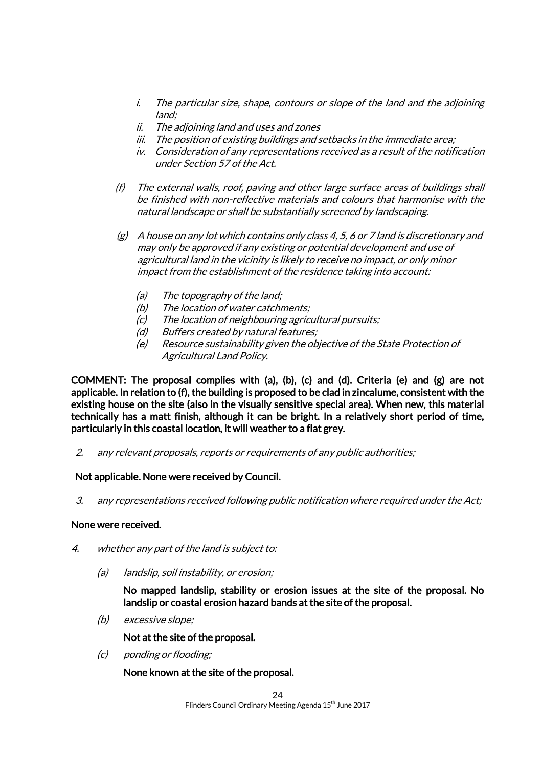i. *The particular size, shape, contours or slope of the land and the adjoining land;*
   ii. *The adjoining land and uses and zones*
   iii. *The position of existing buildings and setbacks in the immediate area;*
   iv. *Consideration of any representations received as a result of the notification under Section 57 of the Act.*

(f) *The external walls, roof, paving and other large surface areas of buildings shall be finished with non-reflective materials and colours that harmonise with the natural landscape or shall be substantially screened by landscaping.*

(g) *A house on any lot which contains only class 4, 5, 6 or 7 land is discretionary and may only be approved if any existing or potential development and use of agricultural land in the vicinity is likely to receive no impact, or only minor impact from the establishment of the residence taking into account:*

   (a) *The topography of the land;*
   (b) *The location of water catchments;*
   (c) *The location of neighbouring agricultural pursuits;*
   (d) *Buffers created by natural features;*
   (e) *Resource sustainability given the objective of the State Protection of Agricultural Land Policy.*

**COMMENT: The proposal complies with (a), (b), (c) and (d). Criteria (e) and (g) are not applicable. In relation to (f), the building is proposed to be clad in zincalume, consistent with the existing house on the site (also in the visually sensitive special area). When new, this material technically has a matt finish, although it can be bright. In a relatively short period of time, particularly in this coastal location, it will weather to a flat grey.**

2. *any relevant proposals, reports or requirements of any public authorities;*

**Not applicable. None were received by Council.**

3. *any representations received following public notification where required under the Act;*

**None were received.**

4. *whether any part of the land is subject to:*

   (a) *landslip, soil instability, or erosion;*

   **No mapped landslip, stability or erosion issues at the site of the proposal. No landslip or coastal erosion hazard bands at the site of the proposal.**

   (b) *excessive slope;*

   **Not at the site of the proposal.**

   (c) *ponding or flooding;*

   **None known at the site of the proposal.**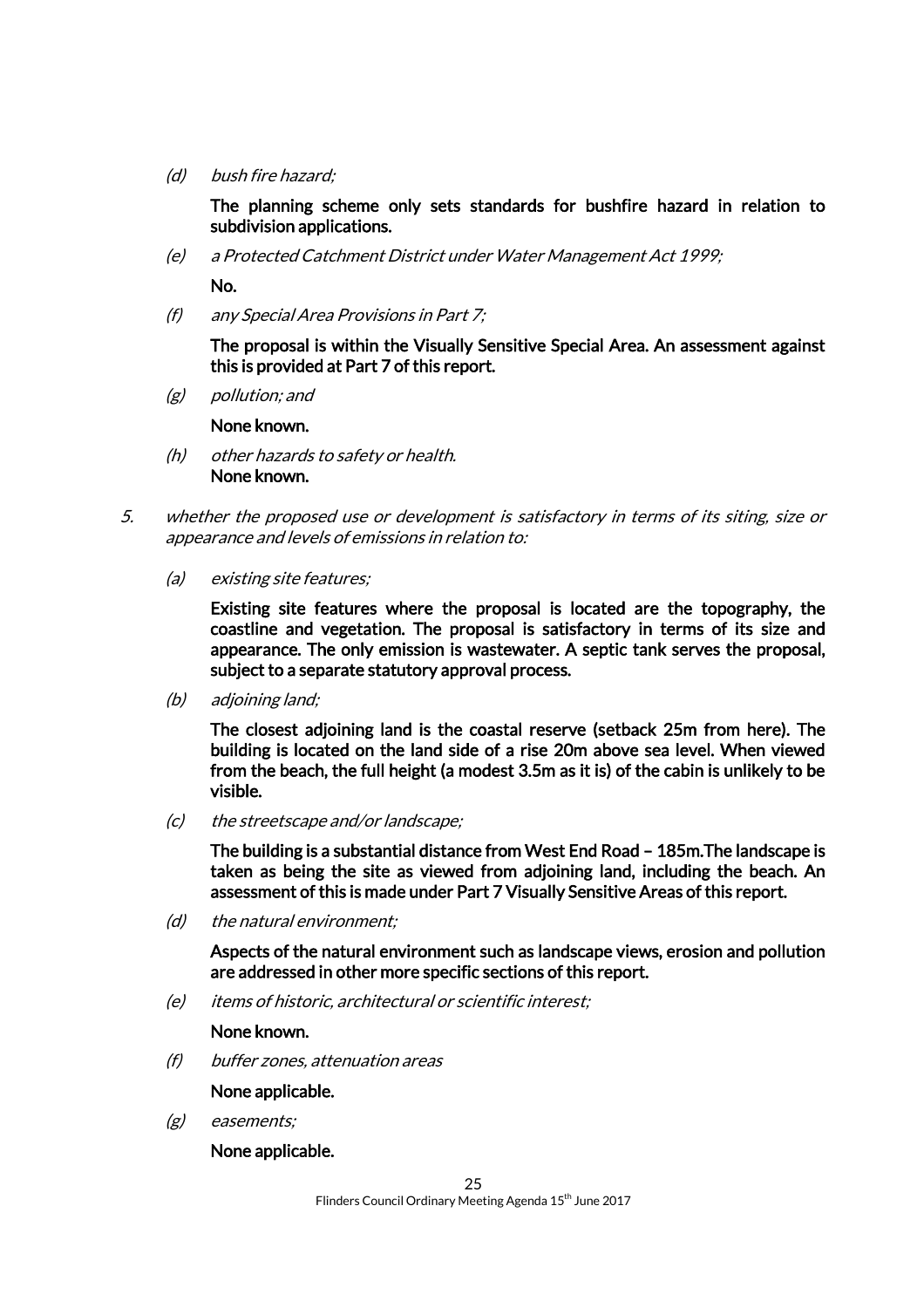(d) *bush fire hazard;*

**The planning scheme only sets standards for bushfire hazard in relation to subdivision applications.**

(e) *a Protected Catchment District under Water Management Act 1999;*

**No.**

(f) *any Special Area Provisions in Part 7;*

**The proposal is within the Visually Sensitive Special Area. An assessment against this is provided at Part 7 of this report.**

(g) *pollution; and*

**None known.**

(h) *other hazards to safety or health.*
**None known.**

5. *whether the proposed use or development is satisfactory in terms of its siting, size or appearance and levels of emissions in relation to:*

(a) *existing site features;*

**Existing site features where the proposal is located are the topography, the coastline and vegetation. The proposal is satisfactory in terms of its size and appearance. The only emission is wastewater. A septic tank serves the proposal, subject to a separate statutory approval process.**

(b) *adjoining land;*

**The closest adjoining land is the coastal reserve (setback 25m from here). The building is located on the land side of a rise 20m above sea level. When viewed from the beach, the full height (a modest 3.5m as it is) of the cabin is unlikely to be visible.**

(c) *the streetscape and/or landscape;*

**The building is a substantial distance from West End Road – 185m.The landscape is taken as being the site as viewed from adjoining land, including the beach. An assessment of this is made under Part 7 Visually Sensitive Areas of this report.**

(d) *the natural environment;*

**Aspects of the natural environment such as landscape views, erosion and pollution are addressed in other more specific sections of this report.**

(e) *items of historic, architectural or scientific interest;*

**None known.**

(f) *buffer zones, attenuation areas*

**None applicable.**

(g) *easements;*

**None applicable.**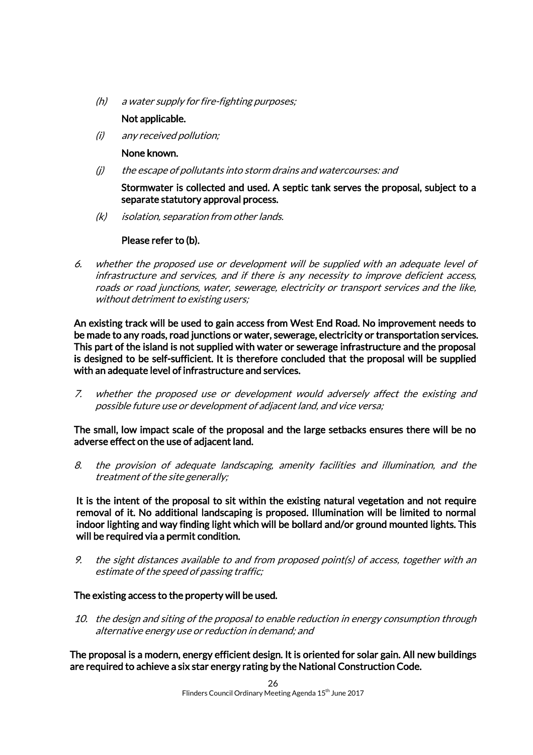(h) *a water supply for fire-fighting purposes;*

**Not applicable.**

(i) *any received pollution;*

**None known.**

(j) *the escape of pollutants into storm drains and watercourses: and*

**Stormwater is collected and used. A septic tank serves the proposal, subject to a separate statutory approval process.**

(k) *isolation, separation from other lands.*

**Please refer to (b).**

6. *whether the proposed use or development will be supplied with an adequate level of infrastructure and services, and if there is any necessity to improve deficient access, roads or road junctions, water, sewerage, electricity or transport services and the like, without detriment to existing users;*

**An existing track will be used to gain access from West End Road. No improvement needs to be made to any roads, road junctions or water, sewerage, electricity or transportation services. This part of the island is not supplied with water or sewerage infrastructure and the proposal is designed to be self-sufficient. It is therefore concluded that the proposal will be supplied with an adequate level of infrastructure and services.**

7. *whether the proposed use or development would adversely affect the existing and possible future use or development of adjacent land, and vice versa;*

**The small, low impact scale of the proposal and the large setbacks ensures there will be no adverse effect on the use of adjacent land.**

8. *the provision of adequate landscaping, amenity facilities and illumination, and the treatment of the site generally;*

**It is the intent of the proposal to sit within the existing natural vegetation and not require removal of it. No additional landscaping is proposed. Illumination will be limited to normal indoor lighting and way finding light which will be bollard and/or ground mounted lights. This will be required via a permit condition.**

9. *the sight distances available to and from proposed point(s) of access, together with an estimate of the speed of passing traffic;*

**The existing access to the property will be used.**

10. *the design and siting of the proposal to enable reduction in energy consumption through alternative energy use or reduction in demand; and*

**The proposal is a modern, energy efficient design. It is oriented for solar gain. All new buildings are required to achieve a six star energy rating by the National Construction Code.**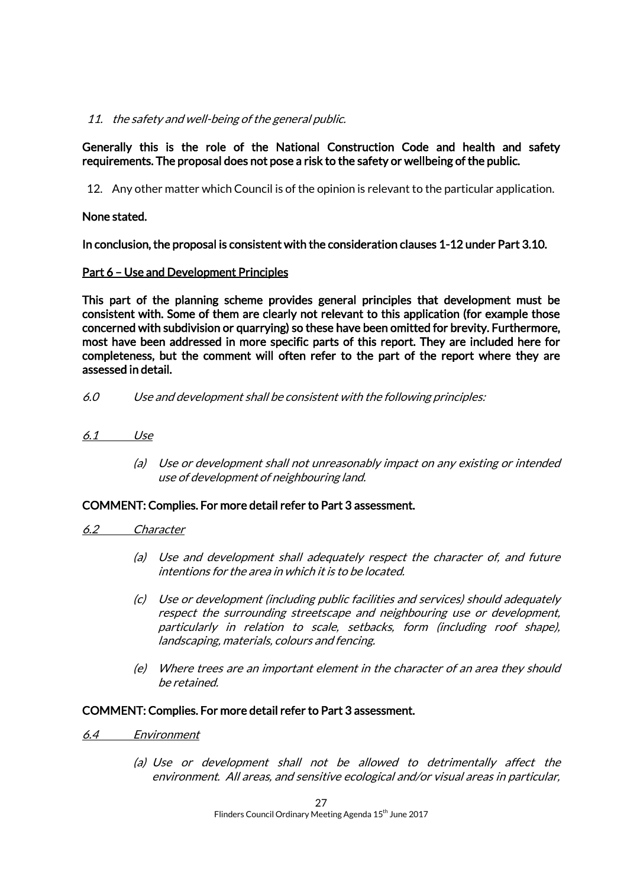11. *the safety and well-being of the general public.*

**Generally this is the role of the National Construction Code and health and safety requirements. The proposal does not pose a risk to the safety or wellbeing of the public.**

12. Any other matter which Council is of the opinion is relevant to the particular application.

**None stated.**

**In conclusion, the proposal is consistent with the consideration clauses 1-12 under Part 3.10.**

**Part 6 – Use and Development Principles**

**This part of the planning scheme provides general principles that development must be consistent with. Some of them are clearly not relevant to this application (for example those concerned with subdivision or quarrying) so these have been omitted for brevity. Furthermore, most have been addressed in more specific parts of this report. They are included here for completeness, but the comment will often refer to the part of the report where they are assessed in detail.**

*6.0 Use and development shall be consistent with the following principles:*

*6.1 Use*

*(a) Use or development shall not unreasonably impact on any existing or intended use of development of neighbouring land.*

**COMMENT: Complies. For more detail refer to Part 3 assessment.**

*6.2 Character*

*(a) Use and development shall adequately respect the character of, and future intentions for the area in which it is to be located.*

*(c) Use or development (including public facilities and services) should adequately respect the surrounding streetscape and neighbouring use or development, particularly in relation to scale, setbacks, form (including roof shape), landscaping, materials, colours and fencing.*

*(e) Where trees are an important element in the character of an area they should be retained.*

**COMMENT: Complies. For more detail refer to Part 3 assessment.**

*6.4 Environment*

*(a) Use or development shall not be allowed to detrimentally affect the environment. All areas, and sensitive ecological and/or visual areas in particular,*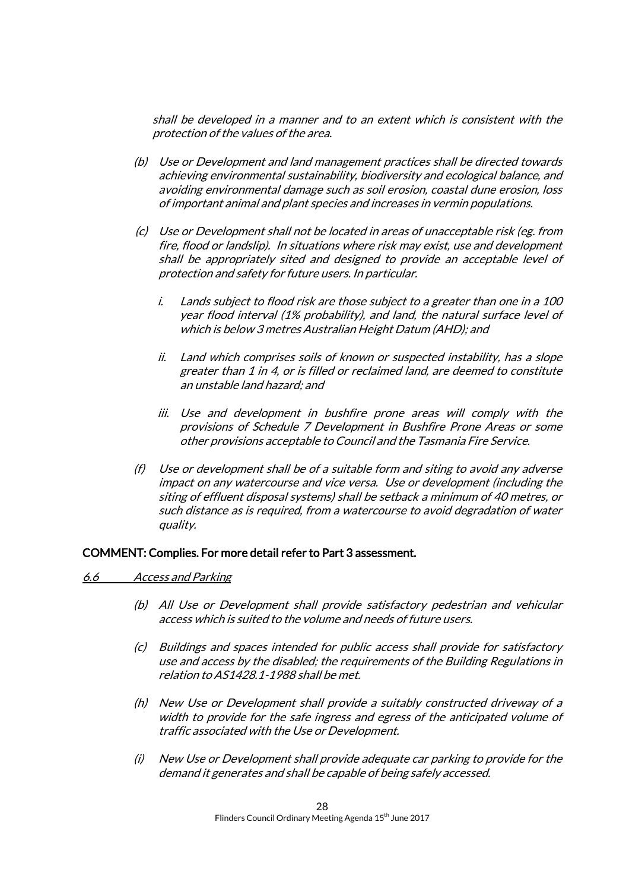*shall be developed in a manner and to an extent which is consistent with the protection of the values of the area.*

*(b) Use or Development and land management practices shall be directed towards achieving environmental sustainability, biodiversity and ecological balance, and avoiding environmental damage such as soil erosion, coastal dune erosion, loss of important animal and plant species and increases in vermin populations.*

*(c) Use or Development shall not be located in areas of unacceptable risk (eg. from fire, flood or landslip). In situations where risk may exist, use and development shall be appropriately sited and designed to provide an acceptable level of protection and safety for future users. In particular.*

*i. Lands subject to flood risk are those subject to a greater than one in a 100 year flood interval (1% probability), and land, the natural surface level of which is below 3 metres Australian Height Datum (AHD); and*

*ii. Land which comprises soils of known or suspected instability, has a slope greater than 1 in 4, or is filled or reclaimed land, are deemed to constitute an unstable land hazard; and*

*iii. Use and development in bushfire prone areas will comply with the provisions of Schedule 7 Development in Bushfire Prone Areas or some other provisions acceptable to Council and the Tasmania Fire Service.*

*(f) Use or development shall be of a suitable form and siting to avoid any adverse impact on any watercourse and vice versa. Use or development (including the siting of effluent disposal systems) shall be setback a minimum of 40 metres, or such distance as is required, from a watercourse to avoid degradation of water quality.*

**COMMENT: Complies. For more detail refer to Part 3 assessment.**

*<u>6.6 Access and Parking</u>*

*(b) All Use or Development shall provide satisfactory pedestrian and vehicular access which is suited to the volume and needs of future users.*

*(c) Buildings and spaces intended for public access shall provide for satisfactory use and access by the disabled; the requirements of the Building Regulations in relation to AS1428.1-1988 shall be met.*

*(h) New Use or Development shall provide a suitably constructed driveway of a width to provide for the safe ingress and egress of the anticipated volume of traffic associated with the Use or Development.*

*(i) New Use or Development shall provide adequate car parking to provide for the demand it generates and shall be capable of being safely accessed.*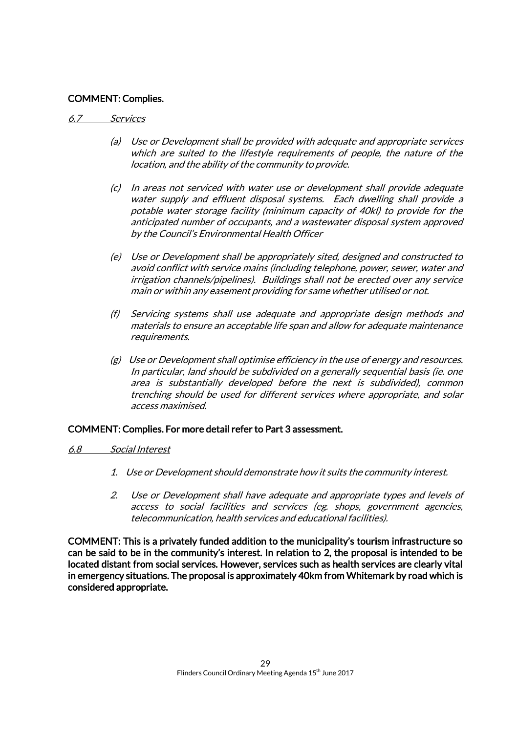**COMMENT: Complies.**

*6.7 Services*

(a) *Use or Development shall be provided with adequate and appropriate services which are suited to the lifestyle requirements of people, the nature of the location, and the ability of the community to provide.*

(c) *In areas not serviced with water use or development shall provide adequate water supply and effluent disposal systems. Each dwelling shall provide a potable water storage facility (minimum capacity of 40kl) to provide for the anticipated number of occupants, and a wastewater disposal system approved by the Council's Environmental Health Officer*

(e) *Use or Development shall be appropriately sited, designed and constructed to avoid conflict with service mains (including telephone, power, sewer, water and irrigation channels/pipelines). Buildings shall not be erected over any service main or within any easement providing for same whether utilised or not.*

(f) *Servicing systems shall use adequate and appropriate design methods and materials to ensure an acceptable life span and allow for adequate maintenance requirements.*

(g) *Use or Development shall optimise efficiency in the use of energy and resources. In particular, land should be subdivided on a generally sequential basis (ie. one area is substantially developed before the next is subdivided), common trenching should be used for different services where appropriate, and solar access maximised.*

**COMMENT: Complies. For more detail refer to Part 3 assessment.**

*6.8 Social Interest*

1. *Use or Development should demonstrate how it suits the community interest.*

2. *Use or Development shall have adequate and appropriate types and levels of access to social facilities and services (eg. shops, government agencies, telecommunication, health services and educational facilities).*

**COMMENT: This is a privately funded addition to the municipality's tourism infrastructure so can be said to be in the community's interest. In relation to 2, the proposal is intended to be located distant from social services. However, services such as health services are clearly vital in emergency situations. The proposal is approximately 40km from Whitemark by road which is considered appropriate.**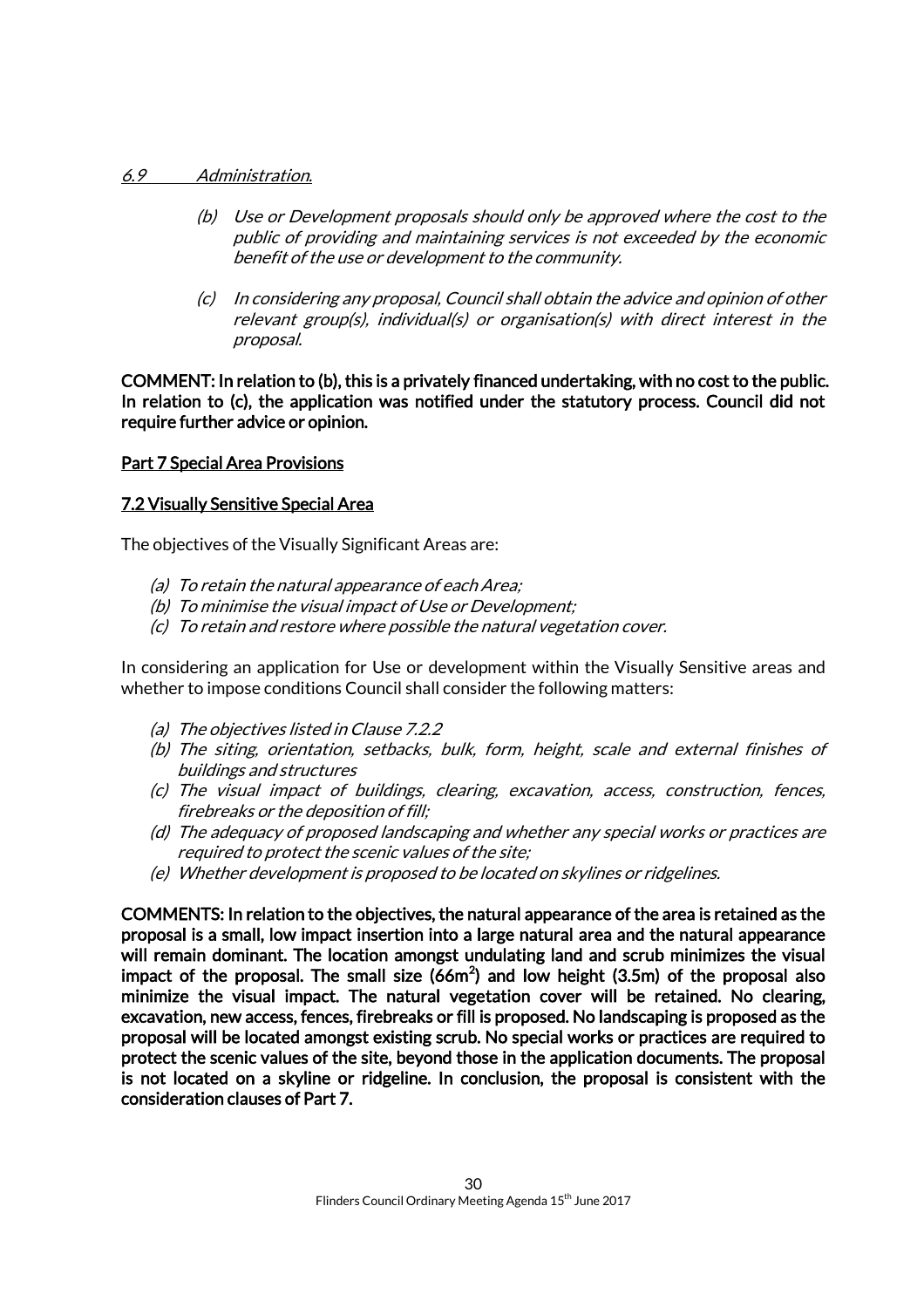*6.9 Administration.*

*(b) Use or Development proposals should only be approved where the cost to the public of providing and maintaining services is not exceeded by the economic benefit of the use or development to the community.*

*(c) In considering any proposal, Council shall obtain the advice and opinion of other relevant group(s), individual(s) or organisation(s) with direct interest in the proposal.*

**COMMENT: In relation to (b), this is a privately financed undertaking, with no cost to the public. In relation to (c), the application was notified under the statutory process. Council did not require further advice or opinion.**

**Part 7 Special Area Provisions**

**7.2 Visually Sensitive Special Area**

The objectives of the Visually Significant Areas are:

*(a) To retain the natural appearance of each Area;*
*(b) To minimise the visual impact of Use or Development;*
*(c) To retain and restore where possible the natural vegetation cover.*

In considering an application for Use or development within the Visually Sensitive areas and whether to impose conditions Council shall consider the following matters:

*(a) The objectives listed in Clause 7.2.2*
*(b) The siting, orientation, setbacks, bulk, form, height, scale and external finishes of buildings and structures*
*(c) The visual impact of buildings, clearing, excavation, access, construction, fences, firebreaks or the deposition of fill;*
*(d) The adequacy of proposed landscaping and whether any special works or practices are required to protect the scenic values of the site;*
*(e) Whether development is proposed to be located on skylines or ridgelines.*

**COMMENTS: In relation to the objectives, the natural appearance of the area is retained as the proposal is a small, low impact insertion into a large natural area and the natural appearance will remain dominant. The location amongst undulating land and scrub minimizes the visual impact of the proposal. The small size (66m$^2$) and low height (3.5m) of the proposal also minimize the visual impact. The natural vegetation cover will be retained. No clearing, excavation, new access, fences, firebreaks or fill is proposed. No landscaping is proposed as the proposal will be located amongst existing scrub. No special works or practices are required to protect the scenic values of the site, beyond those in the application documents. The proposal is not located on a skyline or ridgeline. In conclusion, the proposal is consistent with the consideration clauses of Part 7.**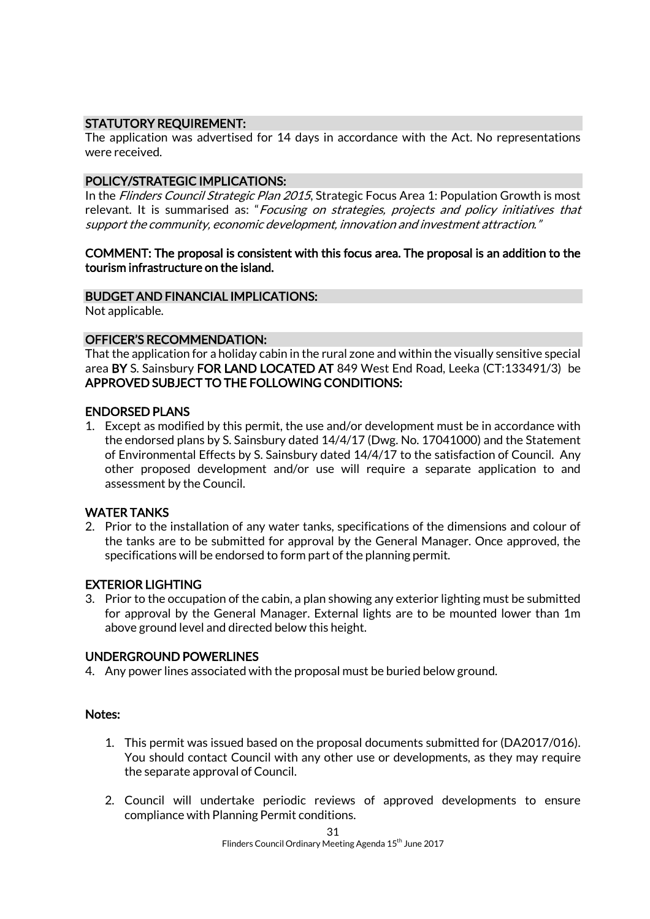## STATUTORY REQUIREMENT:

The application was advertised for 14 days in accordance with the Act. No representations were received.

## POLICY/STRATEGIC IMPLICATIONS:

In the *Flinders Council Strategic Plan 2015*, Strategic Focus Area 1: Population Growth is most relevant. It is summarised as: "*Focusing on strategies, projects and policy initiatives that support the community, economic development, innovation and investment attraction.*"

**COMMENT: The proposal is consistent with this focus area. The proposal is an addition to the tourism infrastructure on the island.**

## BUDGET AND FINANCIAL IMPLICATIONS:

Not applicable.

## OFFICER'S RECOMMENDATION:

That the application for a holiday cabin in the rural zone and within the visually sensitive special area **BY** S. Sainsbury **FOR LAND LOCATED AT** 849 West End Road, Leeka (CT:133491/3) be **APPROVED SUBJECT TO THE FOLLOWING CONDITIONS:**

### ENDORSED PLANS

1. Except as modified by this permit, the use and/or development must be in accordance with the endorsed plans by S. Sainsbury dated 14/4/17 (Dwg. No. 17041000) and the Statement of Environmental Effects by S. Sainsbury dated 14/4/17 to the satisfaction of Council. Any other proposed development and/or use will require a separate application to and assessment by the Council.

### WATER TANKS

2. Prior to the installation of any water tanks, specifications of the dimensions and colour of the tanks are to be submitted for approval by the General Manager. Once approved, the specifications will be endorsed to form part of the planning permit.

### EXTERIOR LIGHTING

3. Prior to the occupation of the cabin, a plan showing any exterior lighting must be submitted for approval by the General Manager. External lights are to be mounted lower than 1m above ground level and directed below this height.

### UNDERGROUND POWERLINES

4. Any power lines associated with the proposal must be buried below ground.

### Notes:

1. This permit was issued based on the proposal documents submitted for (DA2017/016). You should contact Council with any other use or developments, as they may require the separate approval of Council.
2. Council will undertake periodic reviews of approved developments to ensure compliance with Planning Permit conditions.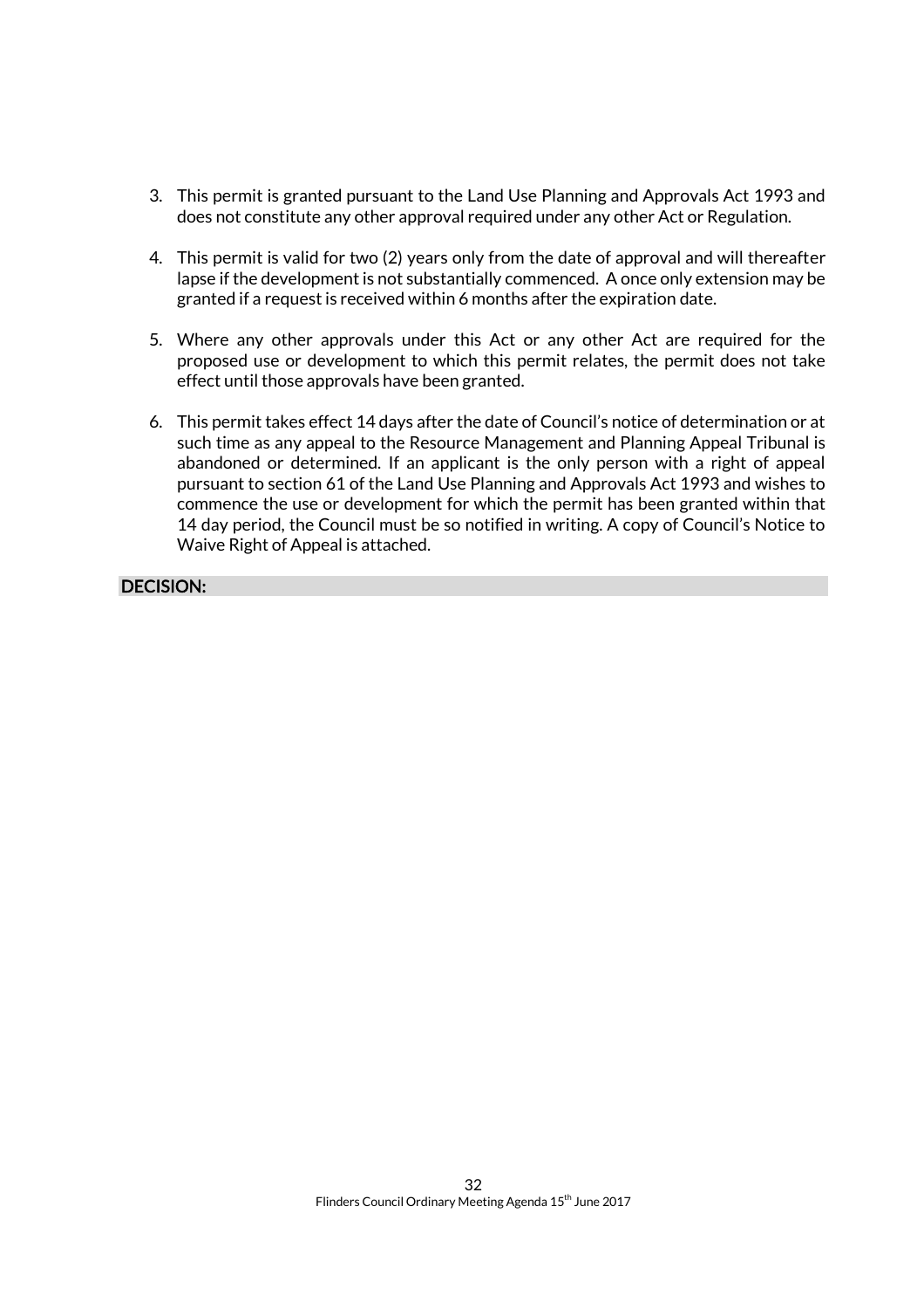3. This permit is granted pursuant to the Land Use Planning and Approvals Act 1993 and does not constitute any other approval required under any other Act or Regulation.

4. This permit is valid for two (2) years only from the date of approval and will thereafter lapse if the development is not substantially commenced. A once only extension may be granted if a request is received within 6 months after the expiration date.

5. Where any other approvals under this Act or any other Act are required for the proposed use or development to which this permit relates, the permit does not take effect until those approvals have been granted.

6. This permit takes effect 14 days after the date of Council's notice of determination or at such time as any appeal to the Resource Management and Planning Appeal Tribunal is abandoned or determined. If an applicant is the only person with a right of appeal pursuant to section 61 of the Land Use Planning and Approvals Act 1993 and wishes to commence the use or development for which the permit has been granted within that 14 day period, the Council must be so notified in writing. A copy of Council's Notice to Waive Right of Appeal is attached.

**DECISION:**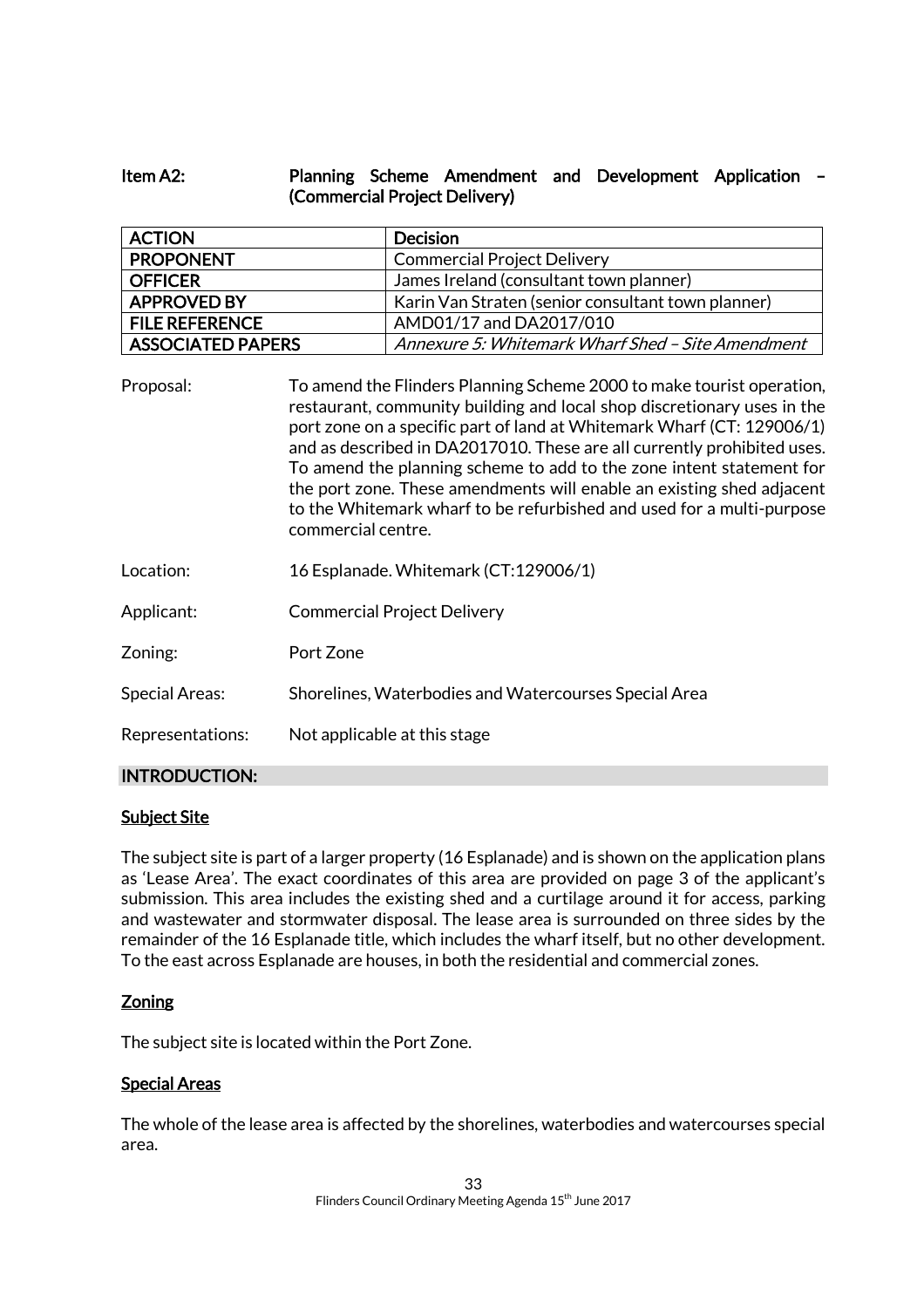## Item A2: Planning Scheme Amendment and Development Application – (Commercial Project Delivery)

| ACTION | Decision |
|---|---|
| PROPONENT | Commercial Project Delivery |
| OFFICER | James Ireland (consultant town planner) |
| APPROVED BY | Karin Van Straten (senior consultant town planner) |
| FILE REFERENCE | AMD01/17 and DA2017/010 |
| ASSOCIATED PAPERS | *Annexure 5: Whitemark Wharf Shed – Site Amendment* |

Proposal: To amend the Flinders Planning Scheme 2000 to make tourist operation, restaurant, community building and local shop discretionary uses in the port zone on a specific part of land at Whitemark Wharf (CT: 129006/1) and as described in DA2017010. These are all currently prohibited uses. To amend the planning scheme to add to the zone intent statement for the port zone. These amendments will enable an existing shed adjacent to the Whitemark wharf to be refurbished and used for a multi-purpose commercial centre.

Location: 16 Esplanade. Whitemark (CT:129006/1)

Applicant: Commercial Project Delivery

Zoning: Port Zone

Special Areas: Shorelines, Waterbodies and Watercourses Special Area

Representations: Not applicable at this stage

### INTRODUCTION:

**Subject Site**

The subject site is part of a larger property (16 Esplanade) and is shown on the application plans as 'Lease Area'. The exact coordinates of this area are provided on page 3 of the applicant's submission. This area includes the existing shed and a curtilage around it for access, parking and wastewater and stormwater disposal. The lease area is surrounded on three sides by the remainder of the 16 Esplanade title, which includes the wharf itself, but no other development. To the east across Esplanade are houses, in both the residential and commercial zones.

**Zoning**

The subject site is located within the Port Zone.

**Special Areas**

The whole of the lease area is affected by the shorelines, waterbodies and watercourses special area.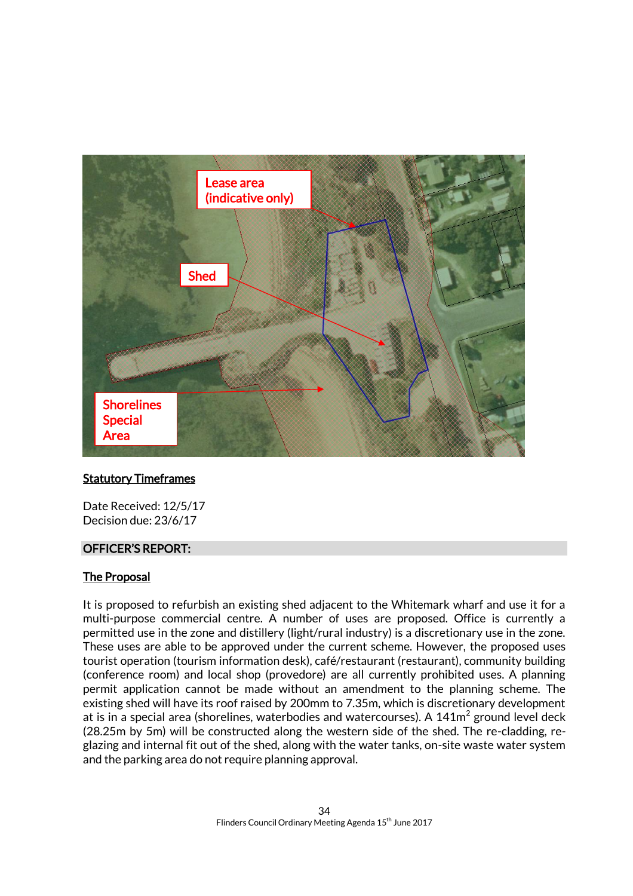Lease area (indicative only)

Shed

Shorelines Special Area

**Statutory Timeframes**

Date Received: 12/5/17
Decision due: 23/6/17

**OFFICER'S REPORT:**

**The Proposal**

It is proposed to refurbish an existing shed adjacent to the Whitemark wharf and use it for a multi-purpose commercial centre. A number of uses are proposed. Office is currently a permitted use in the zone and distillery (light/rural industry) is a discretionary use in the zone. These uses are able to be approved under the current scheme. However, the proposed uses tourist operation (tourism information desk), café/restaurant (restaurant), community building (conference room) and local shop (provedore) are all currently prohibited uses. A planning permit application cannot be made without an amendment to the planning scheme. The existing shed will have its roof raised by 200mm to 7.35m, which is discretionary development at is in a special area (shorelines, waterbodies and watercourses). A 141m$^2$ ground level deck (28.25m by 5m) will be constructed along the western side of the shed. The re-cladding, re-glazing and internal fit out of the shed, along with the water tanks, on-site waste water system and the parking area do not require planning approval.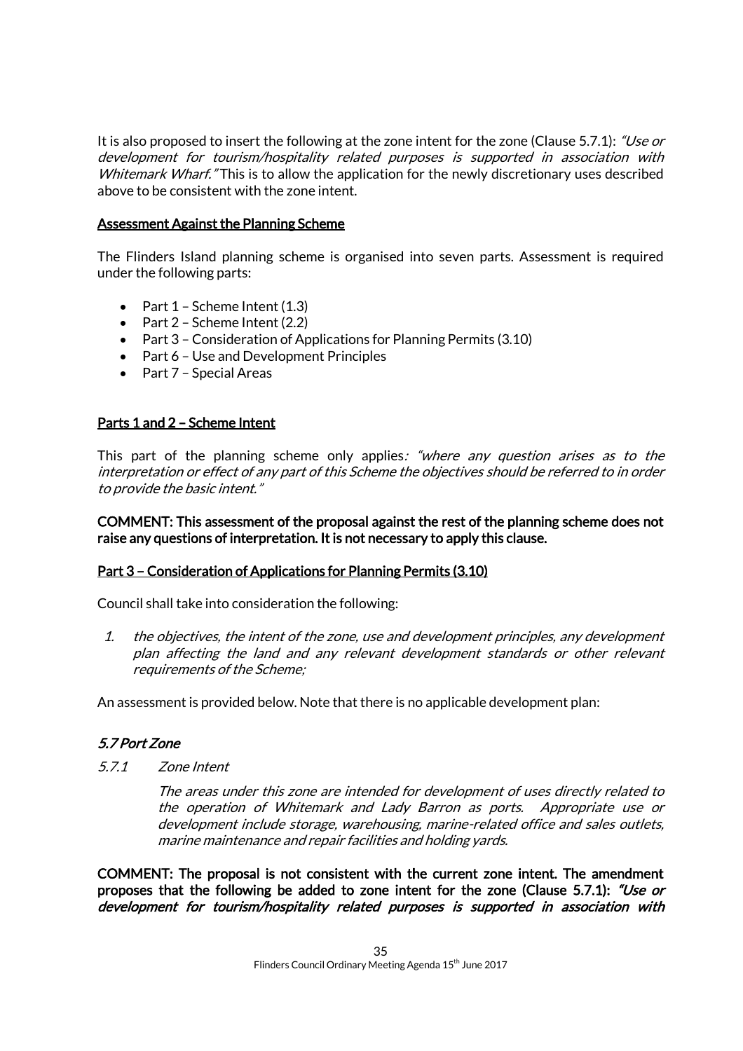It is also proposed to insert the following at the zone intent for the zone (Clause 5.7.1): *"Use or development for tourism/hospitality related purposes is supported in association with Whitemark Wharf."* This is to allow the application for the newly discretionary uses described above to be consistent with the zone intent.

__Assessment Against the Planning Scheme__

The Flinders Island planning scheme is organised into seven parts. Assessment is required under the following parts:

- Part 1 – Scheme Intent (1.3)
- Part 2 – Scheme Intent (2.2)
- Part 3 – Consideration of Applications for Planning Permits (3.10)
- Part 6 – Use and Development Principles
- Part 7 – Special Areas

__Parts 1 and 2 – Scheme Intent__

This part of the planning scheme only applies*: "where any question arises as to the interpretation or effect of any part of this Scheme the objectives should be referred to in order to provide the basic intent."*

**COMMENT: This assessment of the proposal against the rest of the planning scheme does not raise any questions of interpretation. It is not necessary to apply this clause.**

__Part 3 – Consideration of Applications for Planning Permits (3.10)__

Council shall take into consideration the following:

1. *the objectives, the intent of the zone, use and development principles, any development plan affecting the land and any relevant development standards or other relevant requirements of the Scheme;*

An assessment is provided below. Note that there is no applicable development plan:

### *5.7 Port Zone*

*5.7.1 Zone Intent*

*The areas under this zone are intended for development of uses directly related to the operation of Whitemark and Lady Barron as ports. Appropriate use or development include storage, warehousing, marine-related office and sales outlets, marine maintenance and repair facilities and holding yards.*

**COMMENT: The proposal is not consistent with the current zone intent. The amendment proposes that the following be added to zone intent for the zone (Clause 5.7.1): *"Use or development for tourism/hospitality related purposes is supported in association with***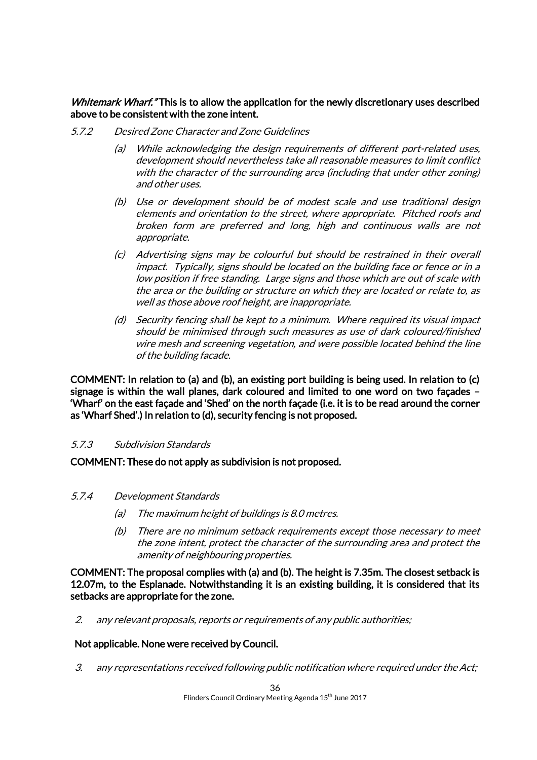***Whitemark Wharf."*** **This is to allow the application for the newly discretionary uses described above to be consistent with the zone intent.**

*5.7.2 Desired Zone Character and Zone Guidelines*

*(a) While acknowledging the design requirements of different port-related uses, development should nevertheless take all reasonable measures to limit conflict with the character of the surrounding area (including that under other zoning) and other uses.*

*(b) Use or development should be of modest scale and use traditional design elements and orientation to the street, where appropriate. Pitched roofs and broken form are preferred and long, high and continuous walls are not appropriate.*

*(c) Advertising signs may be colourful but should be restrained in their overall impact. Typically, signs should be located on the building face or fence or in a low position if free standing. Large signs and those which are out of scale with the area or the building or structure on which they are located or relate to, as well as those above roof height, are inappropriate.*

*(d) Security fencing shall be kept to a minimum. Where required its visual impact should be minimised through such measures as use of dark coloured/finished wire mesh and screening vegetation, and were possible located behind the line of the building facade.*

**COMMENT: In relation to (a) and (b), an existing port building is being used. In relation to (c) signage is within the wall planes, dark coloured and limited to one word on two façades – 'Wharf' on the east façade and 'Shed' on the north façade (i.e. it is to be read around the corner as 'Wharf Shed'.) In relation to (d), security fencing is not proposed.**

*5.7.3 Subdivision Standards*

**COMMENT: These do not apply as subdivision is not proposed.**

*5.7.4 Development Standards*

*(a) The maximum height of buildings is 8.0 metres.*

*(b) There are no minimum setback requirements except those necessary to meet the zone intent, protect the character of the surrounding area and protect the amenity of neighbouring properties.*

**COMMENT: The proposal complies with (a) and (b). The height is 7.35m. The closest setback is 12.07m, to the Esplanade. Notwithstanding it is an existing building, it is considered that its setbacks are appropriate for the zone.**

2. *any relevant proposals, reports or requirements of any public authorities;*

**Not applicable. None were received by Council.**

3. *any representations received following public notification where required under the Act;*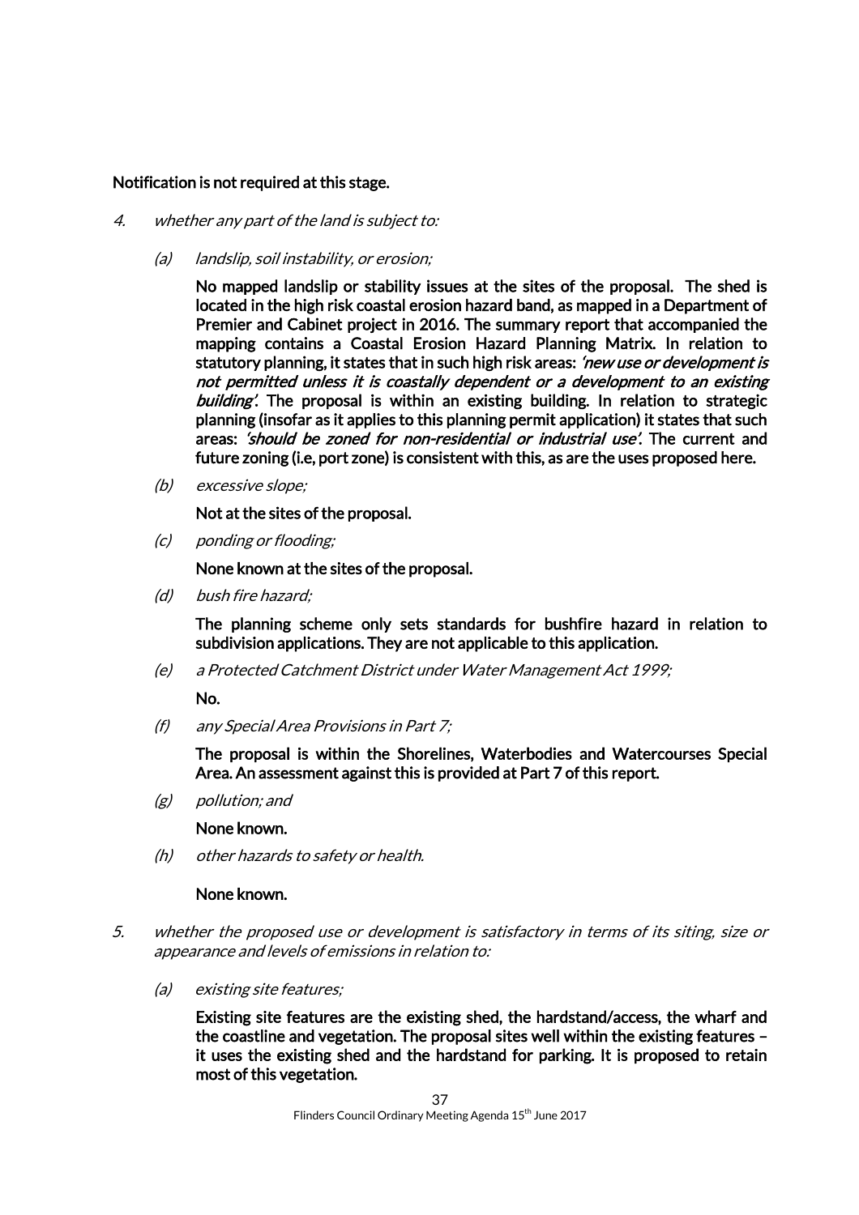**Notification is not required at this stage.**

4. *whether any part of the land is subject to:*

   (a) *landslip, soil instability, or erosion;*

   **No mapped landslip or stability issues at the sites of the proposal. The shed is located in the high risk coastal erosion hazard band, as mapped in a Department of Premier and Cabinet project in 2016. The summary report that accompanied the mapping contains a Coastal Erosion Hazard Planning Matrix. In relation to statutory planning, it states that in such high risk areas: *'new use or development is not permitted unless it is coastally dependent or a development to an existing building'*. The proposal is within an existing building. In relation to strategic planning (insofar as it applies to this planning permit application) it states that such areas: *'should be zoned for non-residential or industrial use'*. The current and future zoning (i.e, port zone) is consistent with this, as are the uses proposed here.**

   (b) *excessive slope;*

   **Not at the sites of the proposal.**

   (c) *ponding or flooding;*

   **None known at the sites of the proposal.**

   (d) *bush fire hazard;*

   **The planning scheme only sets standards for bushfire hazard in relation to subdivision applications. They are not applicable to this application.**

   (e) *a Protected Catchment District under Water Management Act 1999;*

   **No.**

   (f) *any Special Area Provisions in Part 7;*

   **The proposal is within the Shorelines, Waterbodies and Watercourses Special Area. An assessment against this is provided at Part 7 of this report.**

   (g) *pollution; and*

   **None known.**

   (h) *other hazards to safety or health.*

   **None known.**

5. *whether the proposed use or development is satisfactory in terms of its siting, size or appearance and levels of emissions in relation to:*

   (a) *existing site features;*

   **Existing site features are the existing shed, the hardstand/access, the wharf and the coastline and vegetation. The proposal sites well within the existing features – it uses the existing shed and the hardstand for parking. It is proposed to retain most of this vegetation.**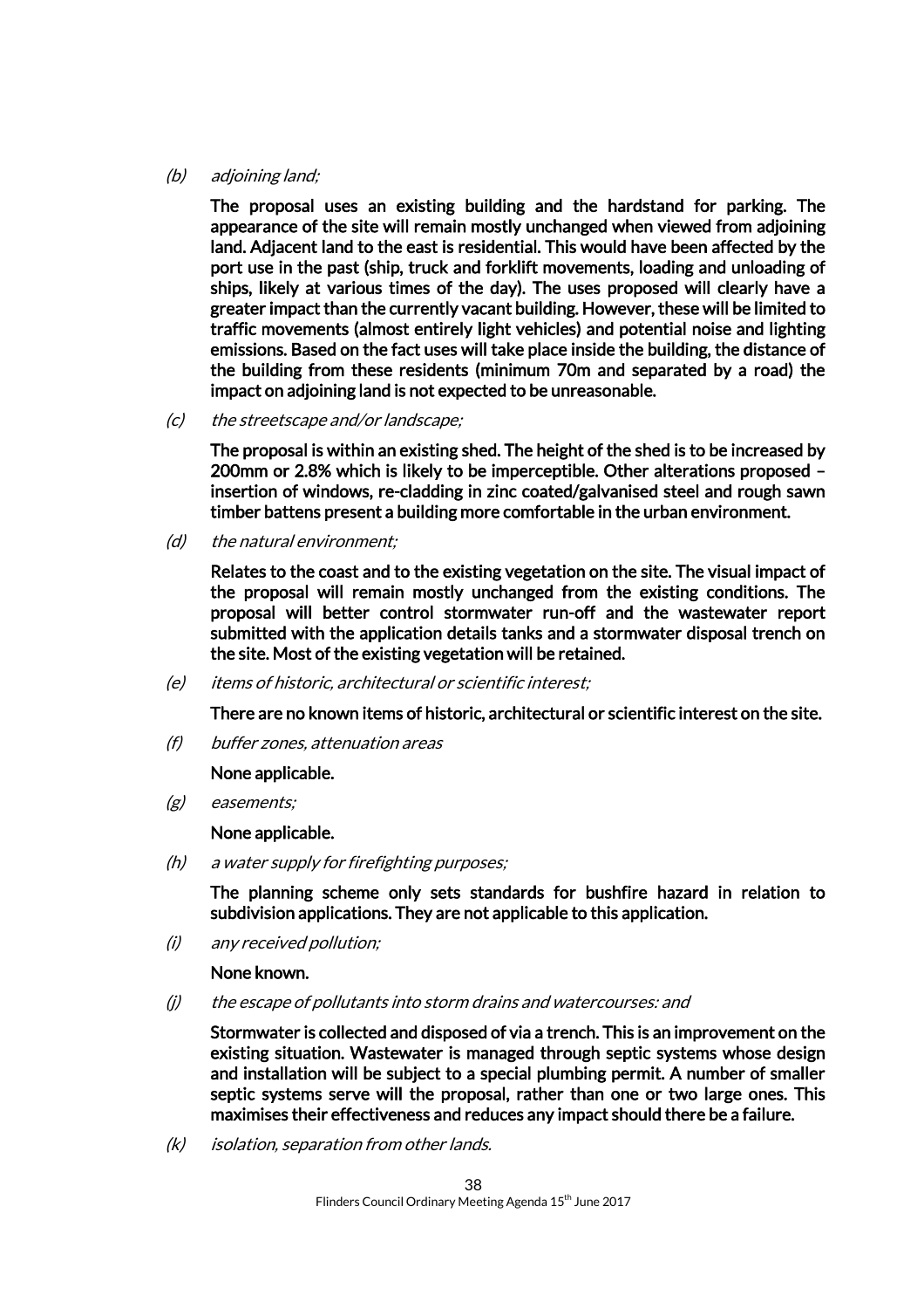*(b) adjoining land;*

**The proposal uses an existing building and the hardstand for parking. The appearance of the site will remain mostly unchanged when viewed from adjoining land. Adjacent land to the east is residential. This would have been affected by the port use in the past (ship, truck and forklift movements, loading and unloading of ships, likely at various times of the day). The uses proposed will clearly have a greater impact than the currently vacant building. However, these will be limited to traffic movements (almost entirely light vehicles) and potential noise and lighting emissions. Based on the fact uses will take place inside the building, the distance of the building from these residents (minimum 70m and separated by a road) the impact on adjoining land is not expected to be unreasonable.**

*(c) the streetscape and/or landscape;*

**The proposal is within an existing shed. The height of the shed is to be increased by 200mm or 2.8% which is likely to be imperceptible. Other alterations proposed – insertion of windows, re-cladding in zinc coated/galvanised steel and rough sawn timber battens present a building more comfortable in the urban environment.**

*(d) the natural environment;*

**Relates to the coast and to the existing vegetation on the site. The visual impact of the proposal will remain mostly unchanged from the existing conditions. The proposal will better control stormwater run-off and the wastewater report submitted with the application details tanks and a stormwater disposal trench on the site. Most of the existing vegetation will be retained.**

*(e) items of historic, architectural or scientific interest;*

**There are no known items of historic, architectural or scientific interest on the site.**

*(f) buffer zones, attenuation areas*

**None applicable.**

*(g) easements;*

**None applicable.**

*(h) a water supply for firefighting purposes;*

**The planning scheme only sets standards for bushfire hazard in relation to subdivision applications. They are not applicable to this application.**

*(i) any received pollution;*

**None known.**

*(j) the escape of pollutants into storm drains and watercourses: and*

**Stormwater is collected and disposed of via a trench. This is an improvement on the existing situation. Wastewater is managed through septic systems whose design and installation will be subject to a special plumbing permit. A number of smaller septic systems serve will the proposal, rather than one or two large ones. This maximises their effectiveness and reduces any impact should there be a failure.**

*(k) isolation, separation from other lands.*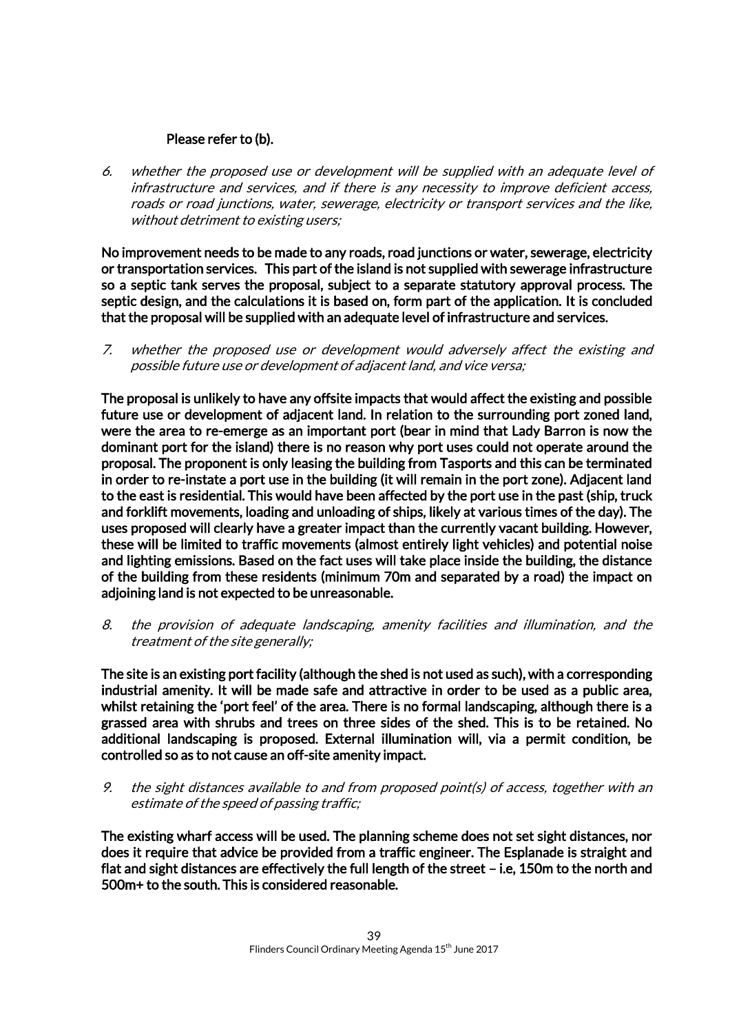**Please refer to (b).**

6. *whether the proposed use or development will be supplied with an adequate level of infrastructure and services, and if there is any necessity to improve deficient access, roads or road junctions, water, sewerage, electricity or transport services and the like, without detriment to existing users;*

**No improvement needs to be made to any roads, road junctions or water, sewerage, electricity or transportation services. This part of the island is not supplied with sewerage infrastructure so a septic tank serves the proposal, subject to a separate statutory approval process. The septic design, and the calculations it is based on, form part of the application. It is concluded that the proposal will be supplied with an adequate level of infrastructure and services.**

7. *whether the proposed use or development would adversely affect the existing and possible future use or development of adjacent land, and vice versa;*

**The proposal is unlikely to have any offsite impacts that would affect the existing and possible future use or development of adjacent land. In relation to the surrounding port zoned land, were the area to re-emerge as an important port (bear in mind that Lady Barron is now the dominant port for the island) there is no reason why port uses could not operate around the proposal. The proponent is only leasing the building from Tasports and this can be terminated in order to re-instate a port use in the building (it will remain in the port zone). Adjacent land to the east is residential. This would have been affected by the port use in the past (ship, truck and forklift movements, loading and unloading of ships, likely at various times of the day). The uses proposed will clearly have a greater impact than the currently vacant building. However, these will be limited to traffic movements (almost entirely light vehicles) and potential noise and lighting emissions. Based on the fact uses will take place inside the building, the distance of the building from these residents (minimum 70m and separated by a road) the impact on adjoining land is not expected to be unreasonable.**

8. *the provision of adequate landscaping, amenity facilities and illumination, and the treatment of the site generally;*

**The site is an existing port facility (although the shed is not used as such), with a corresponding industrial amenity. It will be made safe and attractive in order to be used as a public area, whilst retaining the 'port feel' of the area. There is no formal landscaping, although there is a grassed area with shrubs and trees on three sides of the shed. This is to be retained. No additional landscaping is proposed. External illumination will, via a permit condition, be controlled so as to not cause an off-site amenity impact.**

9. *the sight distances available to and from proposed point(s) of access, together with an estimate of the speed of passing traffic;*

**The existing wharf access will be used. The planning scheme does not set sight distances, nor does it require that advice be provided from a traffic engineer. The Esplanade is straight and flat and sight distances are effectively the full length of the street – i.e, 150m to the north and 500m+ to the south. This is considered reasonable.**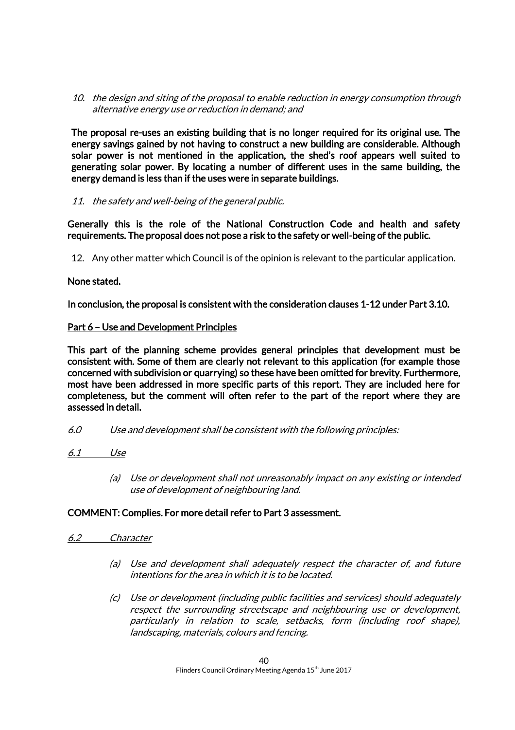10. *the design and siting of the proposal to enable reduction in energy consumption through alternative energy use or reduction in demand; and*

**The proposal re-uses an existing building that is no longer required for its original use. The energy savings gained by not having to construct a new building are considerable. Although solar power is not mentioned in the application, the shed's roof appears well suited to generating solar power. By locating a number of different uses in the same building, the energy demand is less than if the uses were in separate buildings.**

11. *the safety and well-being of the general public.*

**Generally this is the role of the National Construction Code and health and safety requirements. The proposal does not pose a risk to the safety or well-being of the public.**

12. Any other matter which Council is of the opinion is relevant to the particular application.

**None stated.**

**In conclusion, the proposal is consistent with the consideration clauses 1-12 under Part 3.10.**

**<u>Part 6 – Use and Development Principles</u>**

**This part of the planning scheme provides general principles that development must be consistent with. Some of them are clearly not relevant to this application (for example those concerned with subdivision or quarrying) so these have been omitted for brevity. Furthermore, most have been addressed in more specific parts of this report. They are included here for completeness, but the comment will often refer to the part of the report where they are assessed in detail.**

*6.0 Use and development shall be consistent with the following principles:*

*<u>6.1 Use</u>*

> *(a) Use or development shall not unreasonably impact on any existing or intended use of development of neighbouring land.*

**COMMENT: Complies. For more detail refer to Part 3 assessment.**

*<u>6.2 Character</u>*

> *(a) Use and development shall adequately respect the character of, and future intentions for the area in which it is to be located.*
>
> *(c) Use or development (including public facilities and services) should adequately respect the surrounding streetscape and neighbouring use or development, particularly in relation to scale, setbacks, form (including roof shape), landscaping, materials, colours and fencing.*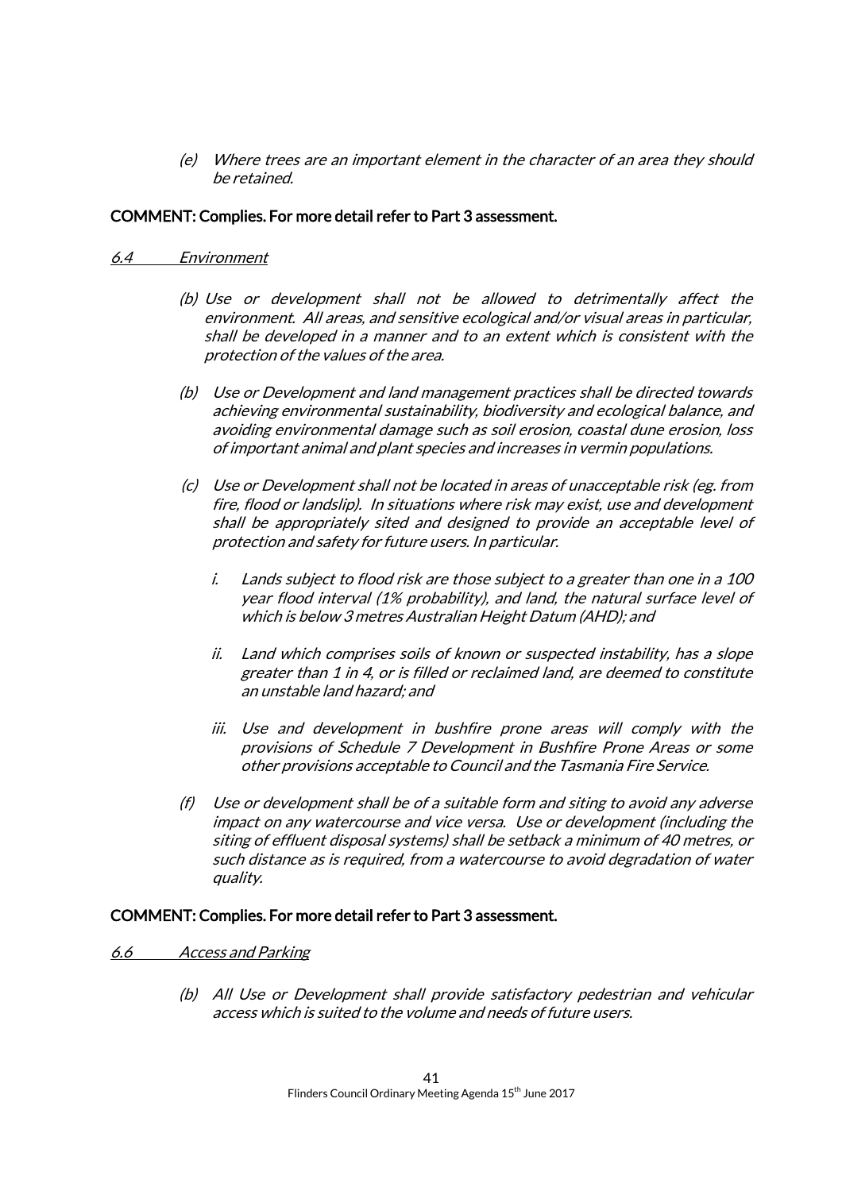*(e) Where trees are an important element in the character of an area they should be retained.*

**COMMENT: Complies. For more detail refer to Part 3 assessment.**

*6.4 Environment*

*(b) Use or development shall not be allowed to detrimentally affect the environment. All areas, and sensitive ecological and/or visual areas in particular, shall be developed in a manner and to an extent which is consistent with the protection of the values of the area.*

*(b) Use or Development and land management practices shall be directed towards achieving environmental sustainability, biodiversity and ecological balance, and avoiding environmental damage such as soil erosion, coastal dune erosion, loss of important animal and plant species and increases in vermin populations.*

*(c) Use or Development shall not be located in areas of unacceptable risk (eg. from fire, flood or landslip). In situations where risk may exist, use and development shall be appropriately sited and designed to provide an acceptable level of protection and safety for future users. In particular.*

*i. Lands subject to flood risk are those subject to a greater than one in a 100 year flood interval (1% probability), and land, the natural surface level of which is below 3 metres Australian Height Datum (AHD); and*

*ii. Land which comprises soils of known or suspected instability, has a slope greater than 1 in 4, or is filled or reclaimed land, are deemed to constitute an unstable land hazard; and*

*iii. Use and development in bushfire prone areas will comply with the provisions of Schedule 7 Development in Bushfire Prone Areas or some other provisions acceptable to Council and the Tasmania Fire Service.*

*(f) Use or development shall be of a suitable form and siting to avoid any adverse impact on any watercourse and vice versa. Use or development (including the siting of effluent disposal systems) shall be setback a minimum of 40 metres, or such distance as is required, from a watercourse to avoid degradation of water quality.*

**COMMENT: Complies. For more detail refer to Part 3 assessment.**

*6.6 Access and Parking*

*(b) All Use or Development shall provide satisfactory pedestrian and vehicular access which is suited to the volume and needs of future users.*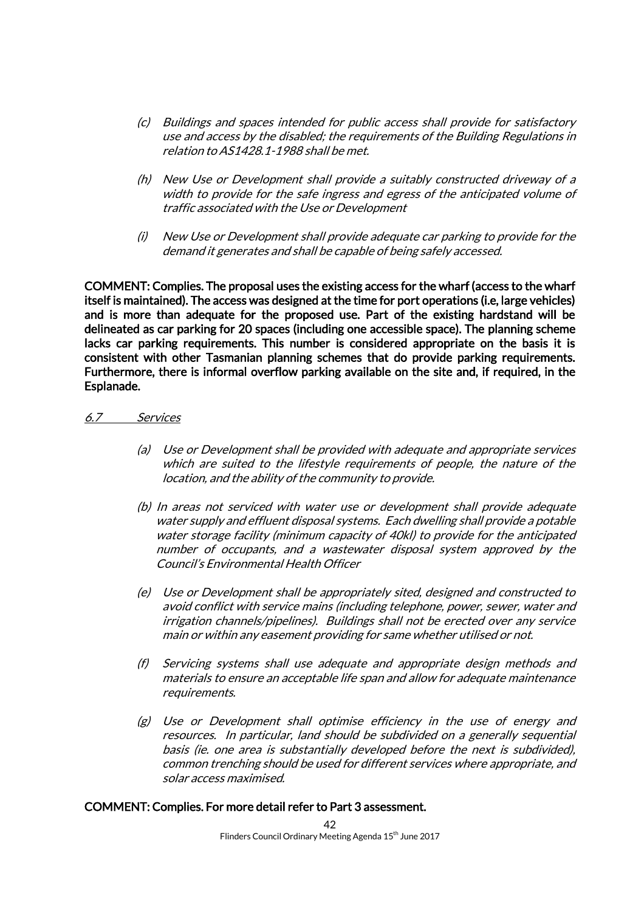(c) *Buildings and spaces intended for public access shall provide for satisfactory use and access by the disabled; the requirements of the Building Regulations in relation to AS1428.1-1988 shall be met.*

(h) *New Use or Development shall provide a suitably constructed driveway of a width to provide for the safe ingress and egress of the anticipated volume of traffic associated with the Use or Development*

(i) *New Use or Development shall provide adequate car parking to provide for the demand it generates and shall be capable of being safely accessed.*

**COMMENT: Complies. The proposal uses the existing access for the wharf (access to the wharf itself is maintained). The access was designed at the time for port operations (i.e, large vehicles) and is more than adequate for the proposed use. Part of the existing hardstand will be delineated as car parking for 20 spaces (including one accessible space). The planning scheme lacks car parking requirements. This number is considered appropriate on the basis it is consistent with other Tasmanian planning schemes that do provide parking requirements. Furthermore, there is informal overflow parking available on the site and, if required, in the Esplanade.**

*6.7 Services*

(a) *Use or Development shall be provided with adequate and appropriate services which are suited to the lifestyle requirements of people, the nature of the location, and the ability of the community to provide.*

(b) *In areas not serviced with water use or development shall provide adequate water supply and effluent disposal systems. Each dwelling shall provide a potable water storage facility (minimum capacity of 40kl) to provide for the anticipated number of occupants, and a wastewater disposal system approved by the Council's Environmental Health Officer*

(e) *Use or Development shall be appropriately sited, designed and constructed to avoid conflict with service mains (including telephone, power, sewer, water and irrigation channels/pipelines). Buildings shall not be erected over any service main or within any easement providing for same whether utilised or not.*

(f) *Servicing systems shall use adequate and appropriate design methods and materials to ensure an acceptable life span and allow for adequate maintenance requirements.*

(g) *Use or Development shall optimise efficiency in the use of energy and resources. In particular, land should be subdivided on a generally sequential basis (ie. one area is substantially developed before the next is subdivided), common trenching should be used for different services where appropriate, and solar access maximised.*

**COMMENT: Complies. For more detail refer to Part 3 assessment.**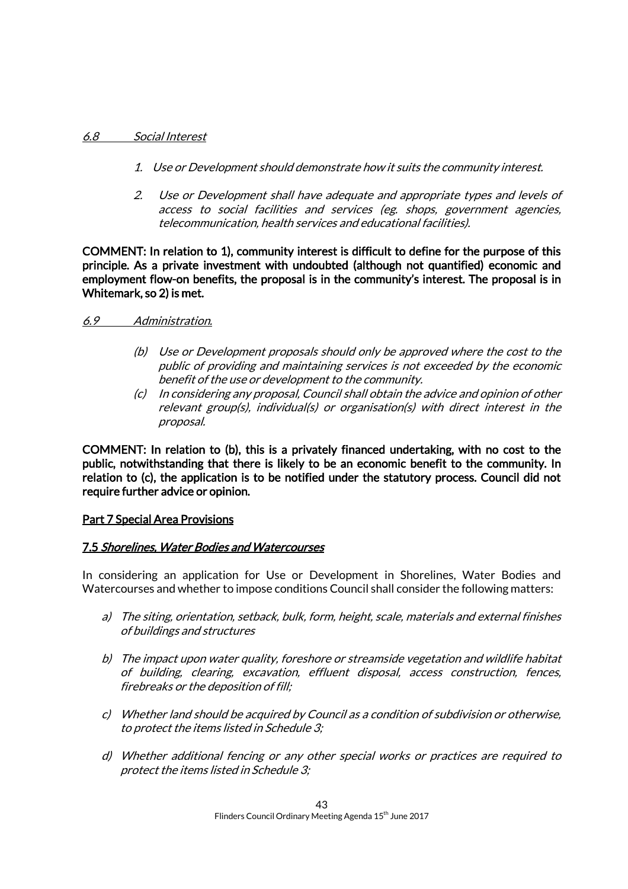*6.8 Social Interest*

1. *Use or Development should demonstrate how it suits the community interest.*

2. *Use or Development shall have adequate and appropriate types and levels of access to social facilities and services (eg. shops, government agencies, telecommunication, health services and educational facilities).*

**COMMENT: In relation to 1), community interest is difficult to define for the purpose of this principle. As a private investment with undoubted (although not quantified) economic and employment flow-on benefits, the proposal is in the community's interest. The proposal is in Whitemark, so 2) is met.**

*6.9 Administration.*

(b) *Use or Development proposals should only be approved where the cost to the public of providing and maintaining services is not exceeded by the economic benefit of the use or development to the community.*

(c) *In considering any proposal, Council shall obtain the advice and opinion of other relevant group(s), individual(s) or organisation(s) with direct interest in the proposal.*

**COMMENT: In relation to (b), this is a privately financed undertaking, with no cost to the public, notwithstanding that there is likely to be an economic benefit to the community. In relation to (c), the application is to be notified under the statutory process. Council did not require further advice or opinion.**

**Part 7 Special Area Provisions**

**7.5 *Shorelines, Water Bodies and Watercourses***

In considering an application for Use or Development in Shorelines, Water Bodies and Watercourses and whether to impose conditions Council shall consider the following matters:

a) *The siting, orientation, setback, bulk, form, height, scale, materials and external finishes of buildings and structures*

b) *The impact upon water quality, foreshore or streamside vegetation and wildlife habitat of building, clearing, excavation, effluent disposal, access construction, fences, firebreaks or the deposition of fill;*

c) *Whether land should be acquired by Council as a condition of subdivision or otherwise, to protect the items listed in Schedule 3;*

d) *Whether additional fencing or any other special works or practices are required to protect the items listed in Schedule 3;*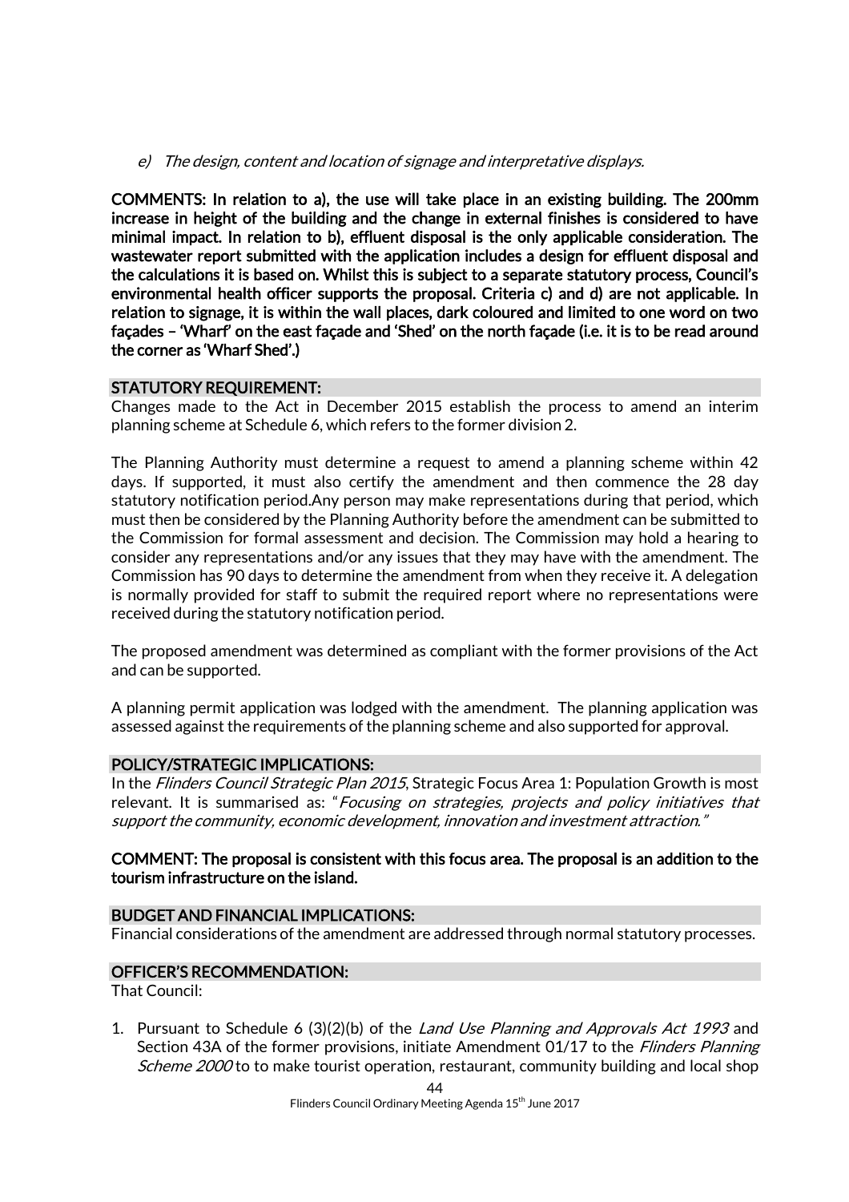*e) The design, content and location of signage and interpretative displays.*

**COMMENTS: In relation to a), the use will take place in an existing building. The 200mm increase in height of the building and the change in external finishes is considered to have minimal impact. In relation to b), effluent disposal is the only applicable consideration. The wastewater report submitted with the application includes a design for effluent disposal and the calculations it is based on. Whilst this is subject to a separate statutory process, Council's environmental health officer supports the proposal. Criteria c) and d) are not applicable. In relation to signage, it is within the wall places, dark coloured and limited to one word on two façades – 'Wharf' on the east façade and 'Shed' on the north façade (i.e. it is to be read around the corner as 'Wharf Shed'.)**

## STATUTORY REQUIREMENT:

Changes made to the Act in December 2015 establish the process to amend an interim planning scheme at Schedule 6, which refers to the former division 2.

The Planning Authority must determine a request to amend a planning scheme within 42 days. If supported, it must also certify the amendment and then commence the 28 day statutory notification period.Any person may make representations during that period, which must then be considered by the Planning Authority before the amendment can be submitted to the Commission for formal assessment and decision. The Commission may hold a hearing to consider any representations and/or any issues that they may have with the amendment. The Commission has 90 days to determine the amendment from when they receive it. A delegation is normally provided for staff to submit the required report where no representations were received during the statutory notification period.

The proposed amendment was determined as compliant with the former provisions of the Act and can be supported.

A planning permit application was lodged with the amendment. The planning application was assessed against the requirements of the planning scheme and also supported for approval.

## POLICY/STRATEGIC IMPLICATIONS:

In the *Flinders Council Strategic Plan 2015*, Strategic Focus Area 1: Population Growth is most relevant. It is summarised as: "*Focusing on strategies, projects and policy initiatives that support the community, economic development, innovation and investment attraction.*"

**COMMENT: The proposal is consistent with this focus area. The proposal is an addition to the tourism infrastructure on the island.**

## BUDGET AND FINANCIAL IMPLICATIONS:

Financial considerations of the amendment are addressed through normal statutory processes.

## OFFICER'S RECOMMENDATION:

That Council:

1. Pursuant to Schedule 6 (3)(2)(b) of the *Land Use Planning and Approvals Act 1993* and Section 43A of the former provisions, initiate Amendment 01/17 to the *Flinders Planning Scheme 2000* to to make tourist operation, restaurant, community building and local shop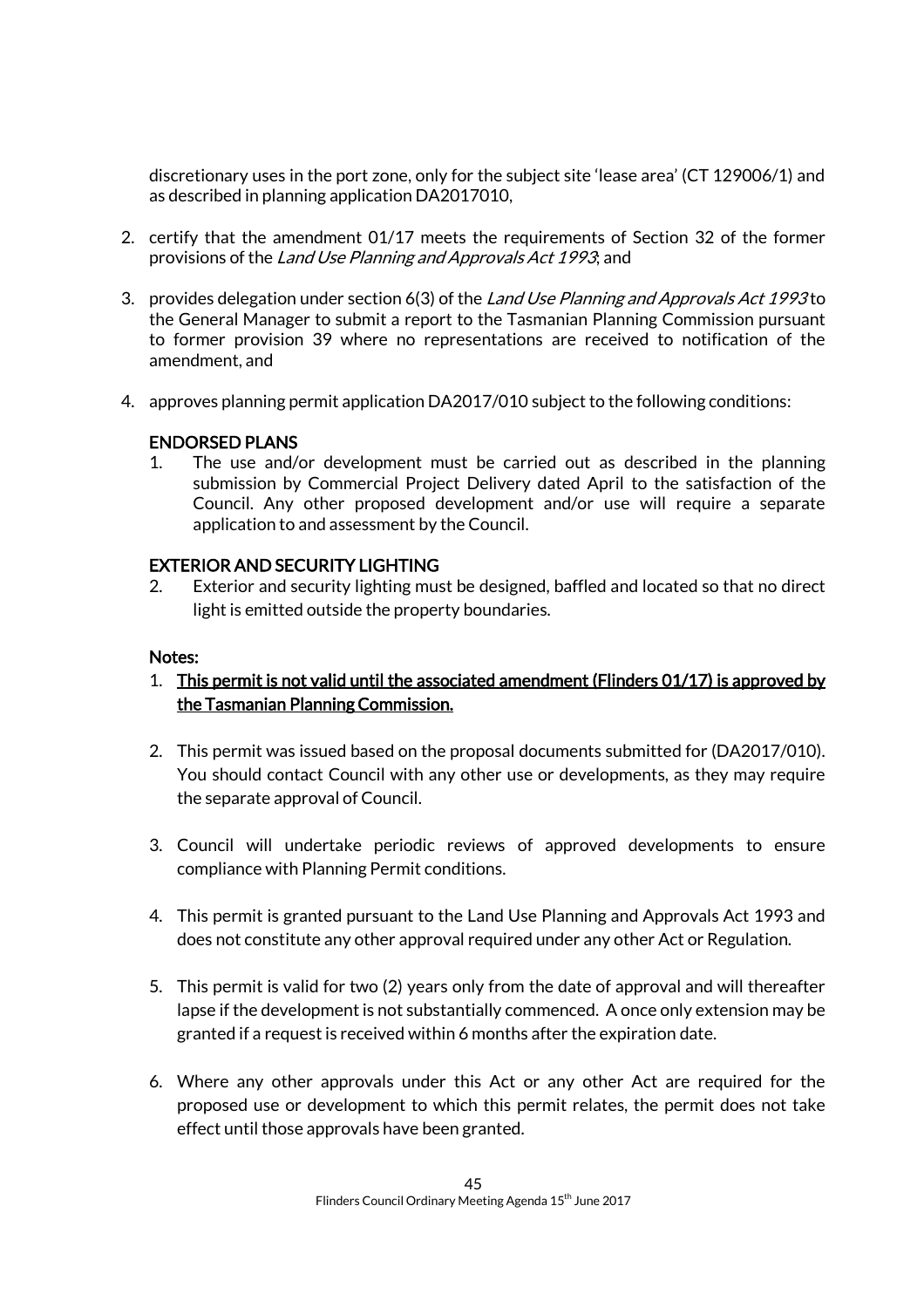discretionary uses in the port zone, only for the subject site 'lease area' (CT 129006/1) and as described in planning application DA2017010,

2. certify that the amendment 01/17 meets the requirements of Section 32 of the former provisions of the *Land Use Planning and Approvals Act 1993*; and

3. provides delegation under section 6(3) of the *Land Use Planning and Approvals Act 1993* to the General Manager to submit a report to the Tasmanian Planning Commission pursuant to former provision 39 where no representations are received to notification of the amendment, and

4. approves planning permit application DA2017/010 subject to the following conditions:

   **ENDORSED PLANS**

   1. The use and/or development must be carried out as described in the planning submission by Commercial Project Delivery dated April to the satisfaction of the Council. Any other proposed development and/or use will require a separate application to and assessment by the Council.

   **EXTERIOR AND SECURITY LIGHTING**

   2. Exterior and security lighting must be designed, baffled and located so that no direct light is emitted outside the property boundaries.

   **Notes:**

   1. **<u>This permit is not valid until the associated amendment (Flinders 01/17) is approved by the Tasmanian Planning Commission.</u>**

   2. This permit was issued based on the proposal documents submitted for (DA2017/010). You should contact Council with any other use or developments, as they may require the separate approval of Council.

   3. Council will undertake periodic reviews of approved developments to ensure compliance with Planning Permit conditions.

   4. This permit is granted pursuant to the Land Use Planning and Approvals Act 1993 and does not constitute any other approval required under any other Act or Regulation.

   5. This permit is valid for two (2) years only from the date of approval and will thereafter lapse if the development is not substantially commenced. A once only extension may be granted if a request is received within 6 months after the expiration date.

   6. Where any other approvals under this Act or any other Act are required for the proposed use or development to which this permit relates, the permit does not take effect until those approvals have been granted.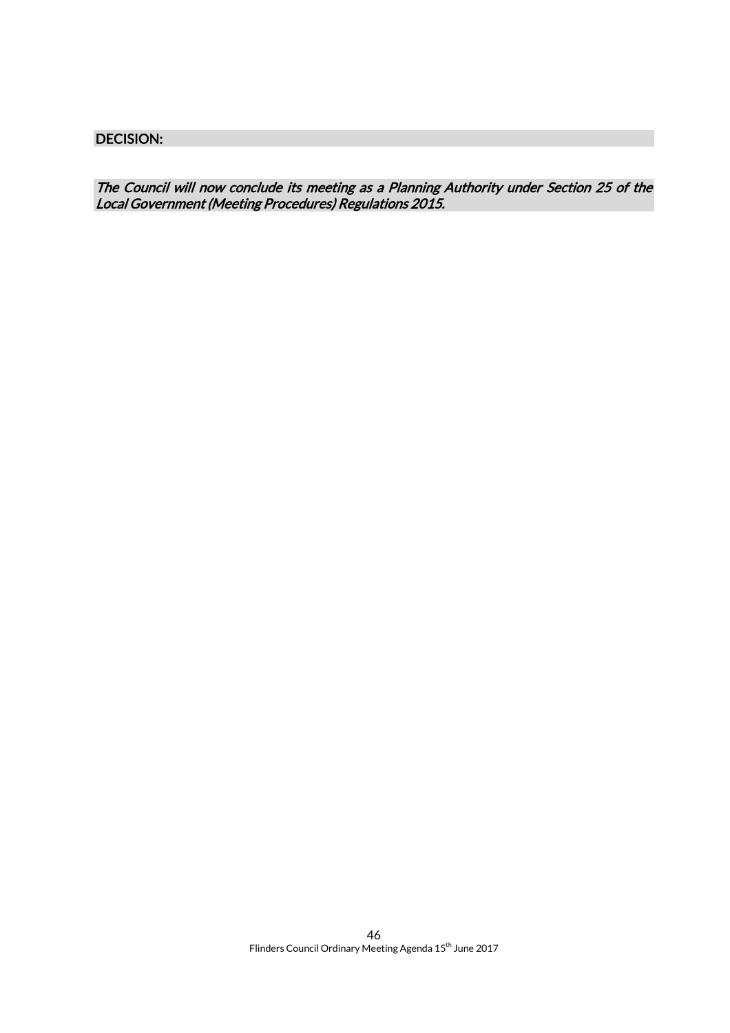DECISION:

*The Council will now conclude its meeting as a Planning Authority under Section 25 of the Local Government (Meeting Procedures) Regulations 2015.*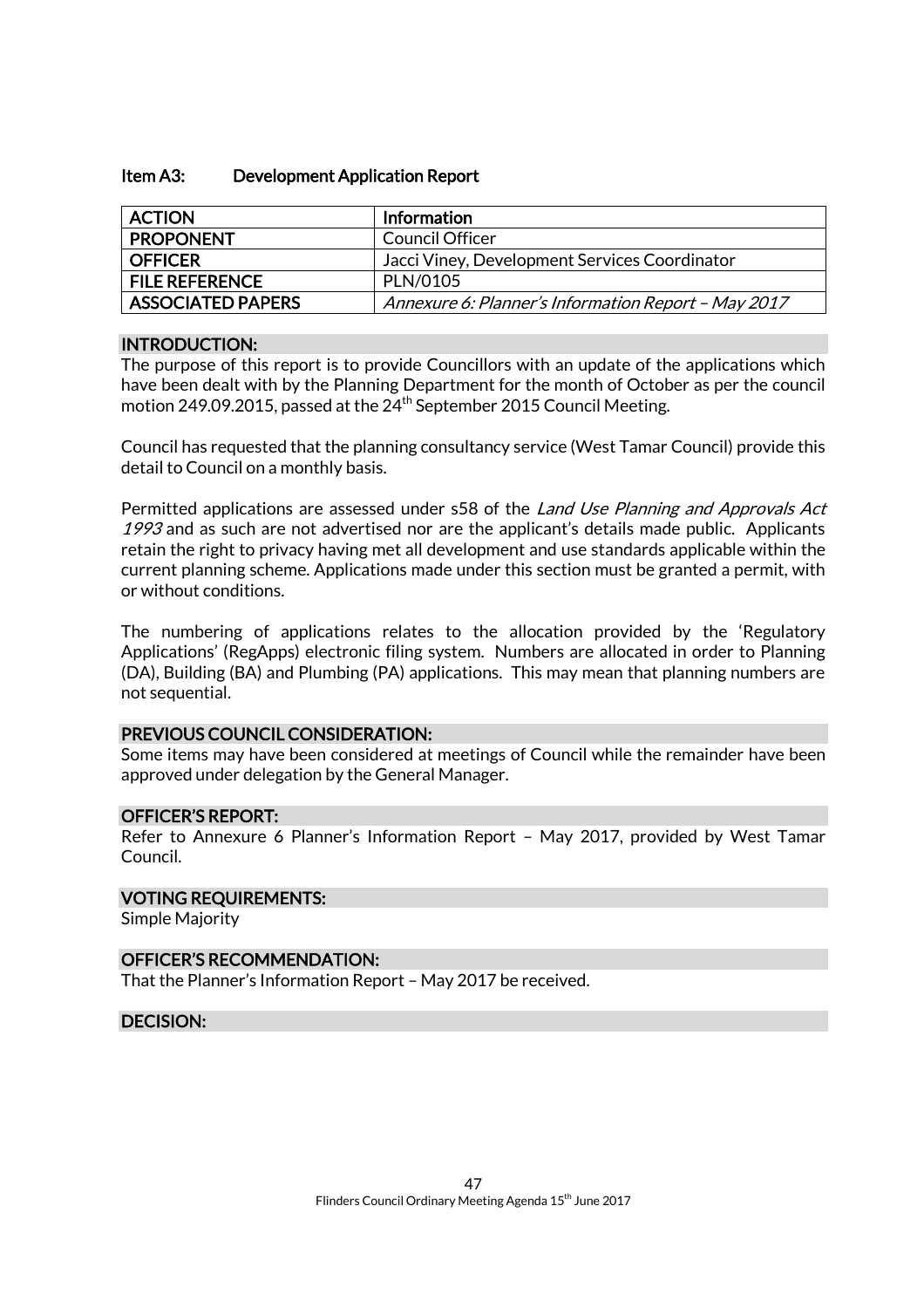### Item A3: Development Application Report

| ACTION | Information |
|---|---|
| PROPONENT | Council Officer |
| OFFICER | Jacci Viney, Development Services Coordinator |
| FILE REFERENCE | PLN/0105 |
| ASSOCIATED PAPERS | *Annexure 6: Planner's Information Report – May 2017* |

#### INTRODUCTION:

The purpose of this report is to provide Councillors with an update of the applications which have been dealt with by the Planning Department for the month of October as per the council motion 249.09.2015, passed at the 24th September 2015 Council Meeting.

Council has requested that the planning consultancy service (West Tamar Council) provide this detail to Council on a monthly basis.

Permitted applications are assessed under s58 of the *Land Use Planning and Approvals Act 1993* and as such are not advertised nor are the applicant's details made public. Applicants retain the right to privacy having met all development and use standards applicable within the current planning scheme. Applications made under this section must be granted a permit, with or without conditions.

The numbering of applications relates to the allocation provided by the 'Regulatory Applications' (RegApps) electronic filing system. Numbers are allocated in order to Planning (DA), Building (BA) and Plumbing (PA) applications. This may mean that planning numbers are not sequential.

#### PREVIOUS COUNCIL CONSIDERATION:

Some items may have been considered at meetings of Council while the remainder have been approved under delegation by the General Manager.

#### OFFICER'S REPORT:

Refer to Annexure 6 Planner's Information Report – May 2017, provided by West Tamar Council.

#### VOTING REQUIREMENTS:

Simple Majority

#### OFFICER'S RECOMMENDATION:

That the Planner's Information Report – May 2017 be received.

#### DECISION: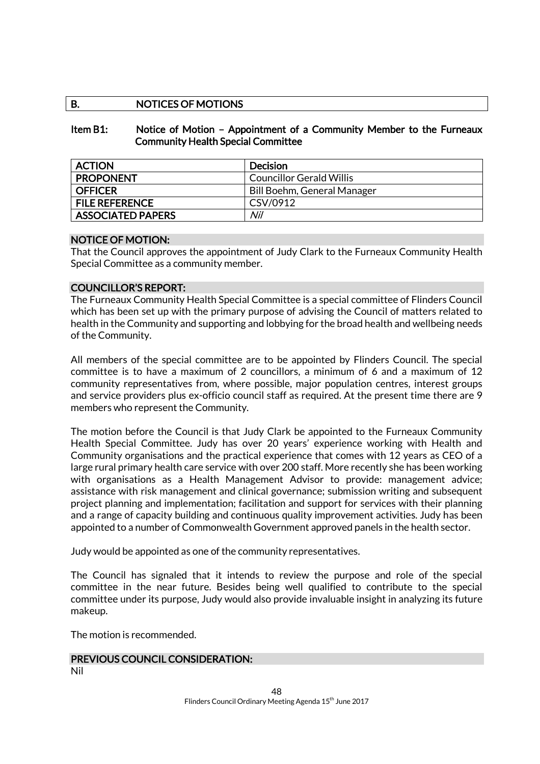## B. NOTICES OF MOTIONS

### Item B1: Notice of Motion – Appointment of a Community Member to the Furneaux Community Health Special Committee

| ACTION | Decision |
|---|---|
| PROPONENT | Councillor Gerald Willis |
| OFFICER | Bill Boehm, General Manager |
| FILE REFERENCE | CSV/0912 |
| ASSOCIATED PAPERS | *Nil* |

#### NOTICE OF MOTION:

That the Council approves the appointment of Judy Clark to the Furneaux Community Health Special Committee as a community member.

#### COUNCILLOR'S REPORT:

The Furneaux Community Health Special Committee is a special committee of Flinders Council which has been set up with the primary purpose of advising the Council of matters related to health in the Community and supporting and lobbying for the broad health and wellbeing needs of the Community.

All members of the special committee are to be appointed by Flinders Council. The special committee is to have a maximum of 2 councillors, a minimum of 6 and a maximum of 12 community representatives from, where possible, major population centres, interest groups and service providers plus ex-officio council staff as required. At the present time there are 9 members who represent the Community.

The motion before the Council is that Judy Clark be appointed to the Furneaux Community Health Special Committee. Judy has over 20 years' experience working with Health and Community organisations and the practical experience that comes with 12 years as CEO of a large rural primary health care service with over 200 staff. More recently she has been working with organisations as a Health Management Advisor to provide: management advice; assistance with risk management and clinical governance; submission writing and subsequent project planning and implementation; facilitation and support for services with their planning and a range of capacity building and continuous quality improvement activities. Judy has been appointed to a number of Commonwealth Government approved panels in the health sector.

Judy would be appointed as one of the community representatives.

The Council has signaled that it intends to review the purpose and role of the special committee in the near future. Besides being well qualified to contribute to the special committee under its purpose, Judy would also provide invaluable insight in analyzing its future makeup.

The motion is recommended.

#### PREVIOUS COUNCIL CONSIDERATION:

Nil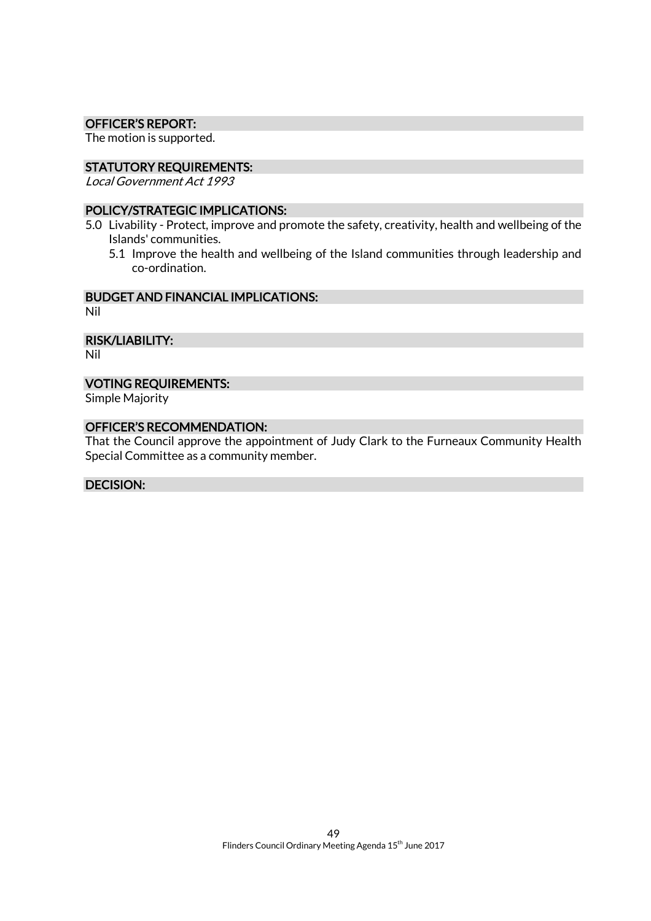## OFFICER'S REPORT:

The motion is supported.

## STATUTORY REQUIREMENTS:

*Local Government Act 1993*

## POLICY/STRATEGIC IMPLICATIONS:

5.0 Livability - Protect, improve and promote the safety, creativity, health and wellbeing of the Islands' communities.

5.1 Improve the health and wellbeing of the Island communities through leadership and co-ordination.

## BUDGET AND FINANCIAL IMPLICATIONS:

Nil

## RISK/LIABILITY:

Nil

## VOTING REQUIREMENTS:

Simple Majority

## OFFICER'S RECOMMENDATION:

That the Council approve the appointment of Judy Clark to the Furneaux Community Health Special Committee as a community member.

## DECISION: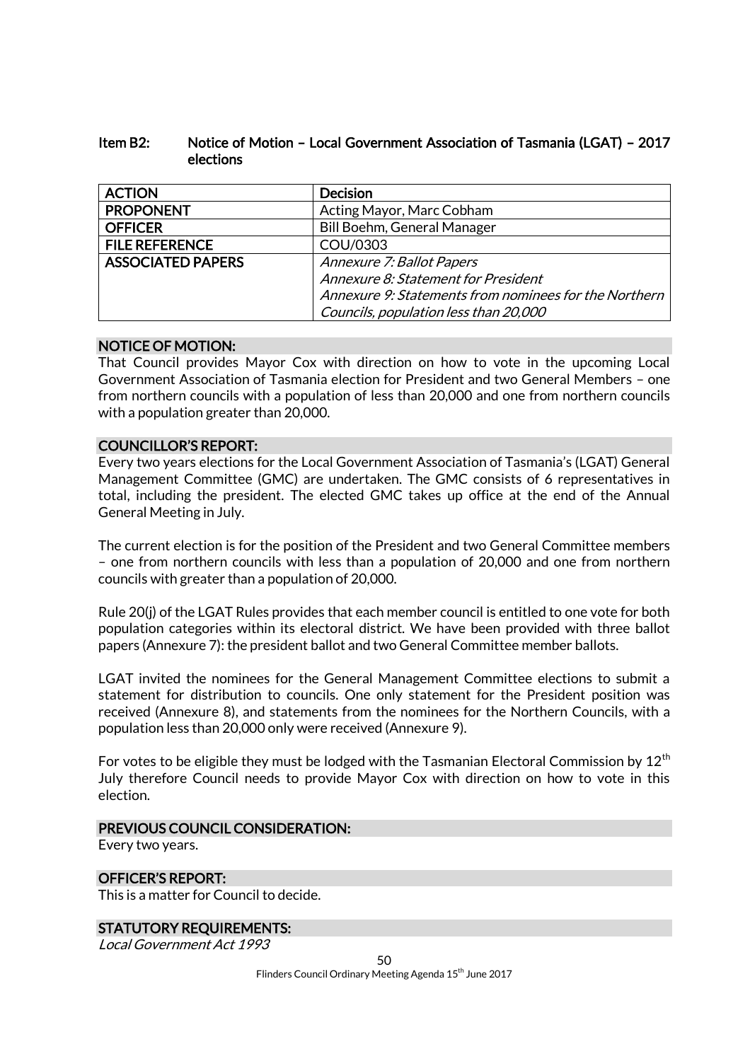### Item B2: Notice of Motion – Local Government Association of Tasmania (LGAT) – 2017 elections

| ACTION | Decision |
|---|---|
| PROPONENT | Acting Mayor, Marc Cobham |
| OFFICER | Bill Boehm, General Manager |
| FILE REFERENCE | COU/0303 |
| ASSOCIATED PAPERS | *Annexure 7: Ballot Papers*<br>*Annexure 8: Statement for President*<br>*Annexure 9: Statements from nominees for the Northern Councils, population less than 20,000* |

**NOTICE OF MOTION:**

That Council provides Mayor Cox with direction on how to vote in the upcoming Local Government Association of Tasmania election for President and two General Members – one from northern councils with a population of less than 20,000 and one from northern councils with a population greater than 20,000.

**COUNCILLOR'S REPORT:**

Every two years elections for the Local Government Association of Tasmania's (LGAT) General Management Committee (GMC) are undertaken. The GMC consists of 6 representatives in total, including the president. The elected GMC takes up office at the end of the Annual General Meeting in July.

The current election is for the position of the President and two General Committee members – one from northern councils with less than a population of 20,000 and one from northern councils with greater than a population of 20,000.

Rule 20(j) of the LGAT Rules provides that each member council is entitled to one vote for both population categories within its electoral district. We have been provided with three ballot papers (Annexure 7): the president ballot and two General Committee member ballots.

LGAT invited the nominees for the General Management Committee elections to submit a statement for distribution to councils. One only statement for the President position was received (Annexure 8), and statements from the nominees for the Northern Councils, with a population less than 20,000 only were received (Annexure 9).

For votes to be eligible they must be lodged with the Tasmanian Electoral Commission by 12th July therefore Council needs to provide Mayor Cox with direction on how to vote in this election.

**PREVIOUS COUNCIL CONSIDERATION:**

Every two years.

**OFFICER'S REPORT:**

This is a matter for Council to decide.

**STATUTORY REQUIREMENTS:**

*Local Government Act 1993*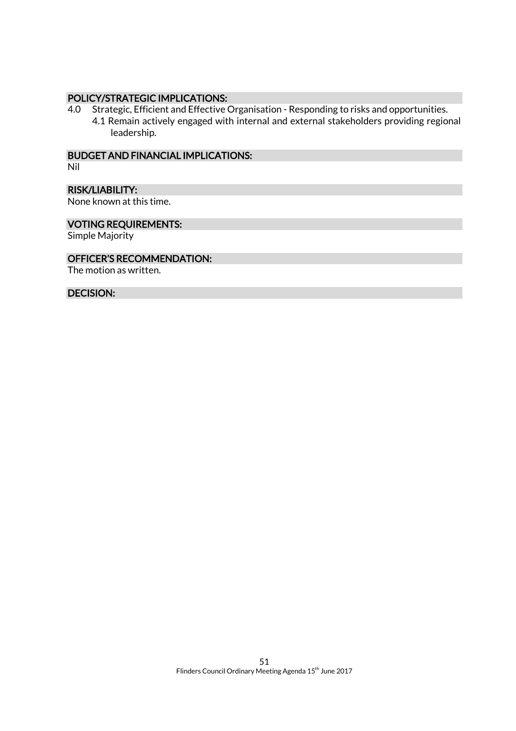## POLICY/STRATEGIC IMPLICATIONS:

4.0 Strategic, Efficient and Effective Organisation - Responding to risks and opportunities.
- 4.1 Remain actively engaged with internal and external stakeholders providing regional leadership.

## BUDGET AND FINANCIAL IMPLICATIONS:

Nil

## RISK/LIABILITY:

None known at this time.

## VOTING REQUIREMENTS:

Simple Majority

## OFFICER'S RECOMMENDATION:

The motion as written.

## DECISION: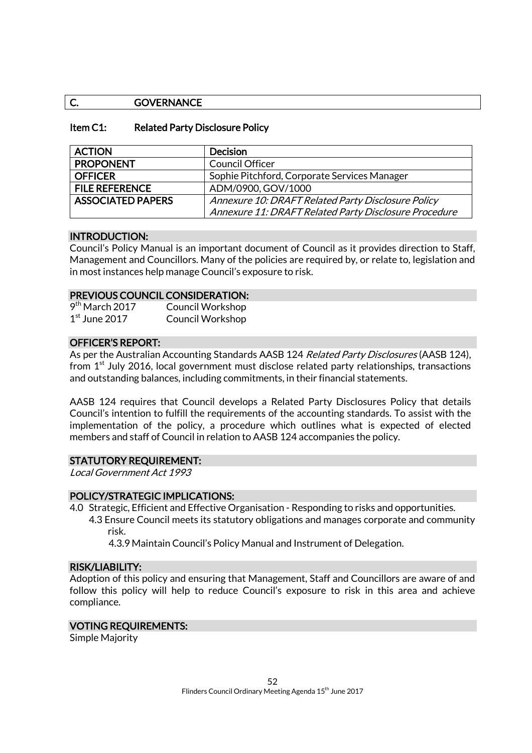## C. GOVERNANCE

### Item C1: Related Party Disclosure Policy

| ACTION | Decision |
| --- | --- |
| PROPONENT | Council Officer |
| OFFICER | Sophie Pitchford, Corporate Services Manager |
| FILE REFERENCE | ADM/0900, GOV/1000 |
| ASSOCIATED PAPERS | *Annexure 10: DRAFT Related Party Disclosure Policy*<br>*Annexure 11: DRAFT Related Party Disclosure Procedure* |

**INTRODUCTION:**

Council's Policy Manual is an important document of Council as it provides direction to Staff, Management and Councillors. Many of the policies are required by, or relate to, legislation and in most instances help manage Council's exposure to risk.

**PREVIOUS COUNCIL CONSIDERATION:**

9th March 2017 Council Workshop
1st June 2017 Council Workshop

**OFFICER'S REPORT:**

As per the Australian Accounting Standards AASB 124 *Related Party Disclosures* (AASB 124), from 1st July 2016, local government must disclose related party relationships, transactions and outstanding balances, including commitments, in their financial statements.

AASB 124 requires that Council develops a Related Party Disclosures Policy that details Council's intention to fulfill the requirements of the accounting standards. To assist with the implementation of the policy, a procedure which outlines what is expected of elected members and staff of Council in relation to AASB 124 accompanies the policy.

**STATUTORY REQUIREMENT:**

*Local Government Act 1993*

**POLICY/STRATEGIC IMPLICATIONS:**

4.0 Strategic, Efficient and Effective Organisation - Responding to risks and opportunities.
  4.3 Ensure Council meets its statutory obligations and manages corporate and community risk.
    4.3.9 Maintain Council's Policy Manual and Instrument of Delegation.

**RISK/LIABILITY:**

Adoption of this policy and ensuring that Management, Staff and Councillors are aware of and follow this policy will help to reduce Council's exposure to risk in this area and achieve compliance.

**VOTING REQUIREMENTS:**

Simple Majority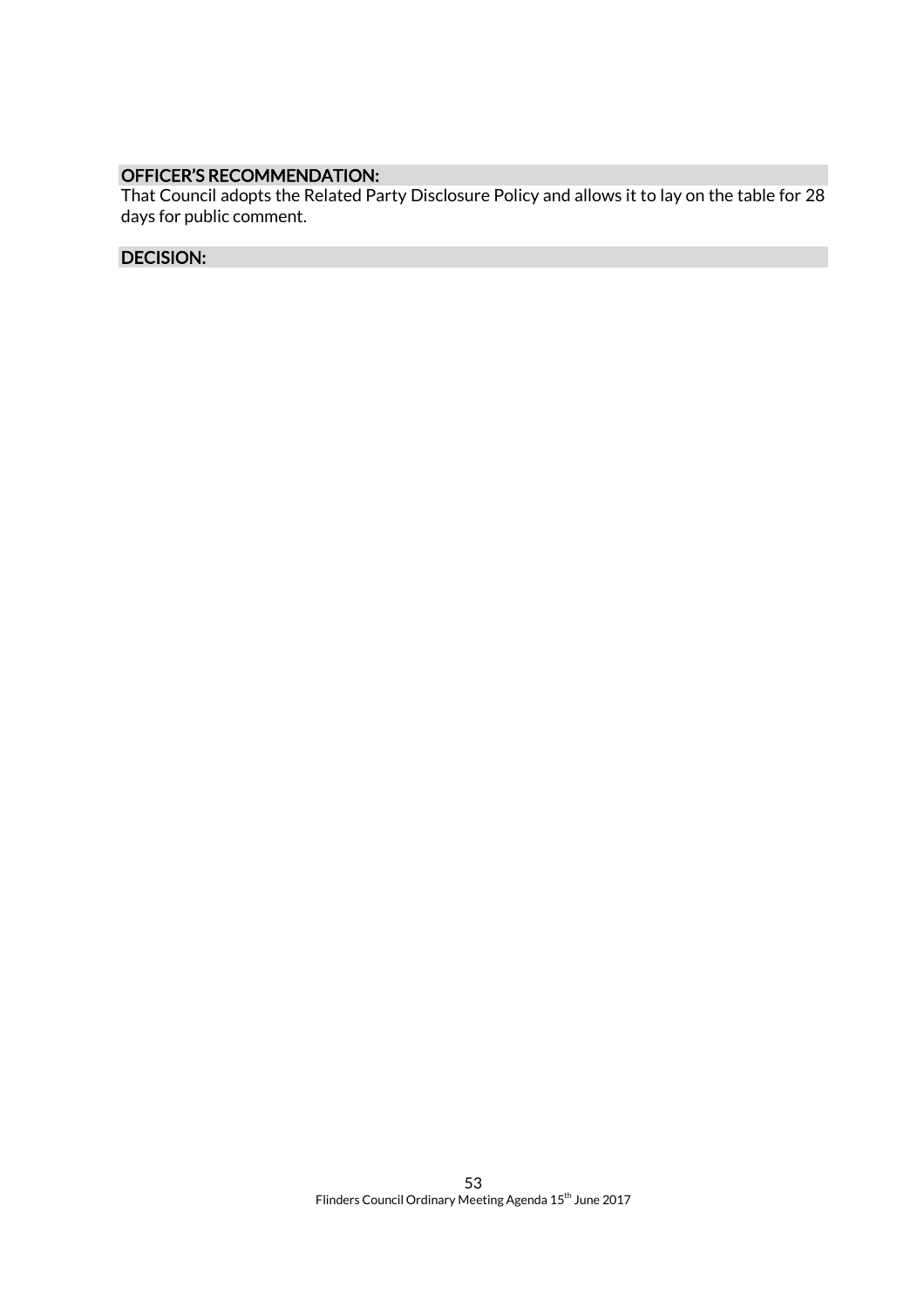### OFFICER'S RECOMMENDATION:

That Council adopts the Related Party Disclosure Policy and allows it to lay on the table for 28 days for public comment.

### DECISION: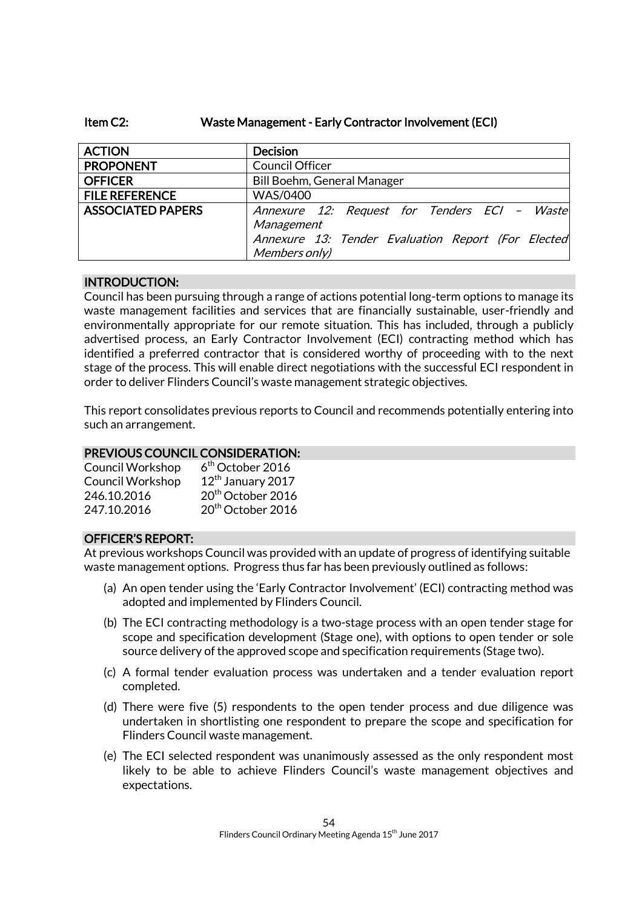**Item C2: Waste Management - Early Contractor Involvement (ECI)**

| ACTION | Decision |
|---|---|
| PROPONENT | Council Officer |
| OFFICER | Bill Boehm, General Manager |
| FILE REFERENCE | WAS/0400 |
| ASSOCIATED PAPERS | *Annexure 12: Request for Tenders ECI – Waste Management*<br>*Annexure 13: Tender Evaluation Report (For Elected Members only)* |

## INTRODUCTION:

Council has been pursuing through a range of actions potential long-term options to manage its waste management facilities and services that are financially sustainable, user-friendly and environmentally appropriate for our remote situation. This has included, through a publicly advertised process, an Early Contractor Involvement (ECI) contracting method which has identified a preferred contractor that is considered worthy of proceeding with to the next stage of the process. This will enable direct negotiations with the successful ECI respondent in order to deliver Flinders Council's waste management strategic objectives.

This report consolidates previous reports to Council and recommends potentially entering into such an arrangement.

## PREVIOUS COUNCIL CONSIDERATION:

| | |
|---|---|
| Council Workshop | 6th October 2016 |
| Council Workshop | 12th January 2017 |
| 246.10.2016 | 20th October 2016 |
| 247.10.2016 | 20th October 2016 |

## OFFICER'S REPORT:

At previous workshops Council was provided with an update of progress of identifying suitable waste management options. Progress thus far has been previously outlined as follows:

(a) An open tender using the 'Early Contractor Involvement' (ECI) contracting method was adopted and implemented by Flinders Council.

(b) The ECI contracting methodology is a two-stage process with an open tender stage for scope and specification development (Stage one), with options to open tender or sole source delivery of the approved scope and specification requirements (Stage two).

(c) A formal tender evaluation process was undertaken and a tender evaluation report completed.

(d) There were five (5) respondents to the open tender process and due diligence was undertaken in shortlisting one respondent to prepare the scope and specification for Flinders Council waste management.

(e) The ECI selected respondent was unanimously assessed as the only respondent most likely to be able to achieve Flinders Council's waste management objectives and expectations.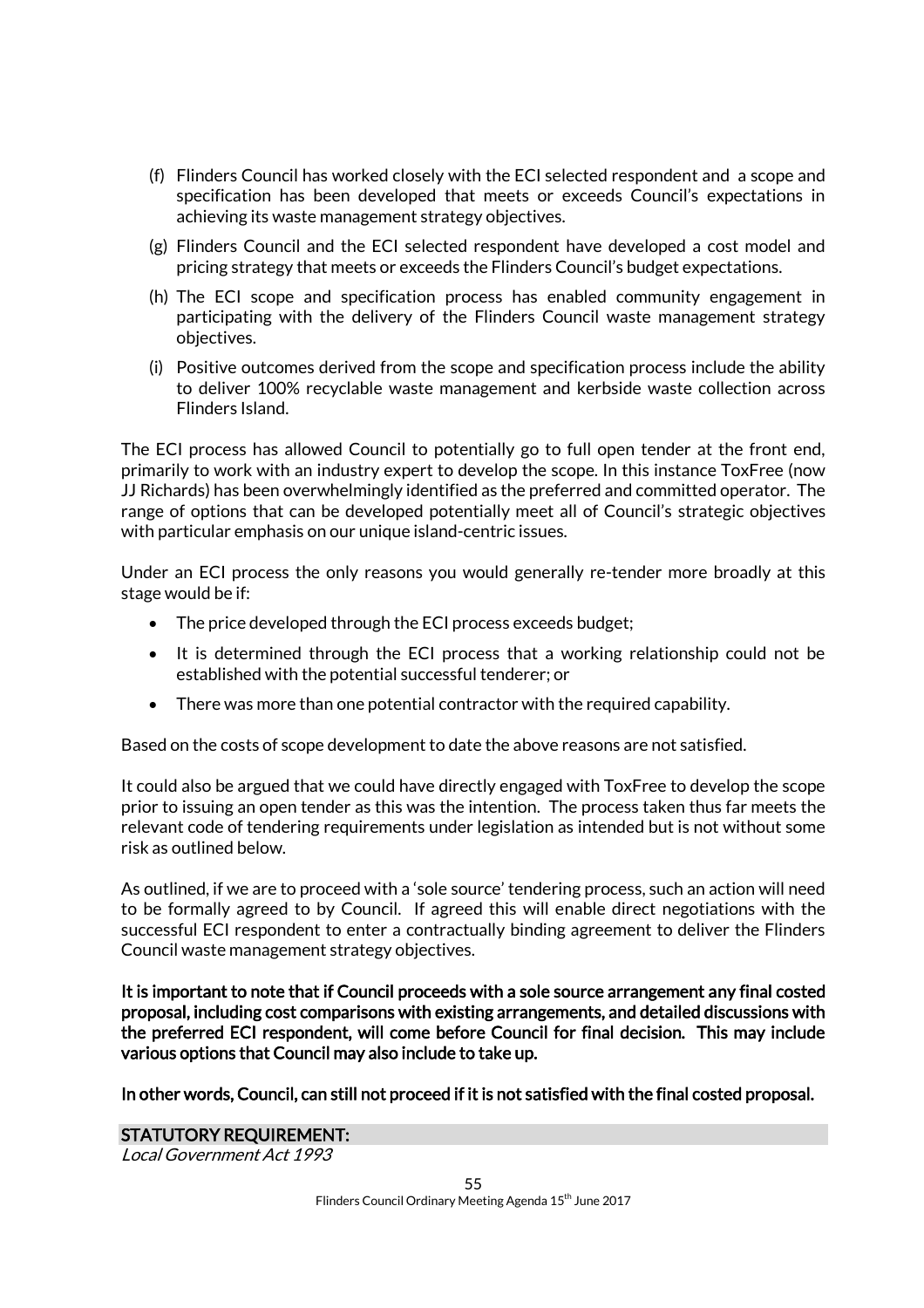(f) Flinders Council has worked closely with the ECI selected respondent and a scope and specification has been developed that meets or exceeds Council's expectations in achieving its waste management strategy objectives.

(g) Flinders Council and the ECI selected respondent have developed a cost model and pricing strategy that meets or exceeds the Flinders Council's budget expectations.

(h) The ECI scope and specification process has enabled community engagement in participating with the delivery of the Flinders Council waste management strategy objectives.

(i) Positive outcomes derived from the scope and specification process include the ability to deliver 100% recyclable waste management and kerbside waste collection across Flinders Island.

The ECI process has allowed Council to potentially go to full open tender at the front end, primarily to work with an industry expert to develop the scope. In this instance ToxFree (now JJ Richards) has been overwhelmingly identified as the preferred and committed operator. The range of options that can be developed potentially meet all of Council's strategic objectives with particular emphasis on our unique island-centric issues.

Under an ECI process the only reasons you would generally re-tender more broadly at this stage would be if:

- The price developed through the ECI process exceeds budget;
- It is determined through the ECI process that a working relationship could not be established with the potential successful tenderer; or
- There was more than one potential contractor with the required capability.

Based on the costs of scope development to date the above reasons are not satisfied.

It could also be argued that we could have directly engaged with ToxFree to develop the scope prior to issuing an open tender as this was the intention. The process taken thus far meets the relevant code of tendering requirements under legislation as intended but is not without some risk as outlined below.

As outlined, if we are to proceed with a 'sole source' tendering process, such an action will need to be formally agreed to by Council. If agreed this will enable direct negotiations with the successful ECI respondent to enter a contractually binding agreement to deliver the Flinders Council waste management strategy objectives.

**It is important to note that if Council proceeds with a sole source arrangement any final costed proposal, including cost comparisons with existing arrangements, and detailed discussions with the preferred ECI respondent, will come before Council for final decision. This may include various options that Council may also include to take up.**

**In other words, Council, can still not proceed if it is not satisfied with the final costed proposal.**

## STATUTORY REQUIREMENT:

*Local Government Act 1993*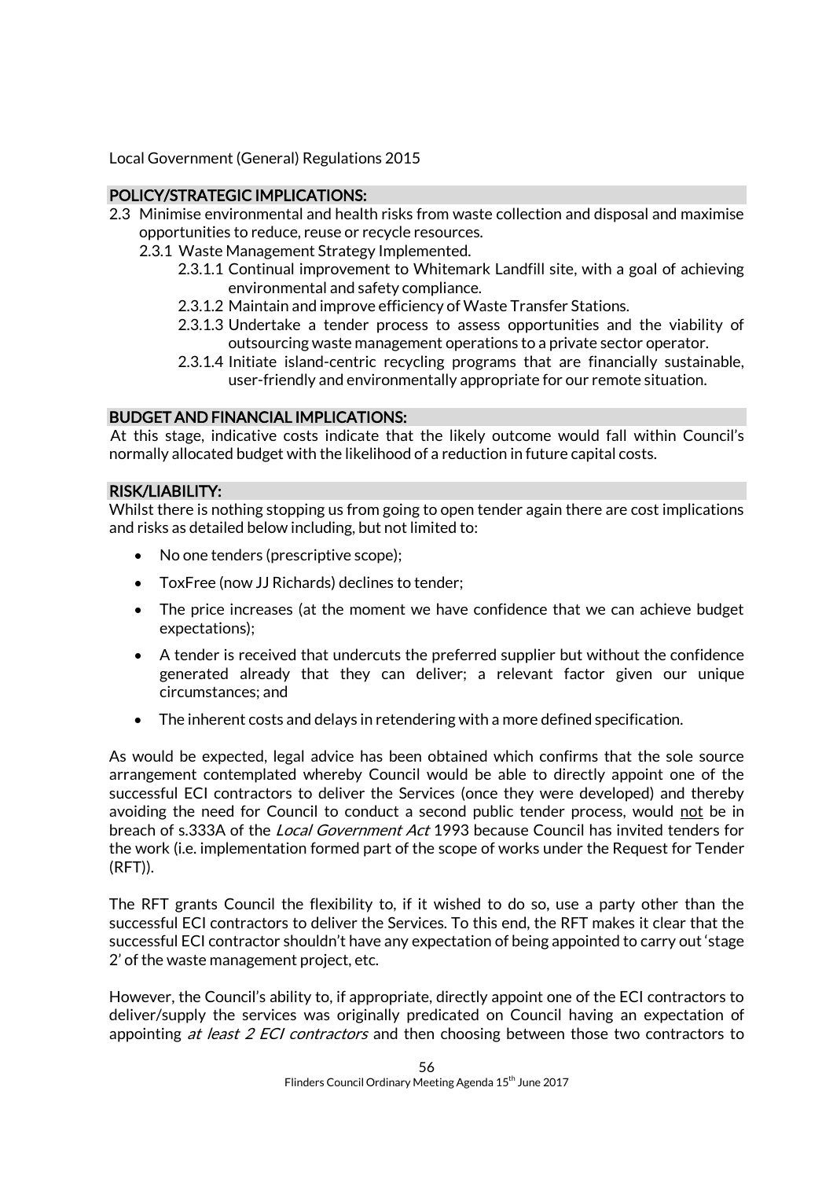Local Government (General) Regulations 2015

## POLICY/STRATEGIC IMPLICATIONS:

2.3 Minimise environmental and health risks from waste collection and disposal and maximise opportunities to reduce, reuse or recycle resources.

- 2.3.1 Waste Management Strategy Implemented.
  - 2.3.1.1 Continual improvement to Whitemark Landfill site, with a goal of achieving environmental and safety compliance.
  - 2.3.1.2 Maintain and improve efficiency of Waste Transfer Stations.
  - 2.3.1.3 Undertake a tender process to assess opportunities and the viability of outsourcing waste management operations to a private sector operator.
  - 2.3.1.4 Initiate island-centric recycling programs that are financially sustainable, user-friendly and environmentally appropriate for our remote situation.

## BUDGET AND FINANCIAL IMPLICATIONS:

At this stage, indicative costs indicate that the likely outcome would fall within Council's normally allocated budget with the likelihood of a reduction in future capital costs.

## RISK/LIABILITY:

Whilst there is nothing stopping us from going to open tender again there are cost implications and risks as detailed below including, but not limited to:

- No one tenders (prescriptive scope);
- ToxFree (now JJ Richards) declines to tender;
- The price increases (at the moment we have confidence that we can achieve budget expectations);
- A tender is received that undercuts the preferred supplier but without the confidence generated already that they can deliver; a relevant factor given our unique circumstances; and
- The inherent costs and delays in retendering with a more defined specification.

As would be expected, legal advice has been obtained which confirms that the sole source arrangement contemplated whereby Council would be able to directly appoint one of the successful ECI contractors to deliver the Services (once they were developed) and thereby avoiding the need for Council to conduct a second public tender process, would <u>not</u> be in breach of s.333A of the *Local Government Act* 1993 because Council has invited tenders for the work (i.e. implementation formed part of the scope of works under the Request for Tender (RFT)).

The RFT grants Council the flexibility to, if it wished to do so, use a party other than the successful ECI contractors to deliver the Services. To this end, the RFT makes it clear that the successful ECI contractor shouldn't have any expectation of being appointed to carry out 'stage 2' of the waste management project, etc.

However, the Council's ability to, if appropriate, directly appoint one of the ECI contractors to deliver/supply the services was originally predicated on Council having an expectation of appointing *at least 2 ECI contractors* and then choosing between those two contractors to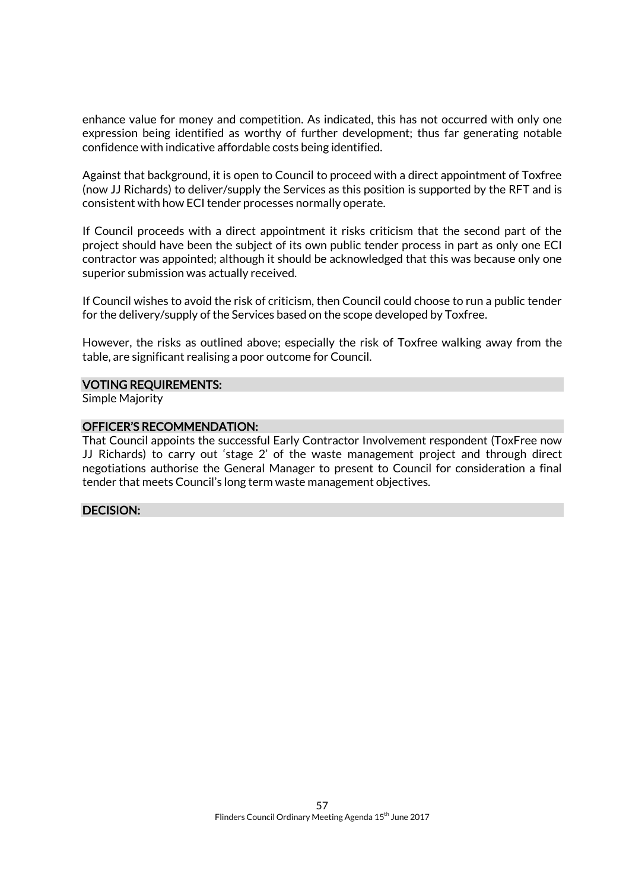enhance value for money and competition. As indicated, this has not occurred with only one expression being identified as worthy of further development; thus far generating notable confidence with indicative affordable costs being identified.

Against that background, it is open to Council to proceed with a direct appointment of Toxfree (now JJ Richards) to deliver/supply the Services as this position is supported by the RFT and is consistent with how ECI tender processes normally operate.

If Council proceeds with a direct appointment it risks criticism that the second part of the project should have been the subject of its own public tender process in part as only one ECI contractor was appointed; although it should be acknowledged that this was because only one superior submission was actually received.

If Council wishes to avoid the risk of criticism, then Council could choose to run a public tender for the delivery/supply of the Services based on the scope developed by Toxfree.

However, the risks as outlined above; especially the risk of Toxfree walking away from the table, are significant realising a poor outcome for Council.

## VOTING REQUIREMENTS:

Simple Majority

## OFFICER'S RECOMMENDATION:

That Council appoints the successful Early Contractor Involvement respondent (ToxFree now JJ Richards) to carry out 'stage 2' of the waste management project and through direct negotiations authorise the General Manager to present to Council for consideration a final tender that meets Council's long term waste management objectives.

## DECISION: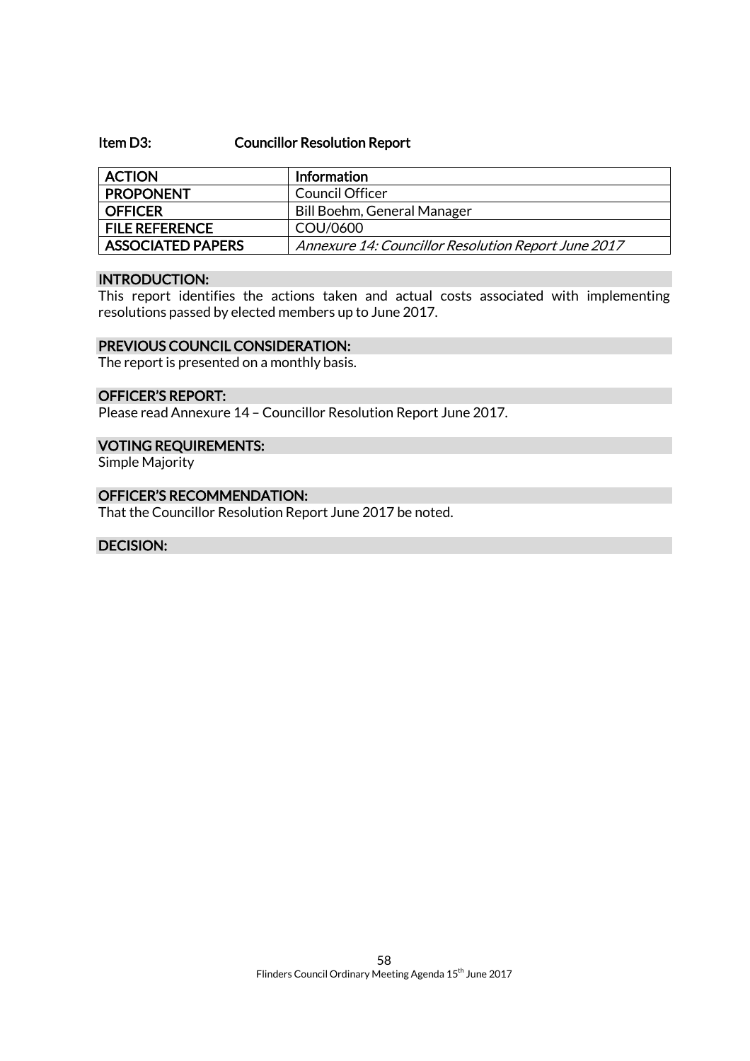## Item D3: Councillor Resolution Report

| ACTION | Information |
|---|---|
| PROPONENT | Council Officer |
| OFFICER | Bill Boehm, General Manager |
| FILE REFERENCE | COU/0600 |
| ASSOCIATED PAPERS | *Annexure 14: Councillor Resolution Report June 2017* |

### INTRODUCTION:

This report identifies the actions taken and actual costs associated with implementing resolutions passed by elected members up to June 2017.

### PREVIOUS COUNCIL CONSIDERATION:

The report is presented on a monthly basis.

### OFFICER'S REPORT:

Please read Annexure 14 – Councillor Resolution Report June 2017.

### VOTING REQUIREMENTS:

Simple Majority

### OFFICER'S RECOMMENDATION:

That the Councillor Resolution Report June 2017 be noted.

### DECISION: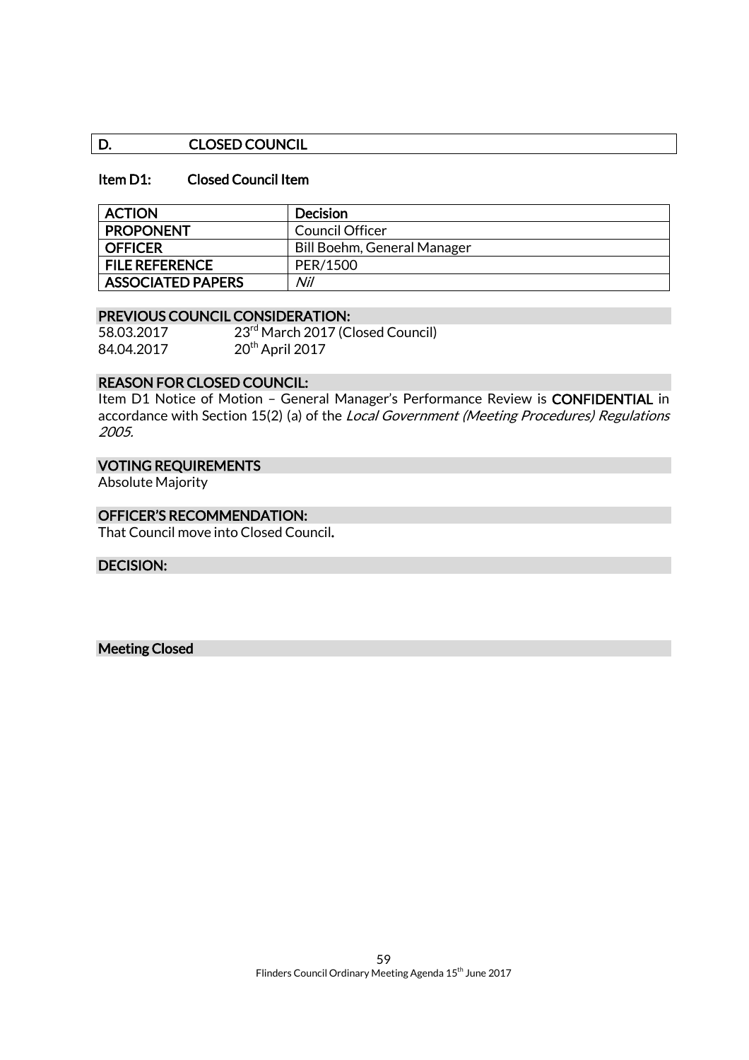## D. CLOSED COUNCIL

### Item D1: Closed Council Item

| | |
|---|---|
| **ACTION** | Decision |
| **PROPONENT** | Council Officer |
| **OFFICER** | Bill Boehm, General Manager |
| **FILE REFERENCE** | PER/1500 |
| **ASSOCIATED PAPERS** | *Nil* |

**PREVIOUS COUNCIL CONSIDERATION:**

58.03.2017 23rd March 2017 (Closed Council)
84.04.2017 20th April 2017

**REASON FOR CLOSED COUNCIL:**

Item D1 Notice of Motion – General Manager's Performance Review is **CONFIDENTIAL** in accordance with Section 15(2) (a) of the *Local Government (Meeting Procedures) Regulations 2005.*

**VOTING REQUIREMENTS**

Absolute Majority

**OFFICER'S RECOMMENDATION:**

That Council move into Closed Council.

**DECISION:**

**Meeting Closed**